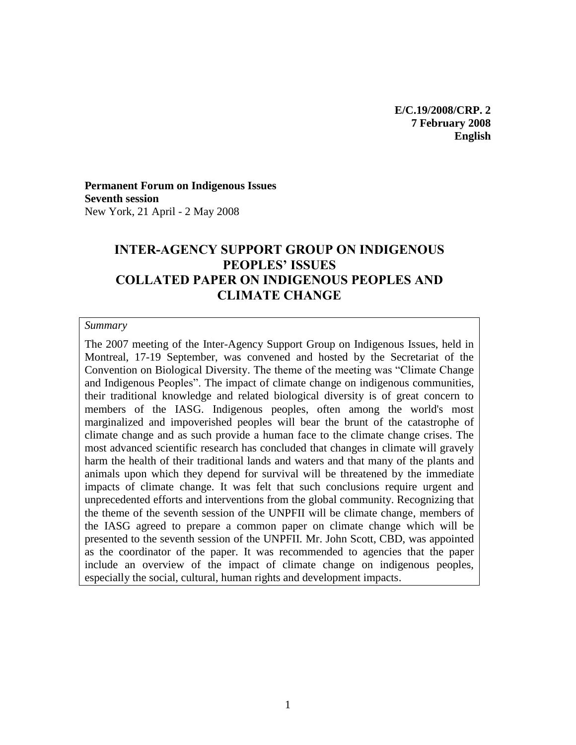**E/C.19/2008/CRP. 2**
**7 February 2008**
**English**

**Permanent Forum on Indigenous Issues**
**Seventh session**
New York, 21 April - 2 May 2008

# INTER-AGENCY SUPPORT GROUP ON INDIGENOUS PEOPLES' ISSUES COLLATED PAPER ON INDIGENOUS PEOPLES AND CLIMATE CHANGE

*Summary*

The 2007 meeting of the Inter-Agency Support Group on Indigenous Issues, held in Montreal, 17-19 September, was convened and hosted by the Secretariat of the Convention on Biological Diversity. The theme of the meeting was "Climate Change and Indigenous Peoples". The impact of climate change on indigenous communities, their traditional knowledge and related biological diversity is of great concern to members of the IASG. Indigenous peoples, often among the world's most marginalized and impoverished peoples will bear the brunt of the catastrophe of climate change and as such provide a human face to the climate change crises. The most advanced scientific research has concluded that changes in climate will gravely harm the health of their traditional lands and waters and that many of the plants and animals upon which they depend for survival will be threatened by the immediate impacts of climate change. It was felt that such conclusions require urgent and unprecedented efforts and interventions from the global community. Recognizing that the theme of the seventh session of the UNPFII will be climate change, members of the IASG agreed to prepare a common paper on climate change which will be presented to the seventh session of the UNPFII. Mr. John Scott, CBD, was appointed as the coordinator of the paper. It was recommended to agencies that the paper include an overview of the impact of climate change on indigenous peoples, especially the social, cultural, human rights and development impacts.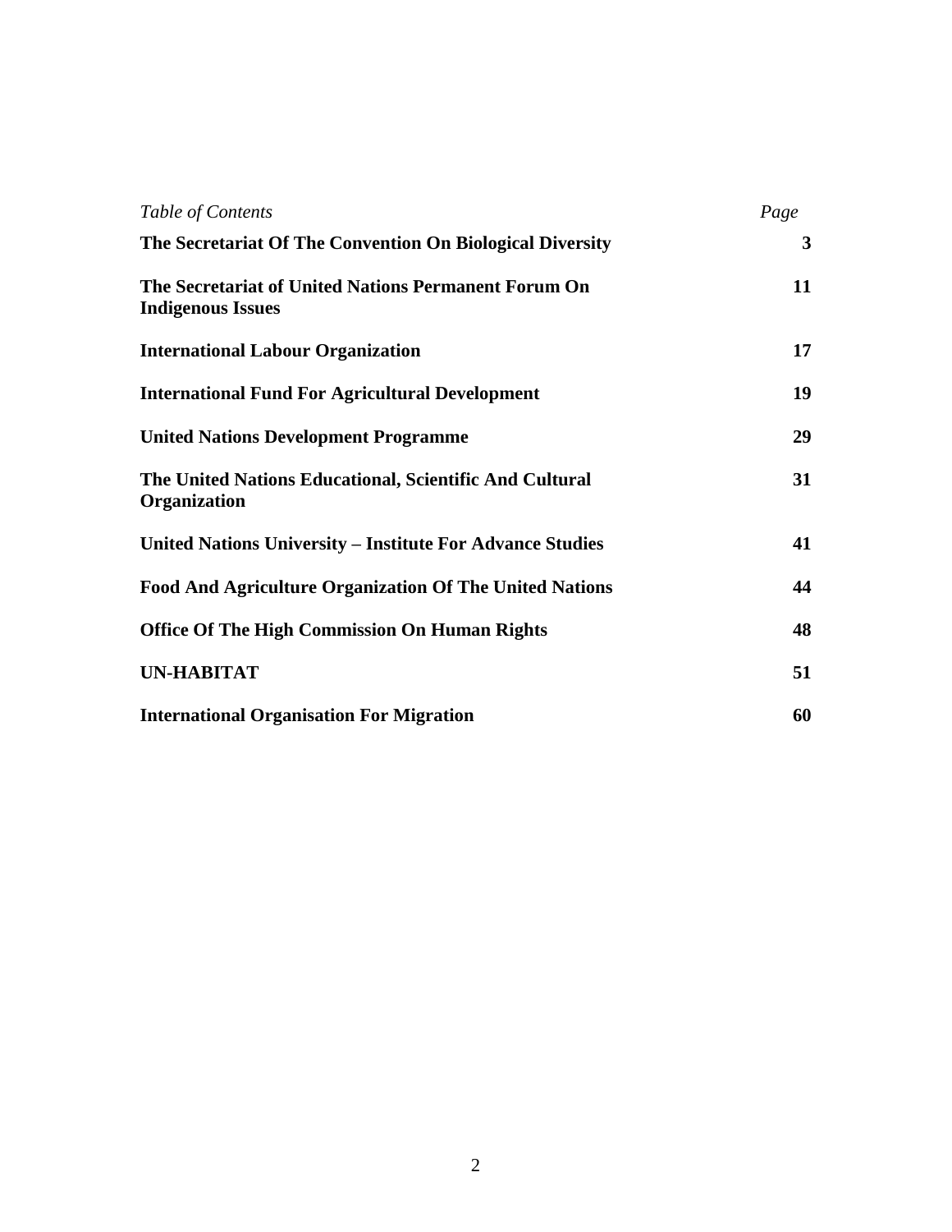| *Table of Contents* | *Page* |
| --- | --- |
| **The Secretariat Of The Convention On Biological Diversity** | **3** |
| **The Secretariat of United Nations Permanent Forum On Indigenous Issues** | **11** |
| **International Labour Organization** | **17** |
| **International Fund For Agricultural Development** | **19** |
| **United Nations Development Programme** | **29** |
| **The United Nations Educational, Scientific And Cultural Organization** | **31** |
| **United Nations University – Institute For Advance Studies** | **41** |
| **Food And Agriculture Organization Of The United Nations** | **44** |
| **Office Of The High Commission On Human Rights** | **48** |
| **UN-HABITAT** | **51** |
| **International Organisation For Migration** | **60** |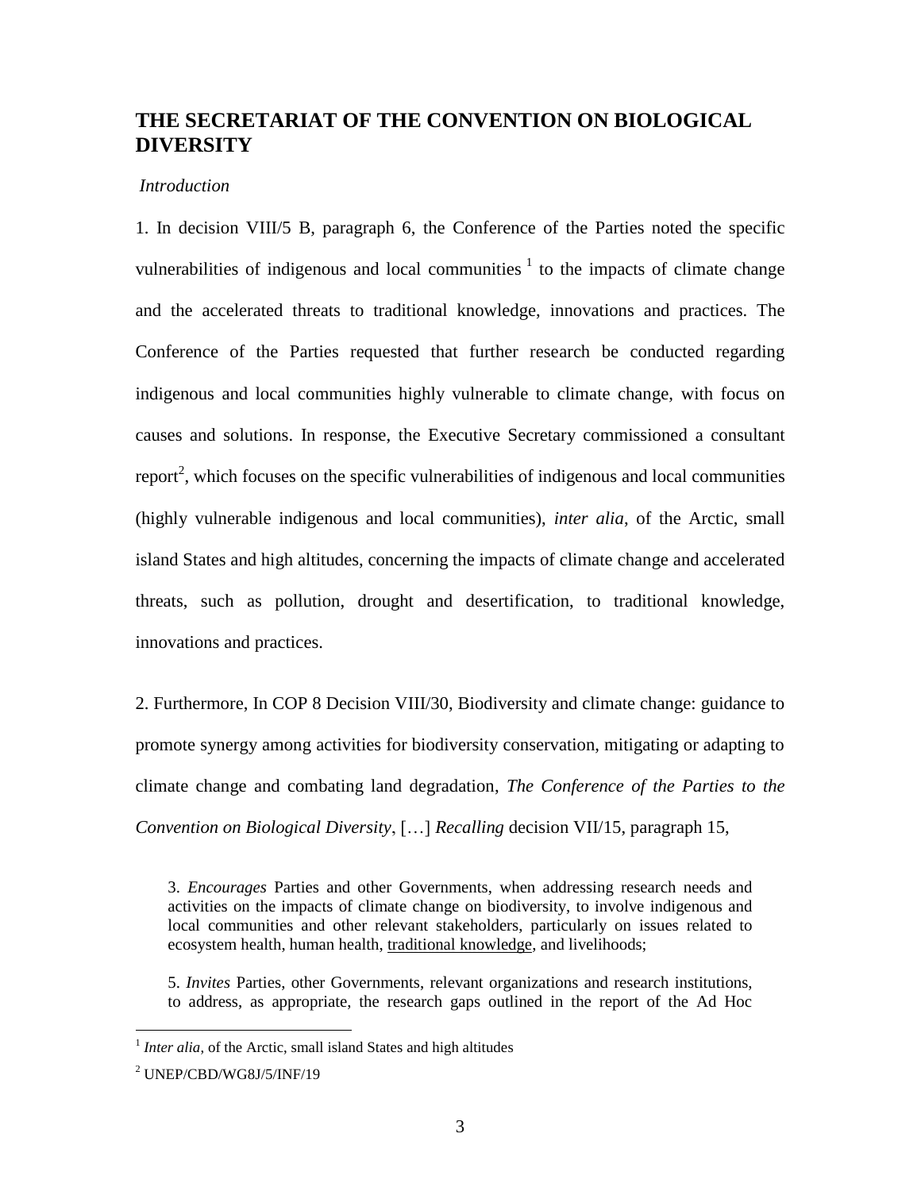## THE SECRETARIAT OF THE CONVENTION ON BIOLOGICAL DIVERSITY

*Introduction*

1. In decision VIII/5 B, paragraph 6, the Conference of the Parties noted the specific vulnerabilities of indigenous and local communities [1] to the impacts of climate change and the accelerated threats to traditional knowledge, innovations and practices. The Conference of the Parties requested that further research be conducted regarding indigenous and local communities highly vulnerable to climate change, with focus on causes and solutions. In response, the Executive Secretary commissioned a consultant report[2], which focuses on the specific vulnerabilities of indigenous and local communities (highly vulnerable indigenous and local communities), *inter alia*, of the Arctic, small island States and high altitudes, concerning the impacts of climate change and accelerated threats, such as pollution, drought and desertification, to traditional knowledge, innovations and practices.

2. Furthermore, In COP 8 Decision VIII/30, Biodiversity and climate change: guidance to promote synergy among activities for biodiversity conservation, mitigating or adapting to climate change and combating land degradation, *The Conference of the Parties to the Convention on Biological Diversity*, […] *Recalling* decision VII/15, paragraph 15,

> 3. *Encourages* Parties and other Governments, when addressing research needs and activities on the impacts of climate change on biodiversity, to involve indigenous and local communities and other relevant stakeholders, particularly on issues related to ecosystem health, human health, <u>traditional knowledge</u>, and livelihoods;
>
> 5. *Invites* Parties, other Governments, relevant organizations and research institutions, to address, as appropriate, the research gaps outlined in the report of the Ad Hoc

[1] *Inter alia*, of the Arctic, small island States and high altitudes

[2] UNEP/CBD/WG8J/5/INF/19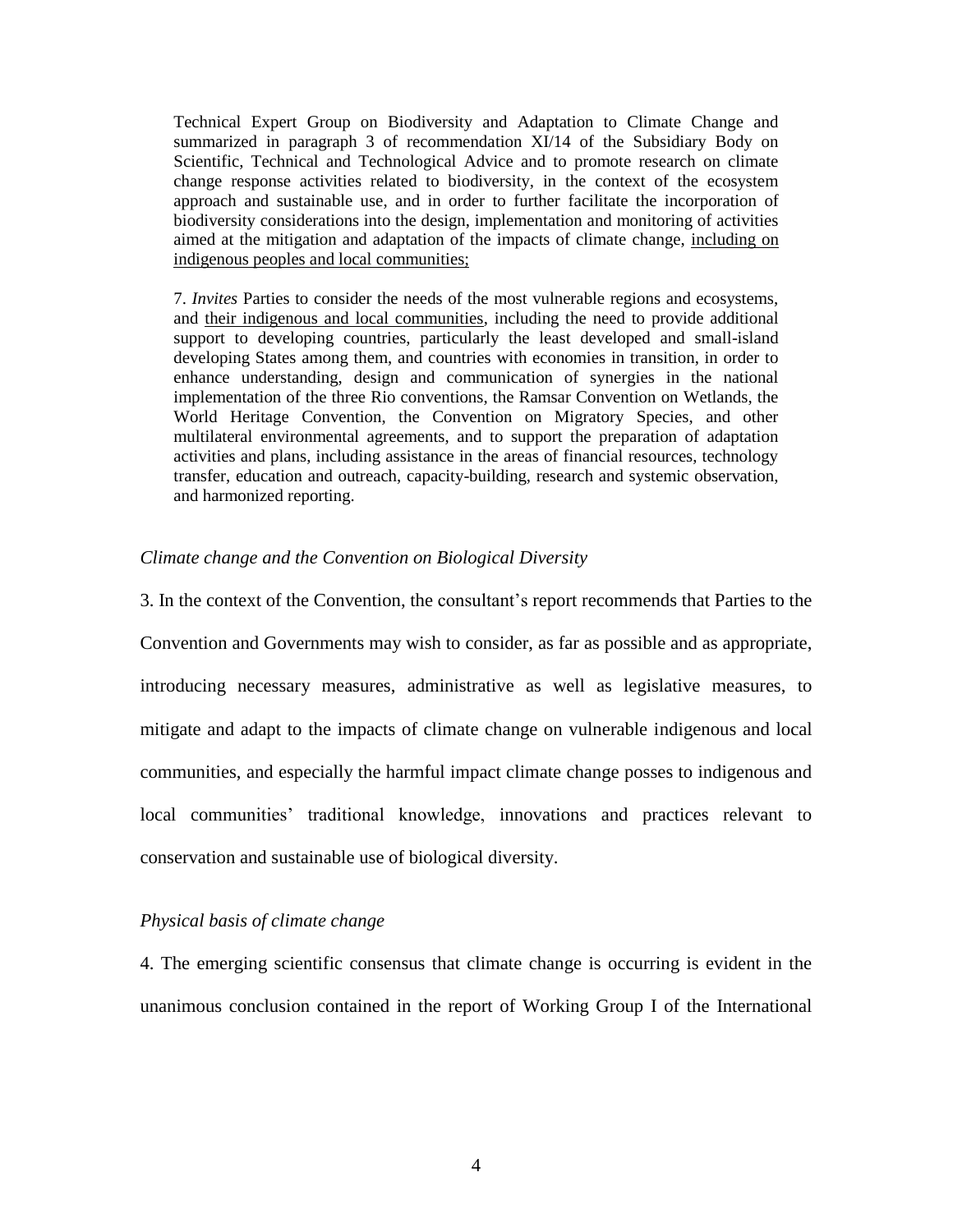> Technical Expert Group on Biodiversity and Adaptation to Climate Change and summarized in paragraph 3 of recommendation XI/14 of the Subsidiary Body on Scientific, Technical and Technological Advice and to promote research on climate change response activities related to biodiversity, in the context of the ecosystem approach and sustainable use, and in order to further facilitate the incorporation of biodiversity considerations into the design, implementation and monitoring of activities aimed at the mitigation and adaptation of the impacts of climate change, <u>including on indigenous peoples and local communities;</u>
>
> 7. *Invites* Parties to consider the needs of the most vulnerable regions and ecosystems, and <u>their indigenous and local communities</u>, including the need to provide additional support to developing countries, particularly the least developed and small-island developing States among them, and countries with economies in transition, in order to enhance understanding, design and communication of synergies in the national implementation of the three Rio conventions, the Ramsar Convention on Wetlands, the World Heritage Convention, the Convention on Migratory Species, and other multilateral environmental agreements, and to support the preparation of adaptation activities and plans, including assistance in the areas of financial resources, technology transfer, education and outreach, capacity-building, research and systemic observation, and harmonized reporting.

*Climate change and the Convention on Biological Diversity*

3. In the context of the Convention, the consultant's report recommends that Parties to the Convention and Governments may wish to consider, as far as possible and as appropriate, introducing necessary measures, administrative as well as legislative measures, to mitigate and adapt to the impacts of climate change on vulnerable indigenous and local communities, and especially the harmful impact climate change posses to indigenous and local communities' traditional knowledge, innovations and practices relevant to conservation and sustainable use of biological diversity.

*Physical basis of climate change*

4. The emerging scientific consensus that climate change is occurring is evident in the unanimous conclusion contained in the report of Working Group I of the International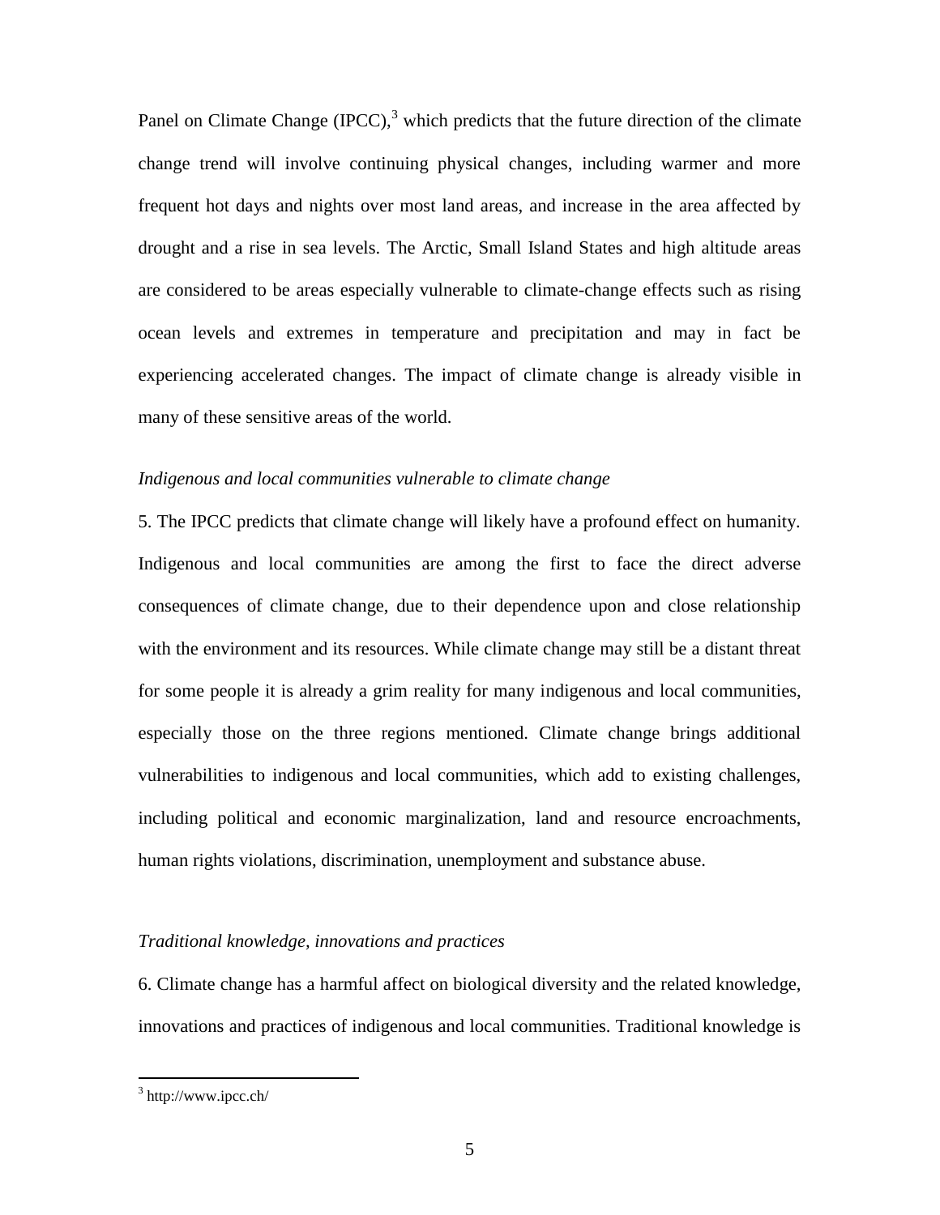Panel on Climate Change (IPCC),[3] which predicts that the future direction of the climate change trend will involve continuing physical changes, including warmer and more frequent hot days and nights over most land areas, and increase in the area affected by drought and a rise in sea levels. The Arctic, Small Island States and high altitude areas are considered to be areas especially vulnerable to climate-change effects such as rising ocean levels and extremes in temperature and precipitation and may in fact be experiencing accelerated changes. The impact of climate change is already visible in many of these sensitive areas of the world.

*Indigenous and local communities vulnerable to climate change*

5. The IPCC predicts that climate change will likely have a profound effect on humanity. Indigenous and local communities are among the first to face the direct adverse consequences of climate change, due to their dependence upon and close relationship with the environment and its resources. While climate change may still be a distant threat for some people it is already a grim reality for many indigenous and local communities, especially those on the three regions mentioned. Climate change brings additional vulnerabilities to indigenous and local communities, which add to existing challenges, including political and economic marginalization, land and resource encroachments, human rights violations, discrimination, unemployment and substance abuse.

*Traditional knowledge, innovations and practices*

6. Climate change has a harmful affect on biological diversity and the related knowledge, innovations and practices of indigenous and local communities. Traditional knowledge is

---

[3] http://www.ipcc.ch/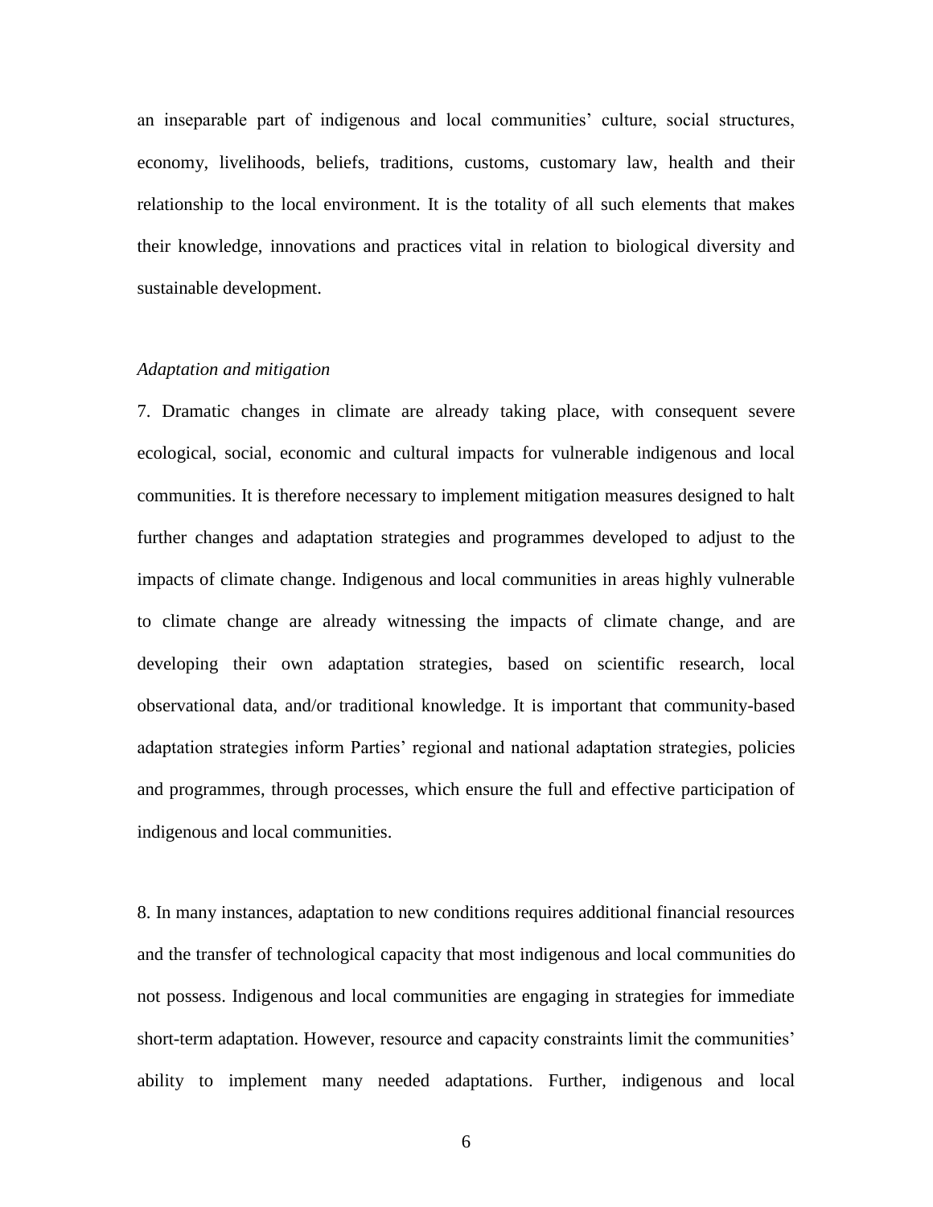an inseparable part of indigenous and local communities' culture, social structures, economy, livelihoods, beliefs, traditions, customs, customary law, health and their relationship to the local environment. It is the totality of all such elements that makes their knowledge, innovations and practices vital in relation to biological diversity and sustainable development.

*Adaptation and mitigation*

7. Dramatic changes in climate are already taking place, with consequent severe ecological, social, economic and cultural impacts for vulnerable indigenous and local communities. It is therefore necessary to implement mitigation measures designed to halt further changes and adaptation strategies and programmes developed to adjust to the impacts of climate change. Indigenous and local communities in areas highly vulnerable to climate change are already witnessing the impacts of climate change, and are developing their own adaptation strategies, based on scientific research, local observational data, and/or traditional knowledge. It is important that community-based adaptation strategies inform Parties' regional and national adaptation strategies, policies and programmes, through processes, which ensure the full and effective participation of indigenous and local communities.

8. In many instances, adaptation to new conditions requires additional financial resources and the transfer of technological capacity that most indigenous and local communities do not possess. Indigenous and local communities are engaging in strategies for immediate short-term adaptation. However, resource and capacity constraints limit the communities' ability to implement many needed adaptations. Further, indigenous and local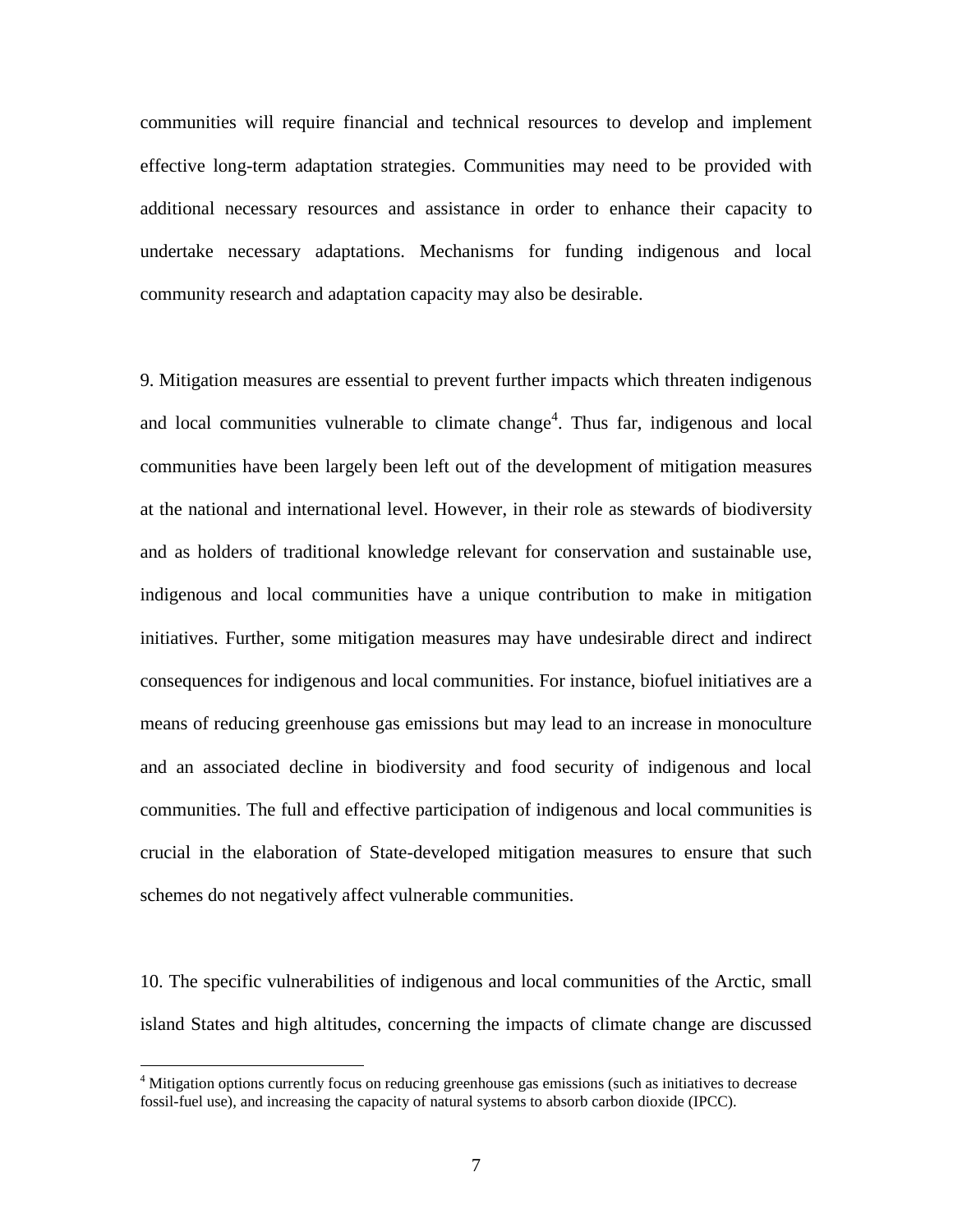communities will require financial and technical resources to develop and implement effective long-term adaptation strategies. Communities may need to be provided with additional necessary resources and assistance in order to enhance their capacity to undertake necessary adaptations. Mechanisms for funding indigenous and local community research and adaptation capacity may also be desirable.

9. Mitigation measures are essential to prevent further impacts which threaten indigenous and local communities vulnerable to climate change[4]. Thus far, indigenous and local communities have been largely been left out of the development of mitigation measures at the national and international level. However, in their role as stewards of biodiversity and as holders of traditional knowledge relevant for conservation and sustainable use, indigenous and local communities have a unique contribution to make in mitigation initiatives. Further, some mitigation measures may have undesirable direct and indirect consequences for indigenous and local communities. For instance, biofuel initiatives are a means of reducing greenhouse gas emissions but may lead to an increase in monoculture and an associated decline in biodiversity and food security of indigenous and local communities. The full and effective participation of indigenous and local communities is crucial in the elaboration of State-developed mitigation measures to ensure that such schemes do not negatively affect vulnerable communities.

10. The specific vulnerabilities of indigenous and local communities of the Arctic, small island States and high altitudes, concerning the impacts of climate change are discussed

---

[4] Mitigation options currently focus on reducing greenhouse gas emissions (such as initiatives to decrease fossil-fuel use), and increasing the capacity of natural systems to absorb carbon dioxide (IPCC).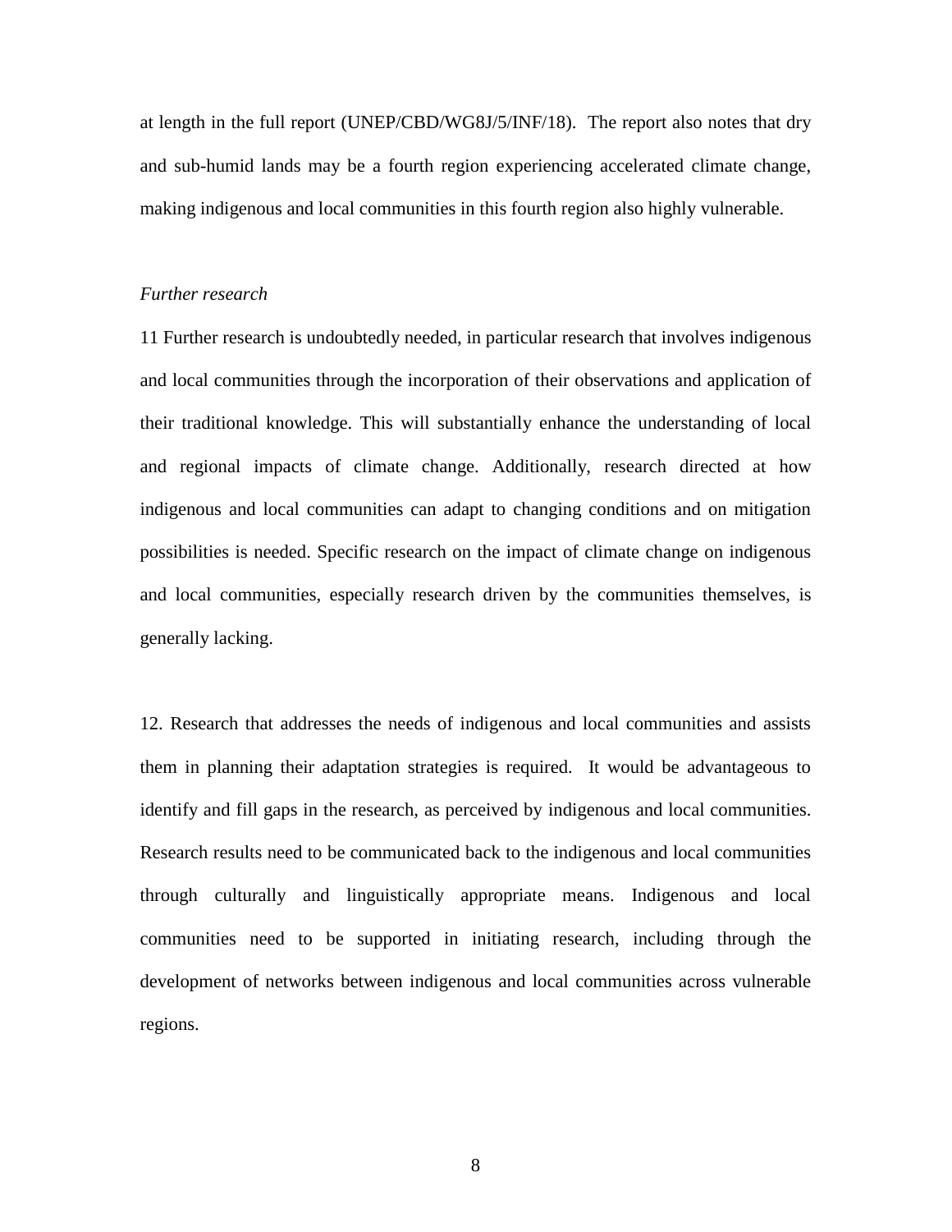at length in the full report (UNEP/CBD/WG8J/5/INF/18). The report also notes that dry and sub-humid lands may be a fourth region experiencing accelerated climate change, making indigenous and local communities in this fourth region also highly vulnerable.

*Further research*

11 Further research is undoubtedly needed, in particular research that involves indigenous and local communities through the incorporation of their observations and application of their traditional knowledge. This will substantially enhance the understanding of local and regional impacts of climate change. Additionally, research directed at how indigenous and local communities can adapt to changing conditions and on mitigation possibilities is needed. Specific research on the impact of climate change on indigenous and local communities, especially research driven by the communities themselves, is generally lacking.

12. Research that addresses the needs of indigenous and local communities and assists them in planning their adaptation strategies is required. It would be advantageous to identify and fill gaps in the research, as perceived by indigenous and local communities. Research results need to be communicated back to the indigenous and local communities through culturally and linguistically appropriate means. Indigenous and local communities need to be supported in initiating research, including through the development of networks between indigenous and local communities across vulnerable regions.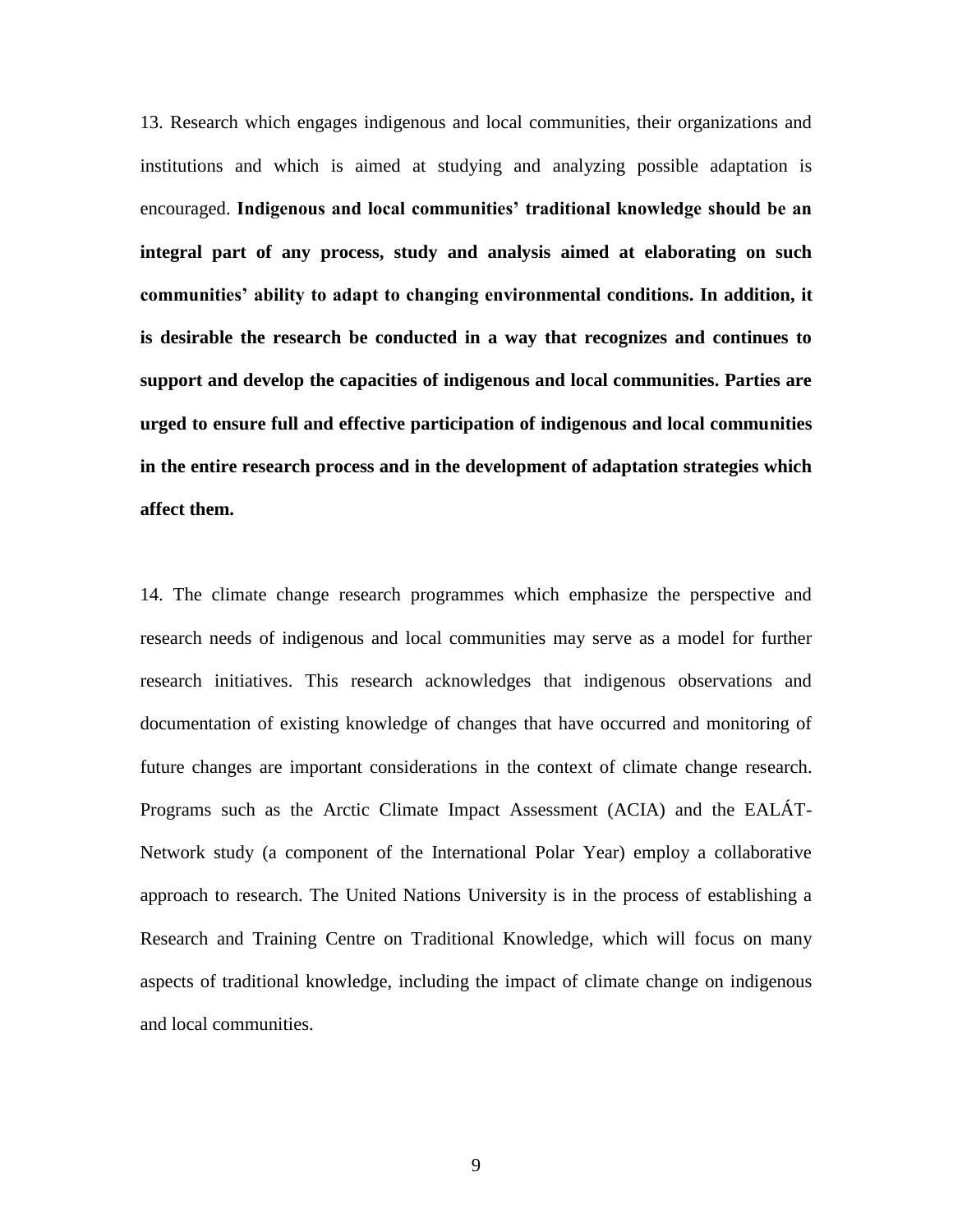13. Research which engages indigenous and local communities, their organizations and institutions and which is aimed at studying and analyzing possible adaptation is encouraged. **Indigenous and local communities' traditional knowledge should be an integral part of any process, study and analysis aimed at elaborating on such communities' ability to adapt to changing environmental conditions. In addition, it is desirable the research be conducted in a way that recognizes and continues to support and develop the capacities of indigenous and local communities. Parties are urged to ensure full and effective participation of indigenous and local communities in the entire research process and in the development of adaptation strategies which affect them.**

14. The climate change research programmes which emphasize the perspective and research needs of indigenous and local communities may serve as a model for further research initiatives. This research acknowledges that indigenous observations and documentation of existing knowledge of changes that have occurred and monitoring of future changes are important considerations in the context of climate change research. Programs such as the Arctic Climate Impact Assessment (ACIA) and the EALÁT-Network study (a component of the International Polar Year) employ a collaborative approach to research. The United Nations University is in the process of establishing a Research and Training Centre on Traditional Knowledge, which will focus on many aspects of traditional knowledge, including the impact of climate change on indigenous and local communities.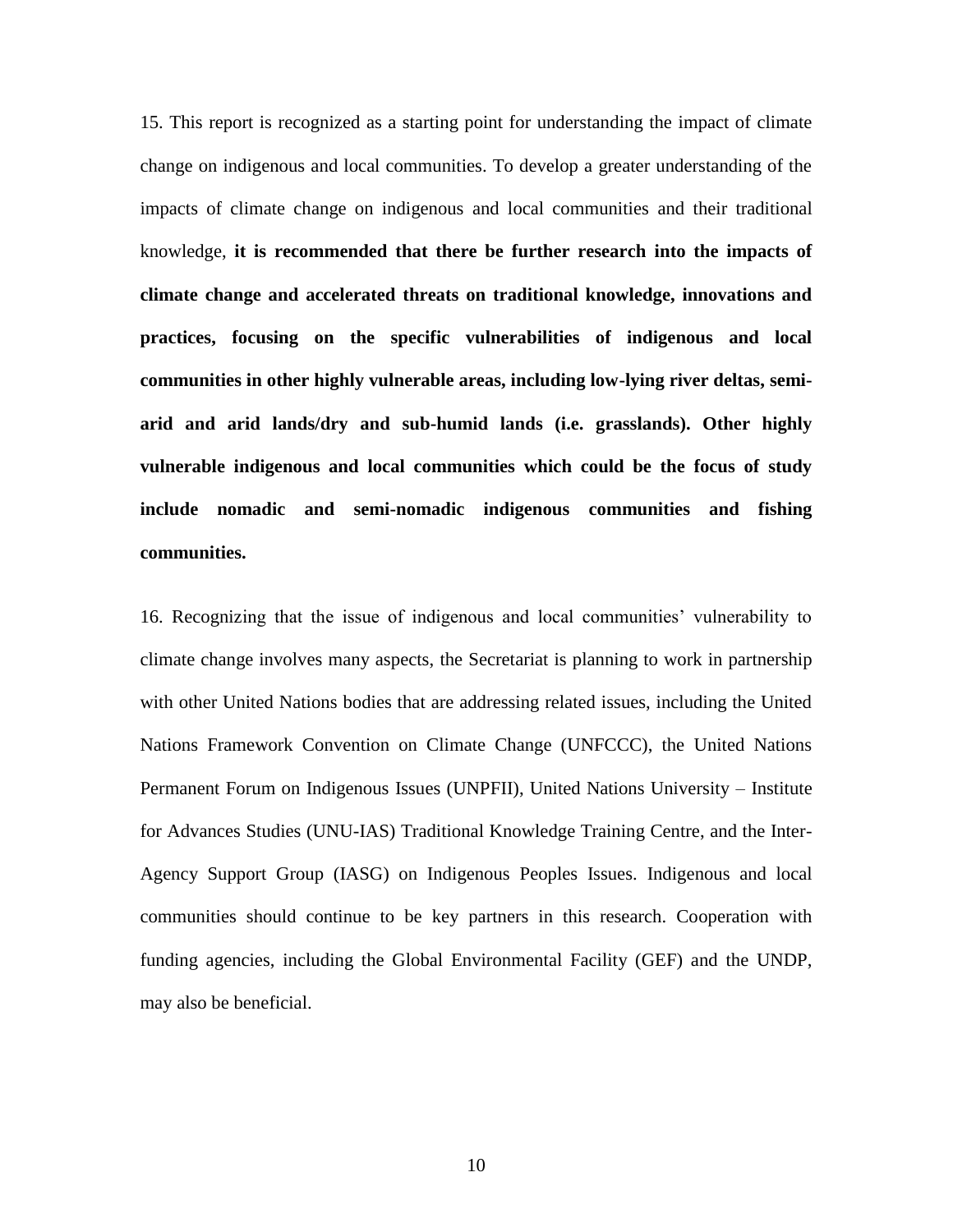15. This report is recognized as a starting point for understanding the impact of climate change on indigenous and local communities. To develop a greater understanding of the impacts of climate change on indigenous and local communities and their traditional knowledge, **it is recommended that there be further research into the impacts of climate change and accelerated threats on traditional knowledge, innovations and practices, focusing on the specific vulnerabilities of indigenous and local communities in other highly vulnerable areas, including low-lying river deltas, semi-arid and arid lands/dry and sub-humid lands (i.e. grasslands). Other highly vulnerable indigenous and local communities which could be the focus of study include nomadic and semi-nomadic indigenous communities and fishing communities.**

16. Recognizing that the issue of indigenous and local communities' vulnerability to climate change involves many aspects, the Secretariat is planning to work in partnership with other United Nations bodies that are addressing related issues, including the United Nations Framework Convention on Climate Change (UNFCCC), the United Nations Permanent Forum on Indigenous Issues (UNPFII), United Nations University – Institute for Advances Studies (UNU-IAS) Traditional Knowledge Training Centre, and the Inter-Agency Support Group (IASG) on Indigenous Peoples Issues. Indigenous and local communities should continue to be key partners in this research. Cooperation with funding agencies, including the Global Environmental Facility (GEF) and the UNDP, may also be beneficial.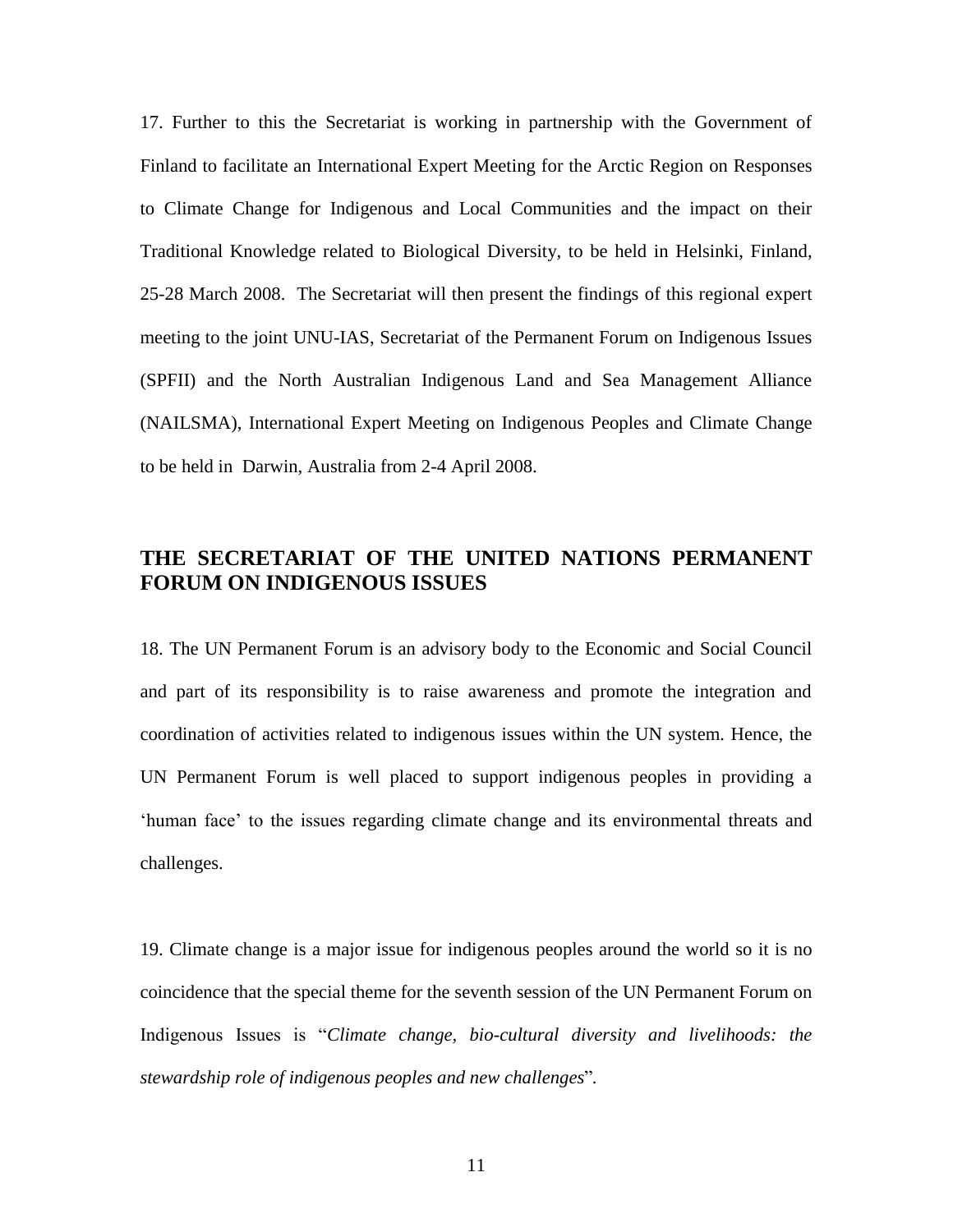17. Further to this the Secretariat is working in partnership with the Government of Finland to facilitate an International Expert Meeting for the Arctic Region on Responses to Climate Change for Indigenous and Local Communities and the impact on their Traditional Knowledge related to Biological Diversity, to be held in Helsinki, Finland, 25-28 March 2008. The Secretariat will then present the findings of this regional expert meeting to the joint UNU-IAS, Secretariat of the Permanent Forum on Indigenous Issues (SPFII) and the North Australian Indigenous Land and Sea Management Alliance (NAILSMA), International Expert Meeting on Indigenous Peoples and Climate Change to be held in Darwin, Australia from 2-4 April 2008.

## THE SECRETARIAT OF THE UNITED NATIONS PERMANENT FORUM ON INDIGENOUS ISSUES

18. The UN Permanent Forum is an advisory body to the Economic and Social Council and part of its responsibility is to raise awareness and promote the integration and coordination of activities related to indigenous issues within the UN system. Hence, the UN Permanent Forum is well placed to support indigenous peoples in providing a 'human face' to the issues regarding climate change and its environmental threats and challenges.

19. Climate change is a major issue for indigenous peoples around the world so it is no coincidence that the special theme for the seventh session of the UN Permanent Forum on Indigenous Issues is "*Climate change, bio-cultural diversity and livelihoods: the stewardship role of indigenous peoples and new challenges*".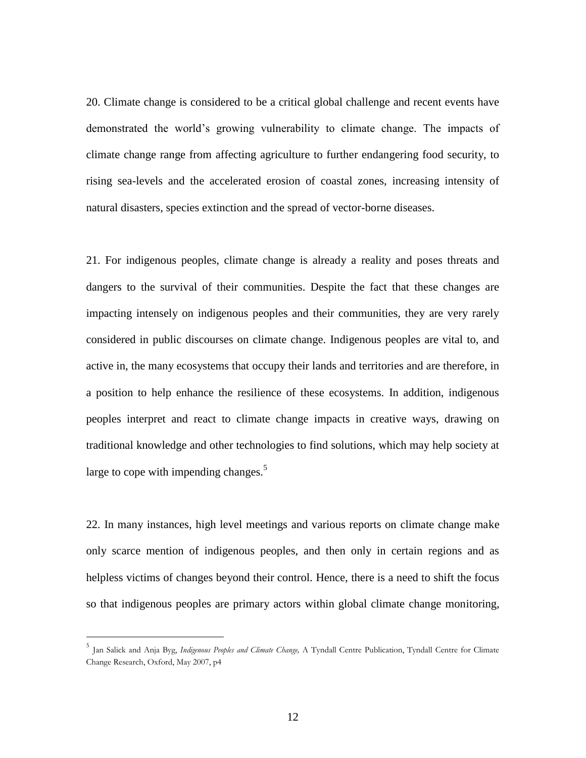20. Climate change is considered to be a critical global challenge and recent events have demonstrated the world's growing vulnerability to climate change. The impacts of climate change range from affecting agriculture to further endangering food security, to rising sea-levels and the accelerated erosion of coastal zones, increasing intensity of natural disasters, species extinction and the spread of vector-borne diseases.

21. For indigenous peoples, climate change is already a reality and poses threats and dangers to the survival of their communities. Despite the fact that these changes are impacting intensely on indigenous peoples and their communities, they are very rarely considered in public discourses on climate change. Indigenous peoples are vital to, and active in, the many ecosystems that occupy their lands and territories and are therefore, in a position to help enhance the resilience of these ecosystems. In addition, indigenous peoples interpret and react to climate change impacts in creative ways, drawing on traditional knowledge and other technologies to find solutions, which may help society at large to cope with impending changes.[5]

22. In many instances, high level meetings and various reports on climate change make only scarce mention of indigenous peoples, and then only in certain regions and as helpless victims of changes beyond their control. Hence, there is a need to shift the focus so that indigenous peoples are primary actors within global climate change monitoring,

---

[5] Jan Salick and Anja Byg, *Indigenous Peoples and Climate Change,* A Tyndall Centre Publication, Tyndall Centre for Climate Change Research, Oxford, May 2007, p4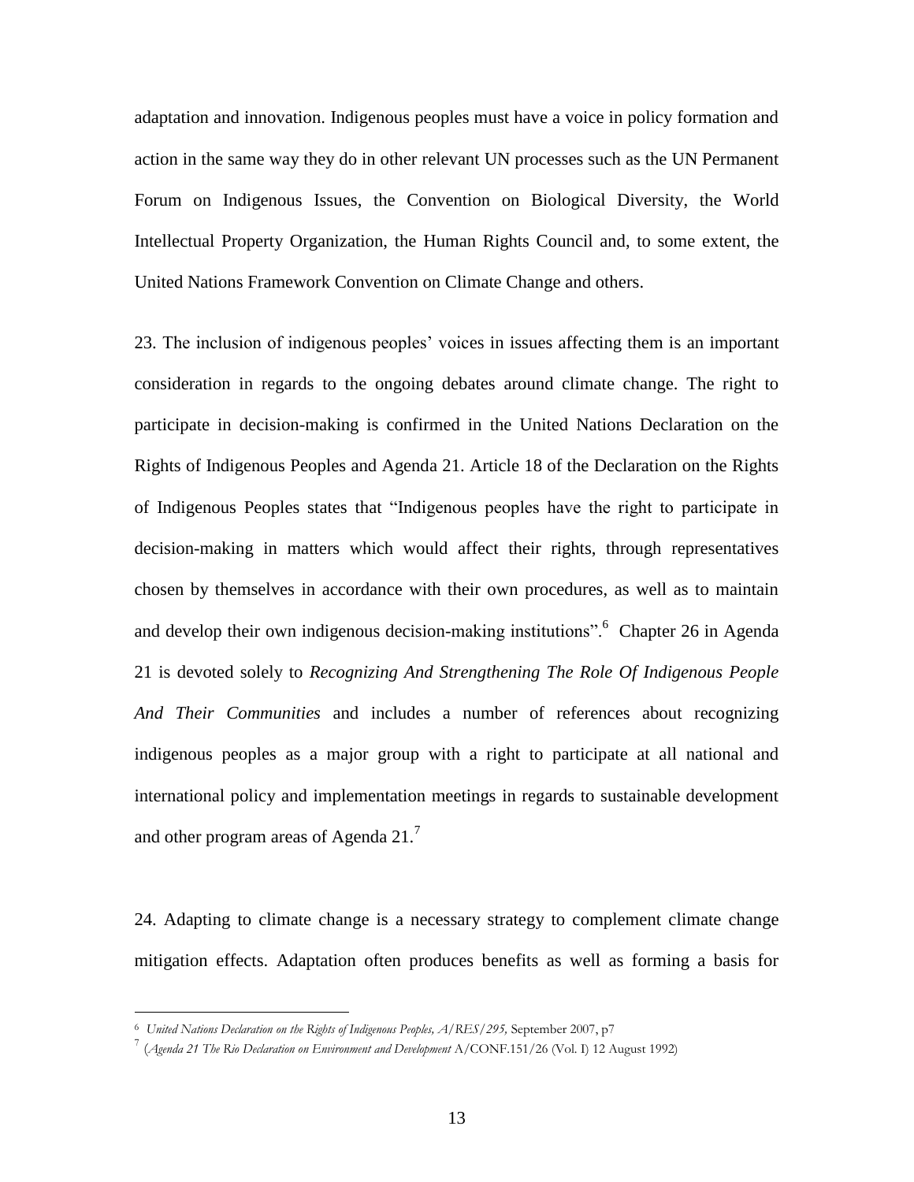adaptation and innovation. Indigenous peoples must have a voice in policy formation and action in the same way they do in other relevant UN processes such as the UN Permanent Forum on Indigenous Issues, the Convention on Biological Diversity, the World Intellectual Property Organization, the Human Rights Council and, to some extent, the United Nations Framework Convention on Climate Change and others.

23. The inclusion of indigenous peoples' voices in issues affecting them is an important consideration in regards to the ongoing debates around climate change. The right to participate in decision-making is confirmed in the United Nations Declaration on the Rights of Indigenous Peoples and Agenda 21. Article 18 of the Declaration on the Rights of Indigenous Peoples states that "Indigenous peoples have the right to participate in decision-making in matters which would affect their rights, through representatives chosen by themselves in accordance with their own procedures, as well as to maintain and develop their own indigenous decision-making institutions".[6] Chapter 26 in Agenda 21 is devoted solely to *Recognizing And Strengthening The Role Of Indigenous People And Their Communities* and includes a number of references about recognizing indigenous peoples as a major group with a right to participate at all national and international policy and implementation meetings in regards to sustainable development and other program areas of Agenda 21.[7]

24. Adapting to climate change is a necessary strategy to complement climate change mitigation effects. Adaptation often produces benefits as well as forming a basis for

---

[6] *United Nations Declaration on the Rights of Indigenous Peoples, A/RES/295,* September 2007, p7

[7] (*Agenda 21 The Rio Declaration on Environment and Development* A/CONF.151/26 (Vol. I) 12 August 1992)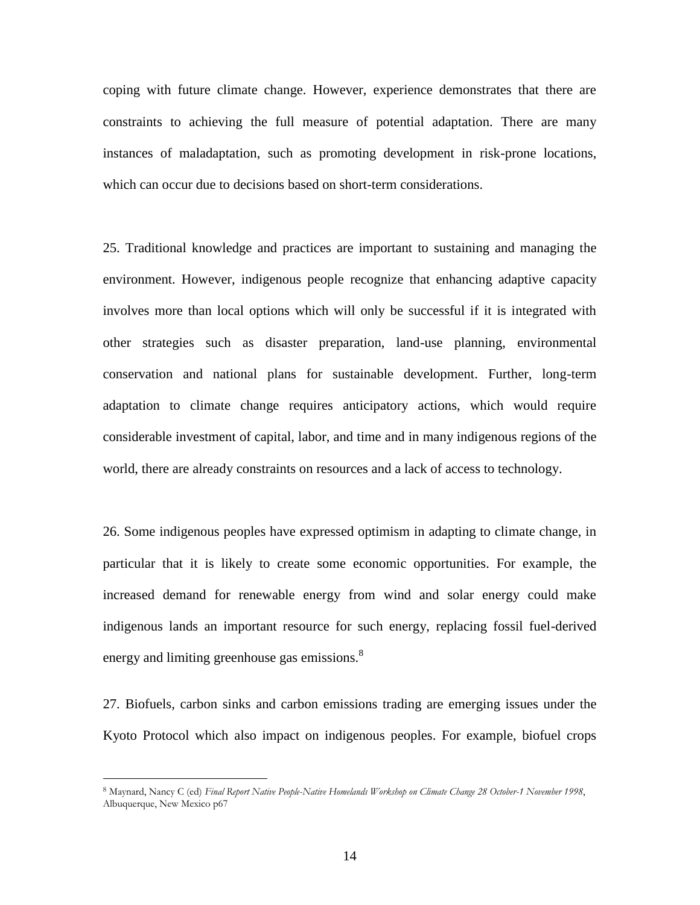coping with future climate change. However, experience demonstrates that there are constraints to achieving the full measure of potential adaptation. There are many instances of maladaptation, such as promoting development in risk-prone locations, which can occur due to decisions based on short-term considerations.

25. Traditional knowledge and practices are important to sustaining and managing the environment. However, indigenous people recognize that enhancing adaptive capacity involves more than local options which will only be successful if it is integrated with other strategies such as disaster preparation, land-use planning, environmental conservation and national plans for sustainable development. Further, long-term adaptation to climate change requires anticipatory actions, which would require considerable investment of capital, labor, and time and in many indigenous regions of the world, there are already constraints on resources and a lack of access to technology.

26. Some indigenous peoples have expressed optimism in adapting to climate change, in particular that it is likely to create some economic opportunities. For example, the increased demand for renewable energy from wind and solar energy could make indigenous lands an important resource for such energy, replacing fossil fuel-derived energy and limiting greenhouse gas emissions.[8]

27. Biofuels, carbon sinks and carbon emissions trading are emerging issues under the Kyoto Protocol which also impact on indigenous peoples. For example, biofuel crops

---

[8] Maynard, Nancy C (ed) *Final Report Native People-Native Homelands Workshop on Climate Change 28 October-1 November 1998*, Albuquerque, New Mexico p67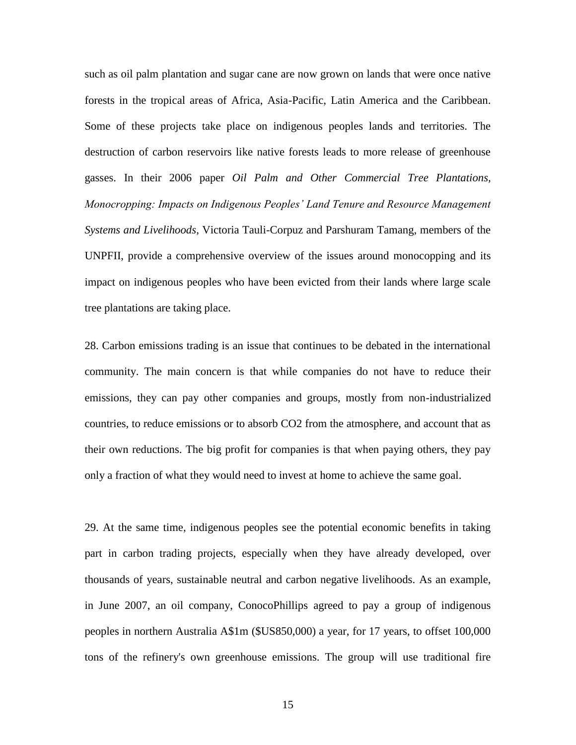such as oil palm plantation and sugar cane are now grown on lands that were once native forests in the tropical areas of Africa, Asia-Pacific, Latin America and the Caribbean. Some of these projects take place on indigenous peoples lands and territories. The destruction of carbon reservoirs like native forests leads to more release of greenhouse gasses. In their 2006 paper *Oil Palm and Other Commercial Tree Plantations, Monocropping: Impacts on Indigenous Peoples' Land Tenure and Resource Management Systems and Livelihoods*, Victoria Tauli-Corpuz and Parshuram Tamang, members of the UNPFII, provide a comprehensive overview of the issues around monocopping and its impact on indigenous peoples who have been evicted from their lands where large scale tree plantations are taking place.

28. Carbon emissions trading is an issue that continues to be debated in the international community. The main concern is that while companies do not have to reduce their emissions, they can pay other companies and groups, mostly from non-industrialized countries, to reduce emissions or to absorb $CO_2$ from the atmosphere, and account that as their own reductions. The big profit for companies is that when paying others, they pay only a fraction of what they would need to invest at home to achieve the same goal.

29. At the same time, indigenous peoples see the potential economic benefits in taking part in carbon trading projects, especially when they have already developed, over thousands of years, sustainable neutral and carbon negative livelihoods. As an example, in June 2007, an oil company, ConocoPhillips agreed to pay a group of indigenous peoples in northern Australia A$1m ($US850,000) a year, for 17 years, to offset 100,000 tons of the refinery's own greenhouse emissions. The group will use traditional fire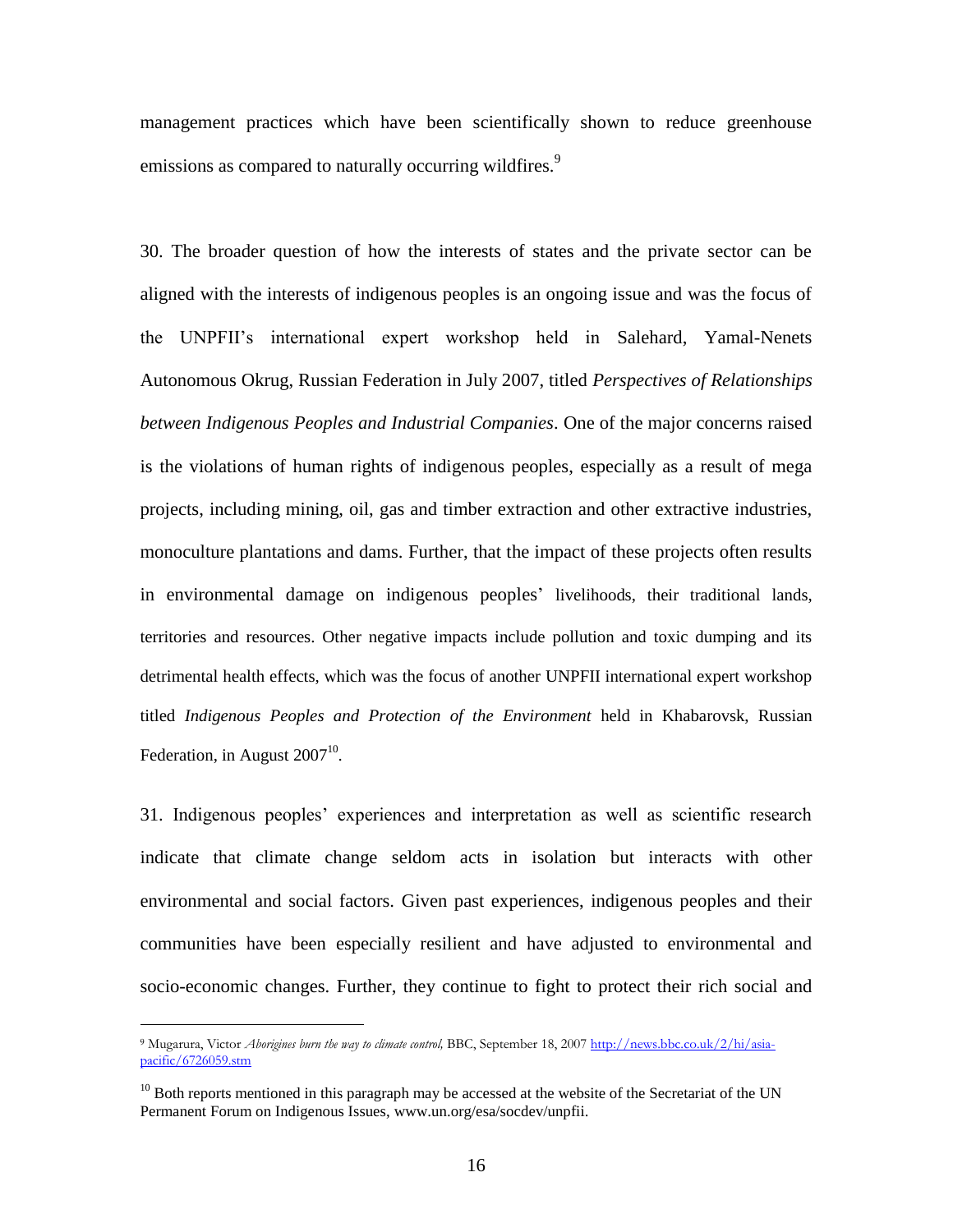management practices which have been scientifically shown to reduce greenhouse emissions as compared to naturally occurring wildfires.[9]

30. The broader question of how the interests of states and the private sector can be aligned with the interests of indigenous peoples is an ongoing issue and was the focus of the UNPFII's international expert workshop held in Salehard, Yamal-Nenets Autonomous Okrug, Russian Federation in July 2007, titled *Perspectives of Relationships between Indigenous Peoples and Industrial Companies*. One of the major concerns raised is the violations of human rights of indigenous peoples, especially as a result of mega projects, including mining, oil, gas and timber extraction and other extractive industries, monoculture plantations and dams. Further, that the impact of these projects often results in environmental damage on indigenous peoples' livelihoods, their traditional lands, territories and resources. Other negative impacts include pollution and toxic dumping and its detrimental health effects, which was the focus of another UNPFII international expert workshop titled *Indigenous Peoples and Protection of the Environment* held in Khabarovsk, Russian Federation, in August 2007[10].

31. Indigenous peoples' experiences and interpretation as well as scientific research indicate that climate change seldom acts in isolation but interacts with other environmental and social factors. Given past experiences, indigenous peoples and their communities have been especially resilient and have adjusted to environmental and socio-economic changes. Further, they continue to fight to protect their rich social and

---

[9] Mugarura, Victor *Aborigines burn the way to climate control,* BBC, September 18, 2007 http://news.bbc.co.uk/2/hi/asia-pacific/6726059.stm

[10] Both reports mentioned in this paragraph may be accessed at the website of the Secretariat of the UN Permanent Forum on Indigenous Issues, www.un.org/esa/socdev/unpfii.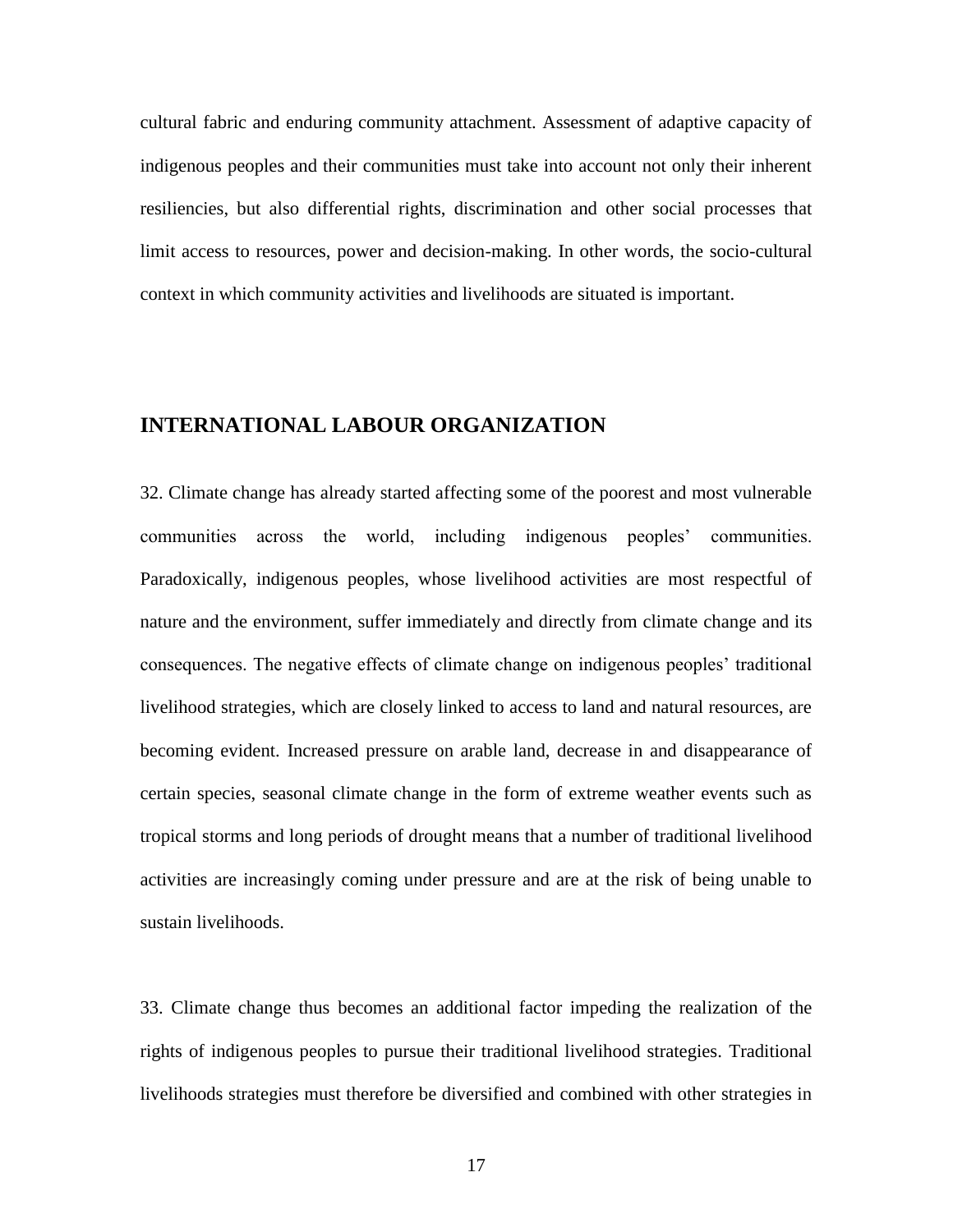cultural fabric and enduring community attachment. Assessment of adaptive capacity of indigenous peoples and their communities must take into account not only their inherent resiliencies, but also differential rights, discrimination and other social processes that limit access to resources, power and decision-making. In other words, the socio-cultural context in which community activities and livelihoods are situated is important.

## INTERNATIONAL LABOUR ORGANIZATION

32. Climate change has already started affecting some of the poorest and most vulnerable communities across the world, including indigenous peoples' communities. Paradoxically, indigenous peoples, whose livelihood activities are most respectful of nature and the environment, suffer immediately and directly from climate change and its consequences. The negative effects of climate change on indigenous peoples' traditional livelihood strategies, which are closely linked to access to land and natural resources, are becoming evident. Increased pressure on arable land, decrease in and disappearance of certain species, seasonal climate change in the form of extreme weather events such as tropical storms and long periods of drought means that a number of traditional livelihood activities are increasingly coming under pressure and are at the risk of being unable to sustain livelihoods.

33. Climate change thus becomes an additional factor impeding the realization of the rights of indigenous peoples to pursue their traditional livelihood strategies. Traditional livelihoods strategies must therefore be diversified and combined with other strategies in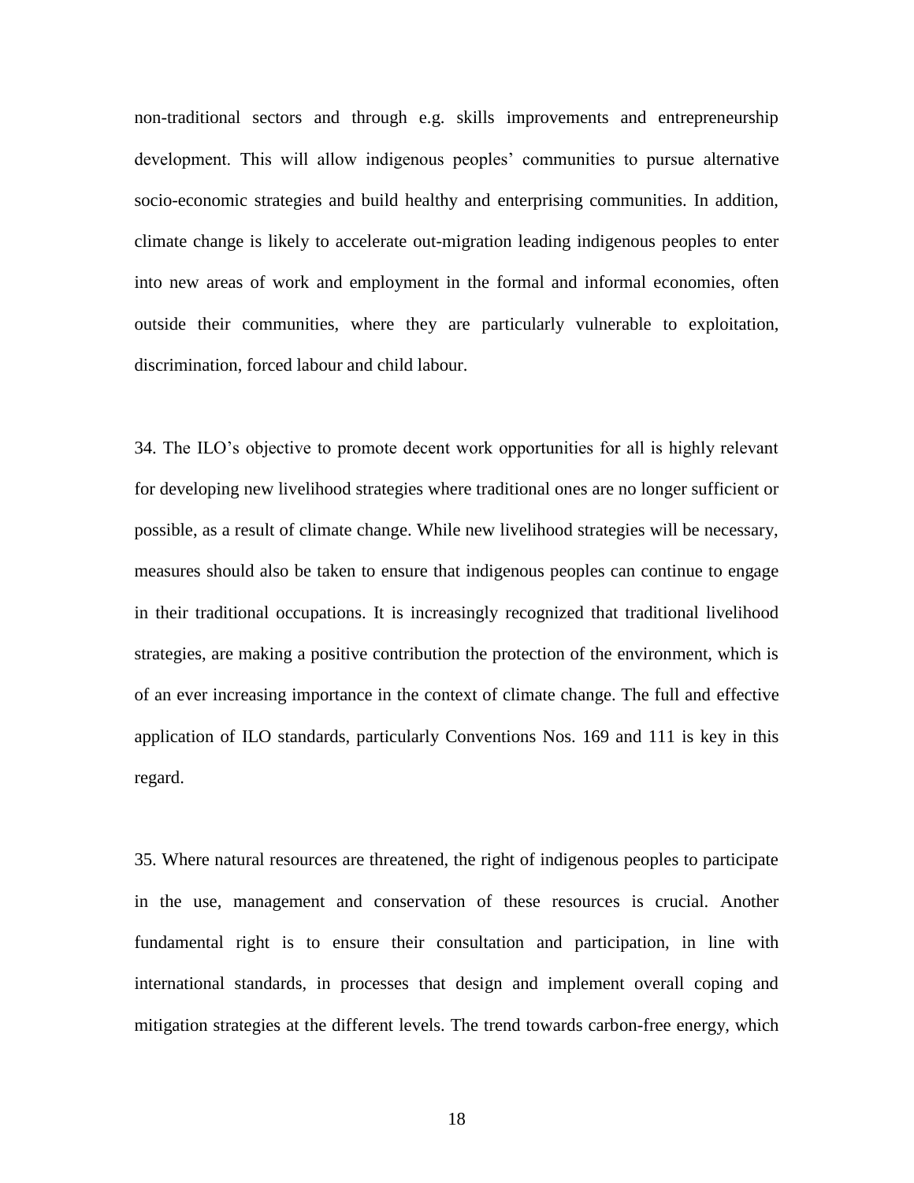non-traditional sectors and through e.g. skills improvements and entrepreneurship development. This will allow indigenous peoples' communities to pursue alternative socio-economic strategies and build healthy and enterprising communities. In addition, climate change is likely to accelerate out-migration leading indigenous peoples to enter into new areas of work and employment in the formal and informal economies, often outside their communities, where they are particularly vulnerable to exploitation, discrimination, forced labour and child labour.

34. The ILO's objective to promote decent work opportunities for all is highly relevant for developing new livelihood strategies where traditional ones are no longer sufficient or possible, as a result of climate change. While new livelihood strategies will be necessary, measures should also be taken to ensure that indigenous peoples can continue to engage in their traditional occupations. It is increasingly recognized that traditional livelihood strategies, are making a positive contribution the protection of the environment, which is of an ever increasing importance in the context of climate change. The full and effective application of ILO standards, particularly Conventions Nos. 169 and 111 is key in this regard.

35. Where natural resources are threatened, the right of indigenous peoples to participate in the use, management and conservation of these resources is crucial. Another fundamental right is to ensure their consultation and participation, in line with international standards, in processes that design and implement overall coping and mitigation strategies at the different levels. The trend towards carbon-free energy, which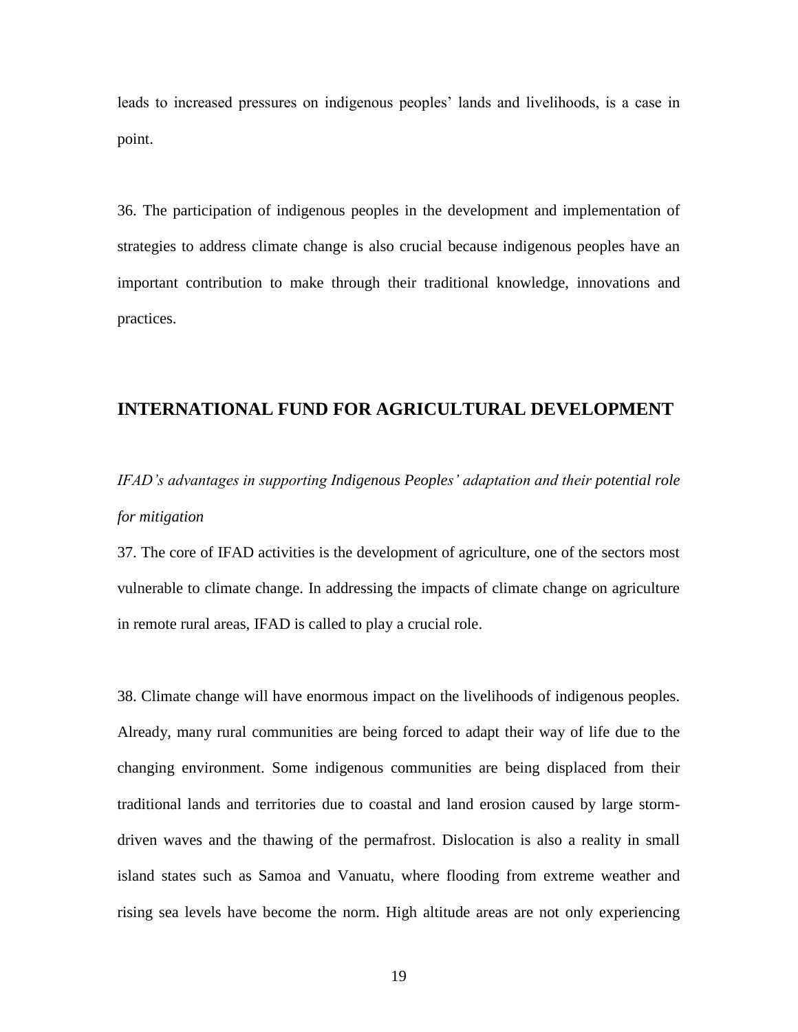leads to increased pressures on indigenous peoples' lands and livelihoods, is a case in point.

36. The participation of indigenous peoples in the development and implementation of strategies to address climate change is also crucial because indigenous peoples have an important contribution to make through their traditional knowledge, innovations and practices.

## INTERNATIONAL FUND FOR AGRICULTURAL DEVELOPMENT

*IFAD's advantages in supporting Indigenous Peoples' adaptation and their potential role for mitigation*

37. The core of IFAD activities is the development of agriculture, one of the sectors most vulnerable to climate change. In addressing the impacts of climate change on agriculture in remote rural areas, IFAD is called to play a crucial role.

38. Climate change will have enormous impact on the livelihoods of indigenous peoples. Already, many rural communities are being forced to adapt their way of life due to the changing environment. Some indigenous communities are being displaced from their traditional lands and territories due to coastal and land erosion caused by large storm-driven waves and the thawing of the permafrost. Dislocation is also a reality in small island states such as Samoa and Vanuatu, where flooding from extreme weather and rising sea levels have become the norm. High altitude areas are not only experiencing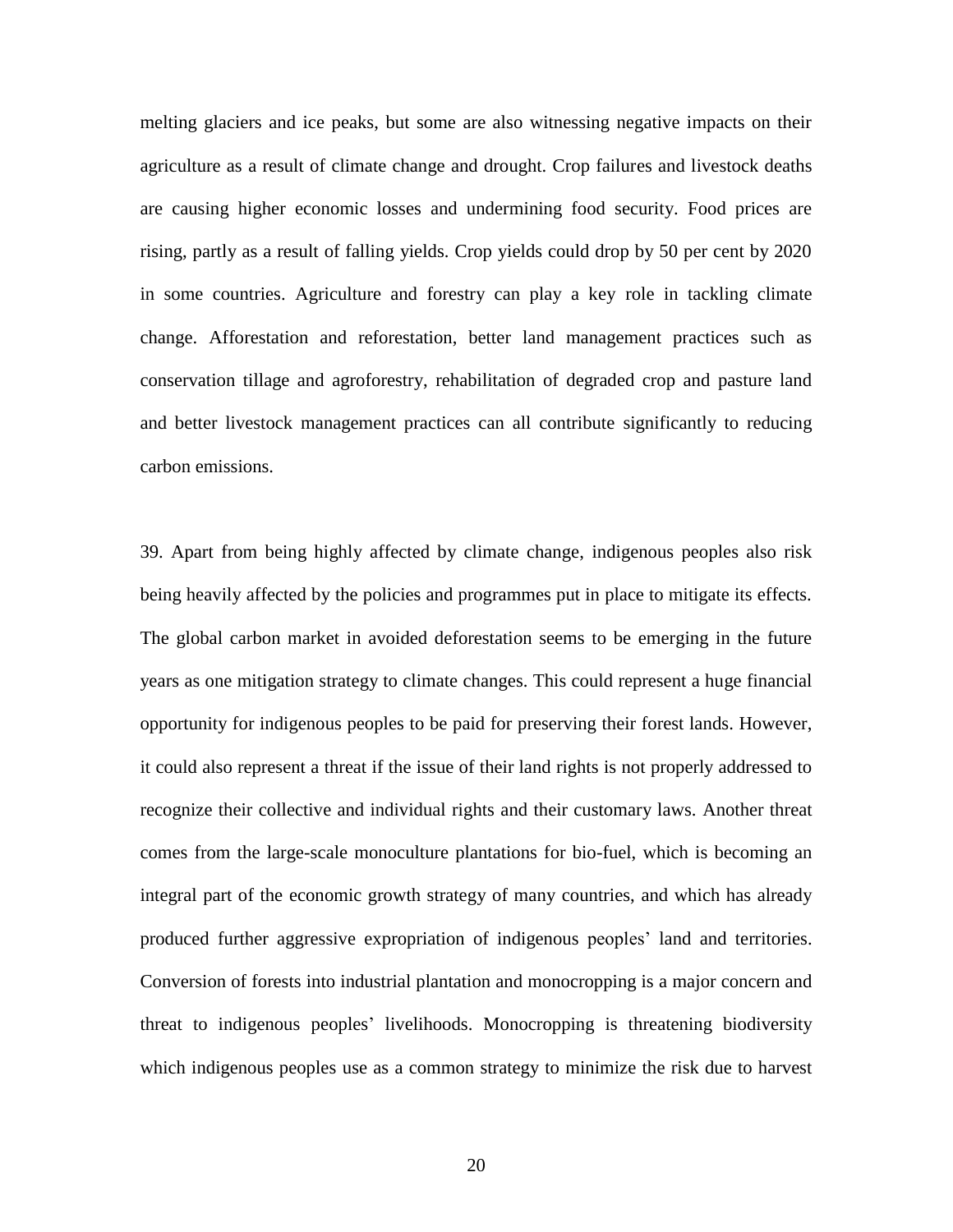melting glaciers and ice peaks, but some are also witnessing negative impacts on their agriculture as a result of climate change and drought. Crop failures and livestock deaths are causing higher economic losses and undermining food security. Food prices are rising, partly as a result of falling yields. Crop yields could drop by 50 per cent by 2020 in some countries. Agriculture and forestry can play a key role in tackling climate change. Afforestation and reforestation, better land management practices such as conservation tillage and agroforestry, rehabilitation of degraded crop and pasture land and better livestock management practices can all contribute significantly to reducing carbon emissions.

39. Apart from being highly affected by climate change, indigenous peoples also risk being heavily affected by the policies and programmes put in place to mitigate its effects. The global carbon market in avoided deforestation seems to be emerging in the future years as one mitigation strategy to climate changes. This could represent a huge financial opportunity for indigenous peoples to be paid for preserving their forest lands. However, it could also represent a threat if the issue of their land rights is not properly addressed to recognize their collective and individual rights and their customary laws. Another threat comes from the large-scale monoculture plantations for bio-fuel, which is becoming an integral part of the economic growth strategy of many countries, and which has already produced further aggressive expropriation of indigenous peoples' land and territories. Conversion of forests into industrial plantation and monocropping is a major concern and threat to indigenous peoples' livelihoods. Monocropping is threatening biodiversity which indigenous peoples use as a common strategy to minimize the risk due to harvest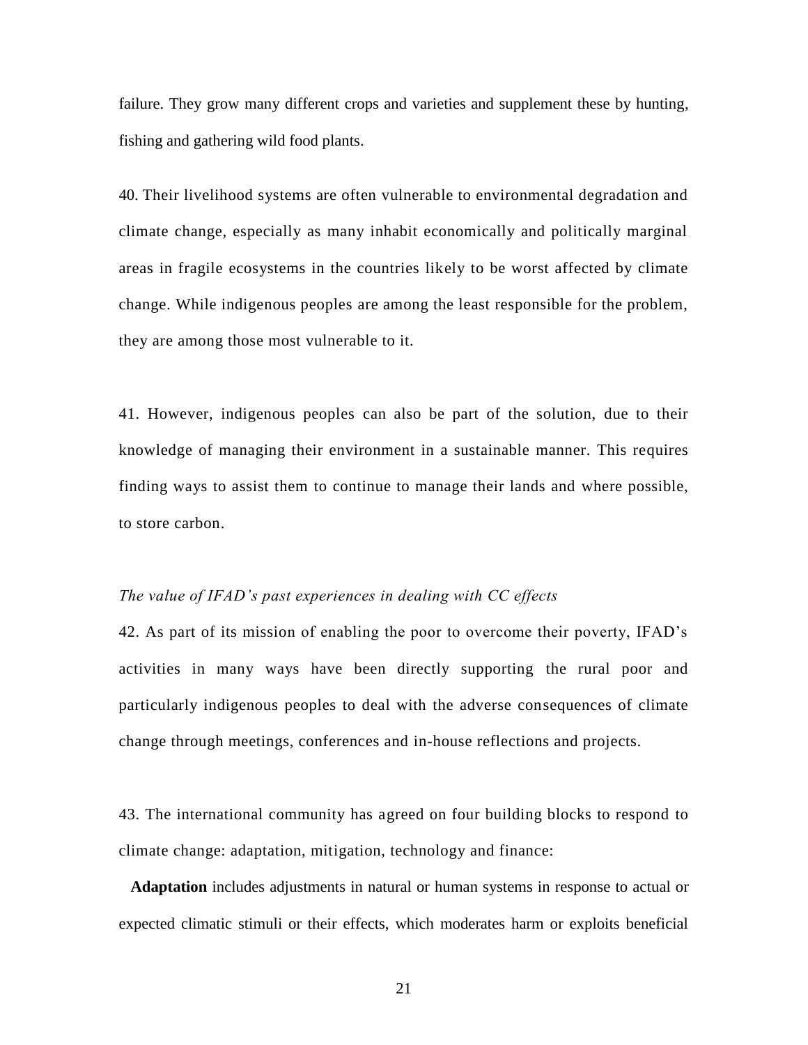failure. They grow many different crops and varieties and supplement these by hunting, fishing and gathering wild food plants.

40. Their livelihood systems are often vulnerable to environmental degradation and climate change, especially as many inhabit economically and politically marginal areas in fragile ecosystems in the countries likely to be worst affected by climate change. While indigenous peoples are among the least responsible for the problem, they are among those most vulnerable to it.

41. However, indigenous peoples can also be part of the solution, due to their knowledge of managing their environment in a sustainable manner. This requires finding ways to assist them to continue to manage their lands and where possible, to store carbon.

*The value of IFAD's past experiences in dealing with CC effects*

42. As part of its mission of enabling the poor to overcome their poverty, IFAD's activities in many ways have been directly supporting the rural poor and particularly indigenous peoples to deal with the adverse consequences of climate change through meetings, conferences and in-house reflections and projects.

43. The international community has agreed on four building blocks to respond to climate change: adaptation, mitigation, technology and finance:

**Adaptation** includes adjustments in natural or human systems in response to actual or expected climatic stimuli or their effects, which moderates harm or exploits beneficial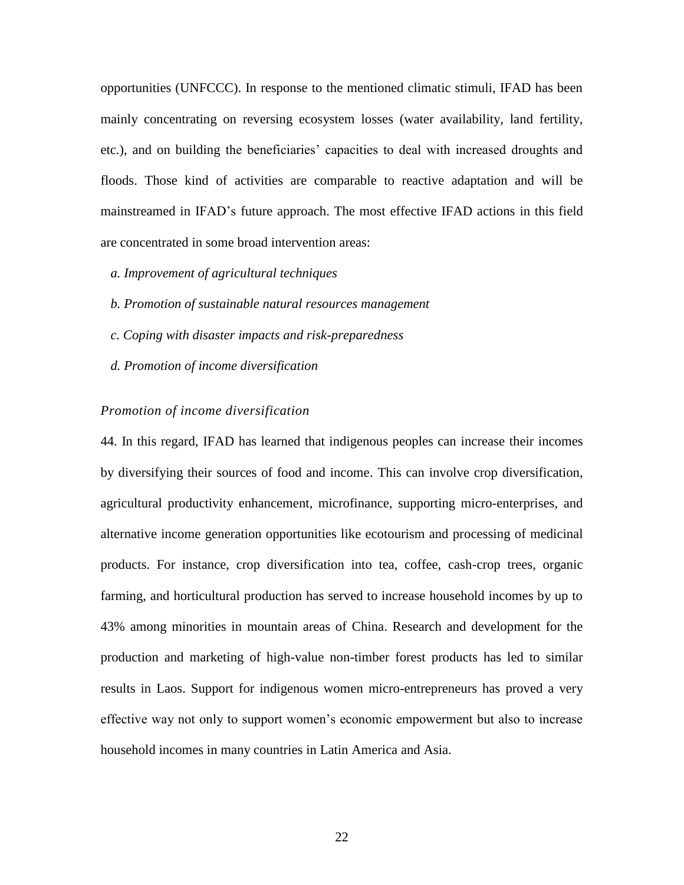opportunities (UNFCCC). In response to the mentioned climatic stimuli, IFAD has been mainly concentrating on reversing ecosystem losses (water availability, land fertility, etc.), and on building the beneficiaries' capacities to deal with increased droughts and floods. Those kind of activities are comparable to reactive adaptation and will be mainstreamed in IFAD's future approach. The most effective IFAD actions in this field are concentrated in some broad intervention areas:

*a. Improvement of agricultural techniques*

*b. Promotion of sustainable natural resources management*

*c. Coping with disaster impacts and risk-preparedness*

*d. Promotion of income diversification*

*Promotion of income diversification*

44. In this regard, IFAD has learned that indigenous peoples can increase their incomes by diversifying their sources of food and income. This can involve crop diversification, agricultural productivity enhancement, microfinance, supporting micro-enterprises, and alternative income generation opportunities like ecotourism and processing of medicinal products. For instance, crop diversification into tea, coffee, cash-crop trees, organic farming, and horticultural production has served to increase household incomes by up to 43% among minorities in mountain areas of China. Research and development for the production and marketing of high-value non-timber forest products has led to similar results in Laos. Support for indigenous women micro-entrepreneurs has proved a very effective way not only to support women's economic empowerment but also to increase household incomes in many countries in Latin America and Asia.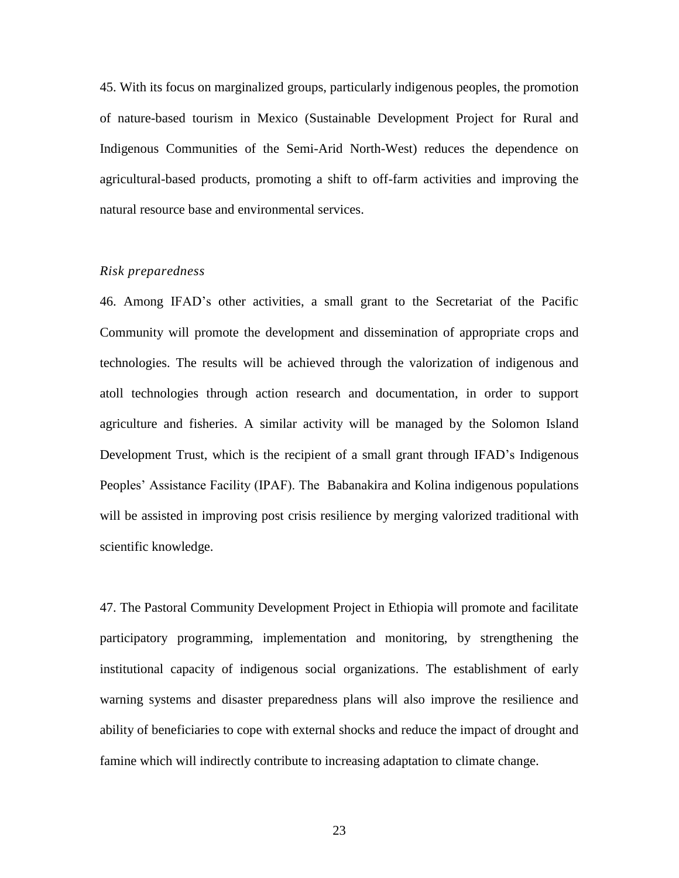45. With its focus on marginalized groups, particularly indigenous peoples, the promotion of nature-based tourism in Mexico (Sustainable Development Project for Rural and Indigenous Communities of the Semi-Arid North-West) reduces the dependence on agricultural-based products, promoting a shift to off-farm activities and improving the natural resource base and environmental services.

*Risk preparedness*

46. Among IFAD's other activities, a small grant to the Secretariat of the Pacific Community will promote the development and dissemination of appropriate crops and technologies. The results will be achieved through the valorization of indigenous and atoll technologies through action research and documentation, in order to support agriculture and fisheries. A similar activity will be managed by the Solomon Island Development Trust, which is the recipient of a small grant through IFAD's Indigenous Peoples' Assistance Facility (IPAF). The Babanakira and Kolina indigenous populations will be assisted in improving post crisis resilience by merging valorized traditional with scientific knowledge.

47. The Pastoral Community Development Project in Ethiopia will promote and facilitate participatory programming, implementation and monitoring, by strengthening the institutional capacity of indigenous social organizations. The establishment of early warning systems and disaster preparedness plans will also improve the resilience and ability of beneficiaries to cope with external shocks and reduce the impact of drought and famine which will indirectly contribute to increasing adaptation to climate change.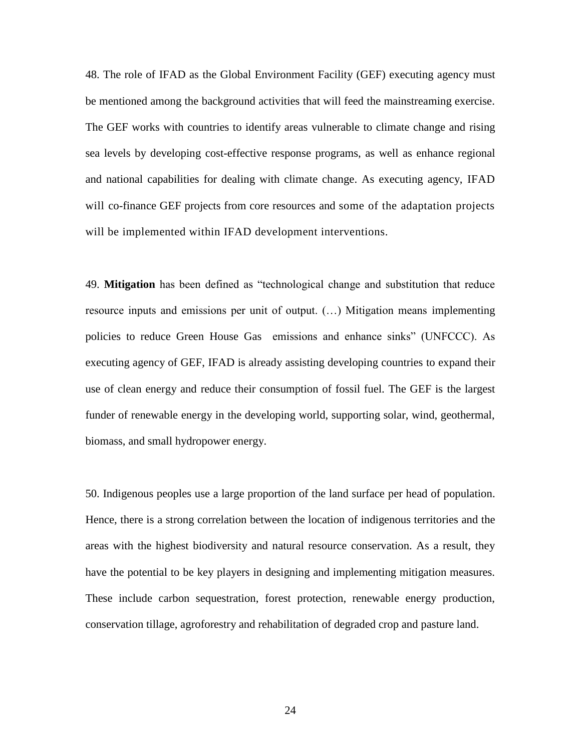48. The role of IFAD as the Global Environment Facility (GEF) executing agency must be mentioned among the background activities that will feed the mainstreaming exercise. The GEF works with countries to identify areas vulnerable to climate change and rising sea levels by developing cost-effective response programs, as well as enhance regional and national capabilities for dealing with climate change. As executing agency, IFAD will co-finance GEF projects from core resources and some of the adaptation projects will be implemented within IFAD development interventions.

49. **Mitigation** has been defined as "technological change and substitution that reduce resource inputs and emissions per unit of output. (…) Mitigation means implementing policies to reduce Green House Gas emissions and enhance sinks" (UNFCCC). As executing agency of GEF, IFAD is already assisting developing countries to expand their use of clean energy and reduce their consumption of fossil fuel. The GEF is the largest funder of renewable energy in the developing world, supporting solar, wind, geothermal, biomass, and small hydropower energy.

50. Indigenous peoples use a large proportion of the land surface per head of population. Hence, there is a strong correlation between the location of indigenous territories and the areas with the highest biodiversity and natural resource conservation. As a result, they have the potential to be key players in designing and implementing mitigation measures. These include carbon sequestration, forest protection, renewable energy production, conservation tillage, agroforestry and rehabilitation of degraded crop and pasture land.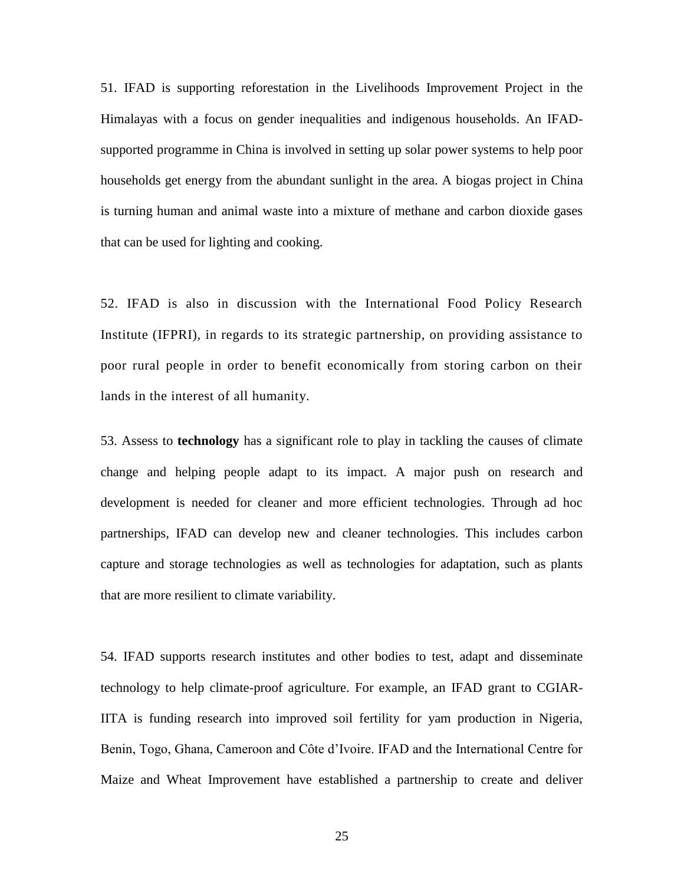51. IFAD is supporting reforestation in the Livelihoods Improvement Project in the Himalayas with a focus on gender inequalities and indigenous households. An IFAD-supported programme in China is involved in setting up solar power systems to help poor households get energy from the abundant sunlight in the area. A biogas project in China is turning human and animal waste into a mixture of methane and carbon dioxide gases that can be used for lighting and cooking.

52. IFAD is also in discussion with the International Food Policy Research Institute (IFPRI), in regards to its strategic partnership, on providing assistance to poor rural people in order to benefit economically from storing carbon on their lands in the interest of all humanity.

53. Assess to **technology** has a significant role to play in tackling the causes of climate change and helping people adapt to its impact. A major push on research and development is needed for cleaner and more efficient technologies. Through ad hoc partnerships, IFAD can develop new and cleaner technologies. This includes carbon capture and storage technologies as well as technologies for adaptation, such as plants that are more resilient to climate variability.

54. IFAD supports research institutes and other bodies to test, adapt and disseminate technology to help climate-proof agriculture. For example, an IFAD grant to CGIAR-IITA is funding research into improved soil fertility for yam production in Nigeria, Benin, Togo, Ghana, Cameroon and Côte d'Ivoire. IFAD and the International Centre for Maize and Wheat Improvement have established a partnership to create and deliver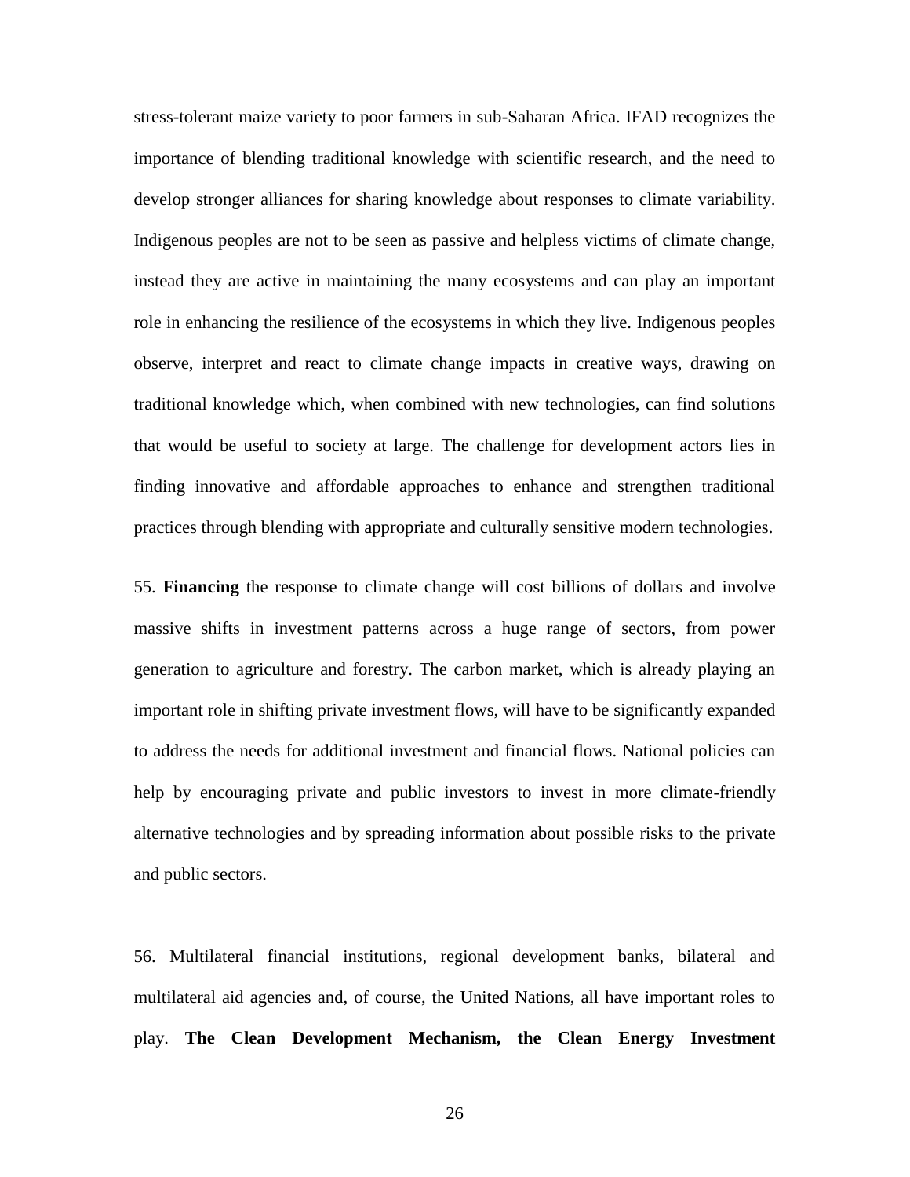stress-tolerant maize variety to poor farmers in sub-Saharan Africa. IFAD recognizes the importance of blending traditional knowledge with scientific research, and the need to develop stronger alliances for sharing knowledge about responses to climate variability. Indigenous peoples are not to be seen as passive and helpless victims of climate change, instead they are active in maintaining the many ecosystems and can play an important role in enhancing the resilience of the ecosystems in which they live. Indigenous peoples observe, interpret and react to climate change impacts in creative ways, drawing on traditional knowledge which, when combined with new technologies, can find solutions that would be useful to society at large. The challenge for development actors lies in finding innovative and affordable approaches to enhance and strengthen traditional practices through blending with appropriate and culturally sensitive modern technologies.

55. **Financing** the response to climate change will cost billions of dollars and involve massive shifts in investment patterns across a huge range of sectors, from power generation to agriculture and forestry. The carbon market, which is already playing an important role in shifting private investment flows, will have to be significantly expanded to address the needs for additional investment and financial flows. National policies can help by encouraging private and public investors to invest in more climate-friendly alternative technologies and by spreading information about possible risks to the private and public sectors.

56. Multilateral financial institutions, regional development banks, bilateral and multilateral aid agencies and, of course, the United Nations, all have important roles to play. **The Clean Development Mechanism, the Clean Energy Investment**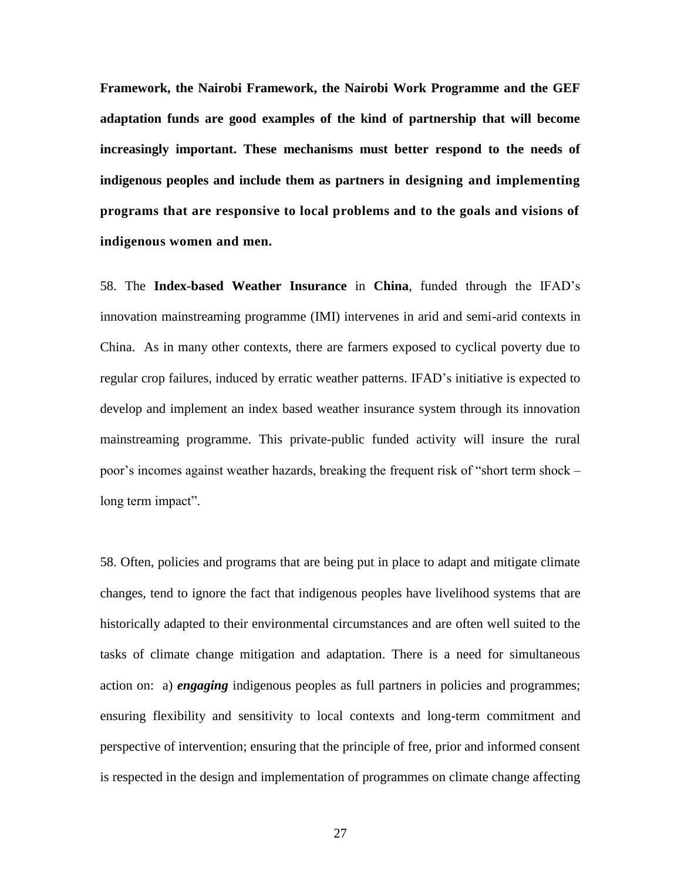**Framework, the Nairobi Framework, the Nairobi Work Programme and the GEF adaptation funds are good examples of the kind of partnership that will become increasingly important. These mechanisms must better respond to the needs of indigenous peoples and include them as partners in designing and implementing programs that are responsive to local problems and to the goals and visions of indigenous women and men.**

58. The **Index-based Weather Insurance** in **China**, funded through the IFAD's innovation mainstreaming programme (IMI) intervenes in arid and semi-arid contexts in China. As in many other contexts, there are farmers exposed to cyclical poverty due to regular crop failures, induced by erratic weather patterns. IFAD's initiative is expected to develop and implement an index based weather insurance system through its innovation mainstreaming programme. This private-public funded activity will insure the rural poor's incomes against weather hazards, breaking the frequent risk of "short term shock – long term impact".

58. Often, policies and programs that are being put in place to adapt and mitigate climate changes, tend to ignore the fact that indigenous peoples have livelihood systems that are historically adapted to their environmental circumstances and are often well suited to the tasks of climate change mitigation and adaptation. There is a need for simultaneous action on: a) ***engaging*** indigenous peoples as full partners in policies and programmes; ensuring flexibility and sensitivity to local contexts and long-term commitment and perspective of intervention; ensuring that the principle of free, prior and informed consent is respected in the design and implementation of programmes on climate change affecting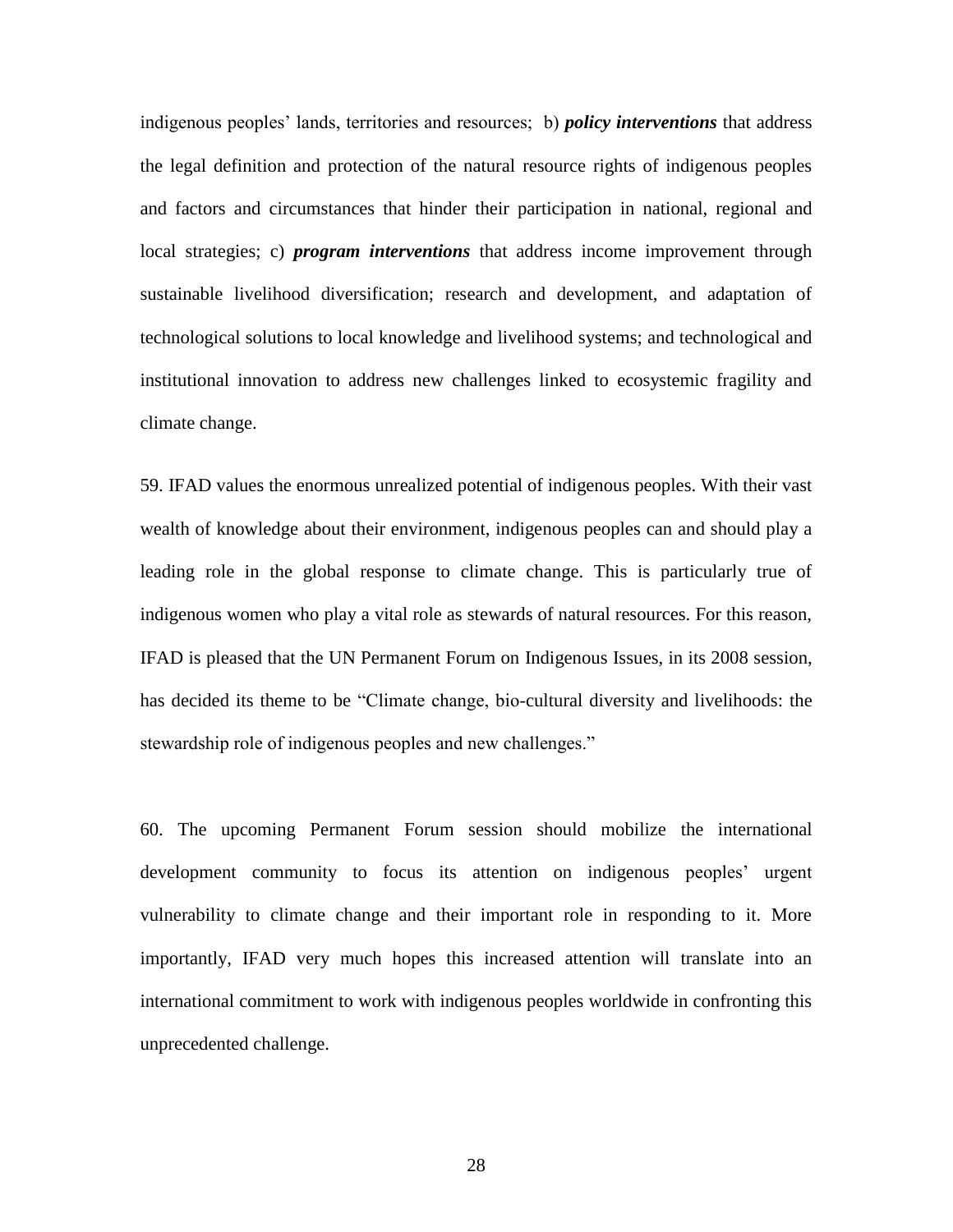indigenous peoples' lands, territories and resources; b) ***policy interventions*** that address the legal definition and protection of the natural resource rights of indigenous peoples and factors and circumstances that hinder their participation in national, regional and local strategies; c) ***program interventions*** that address income improvement through sustainable livelihood diversification; research and development, and adaptation of technological solutions to local knowledge and livelihood systems; and technological and institutional innovation to address new challenges linked to ecosystemic fragility and climate change.

59. IFAD values the enormous unrealized potential of indigenous peoples. With their vast wealth of knowledge about their environment, indigenous peoples can and should play a leading role in the global response to climate change. This is particularly true of indigenous women who play a vital role as stewards of natural resources. For this reason, IFAD is pleased that the UN Permanent Forum on Indigenous Issues, in its 2008 session, has decided its theme to be "Climate change, bio-cultural diversity and livelihoods: the stewardship role of indigenous peoples and new challenges."

60. The upcoming Permanent Forum session should mobilize the international development community to focus its attention on indigenous peoples' urgent vulnerability to climate change and their important role in responding to it. More importantly, IFAD very much hopes this increased attention will translate into an international commitment to work with indigenous peoples worldwide in confronting this unprecedented challenge.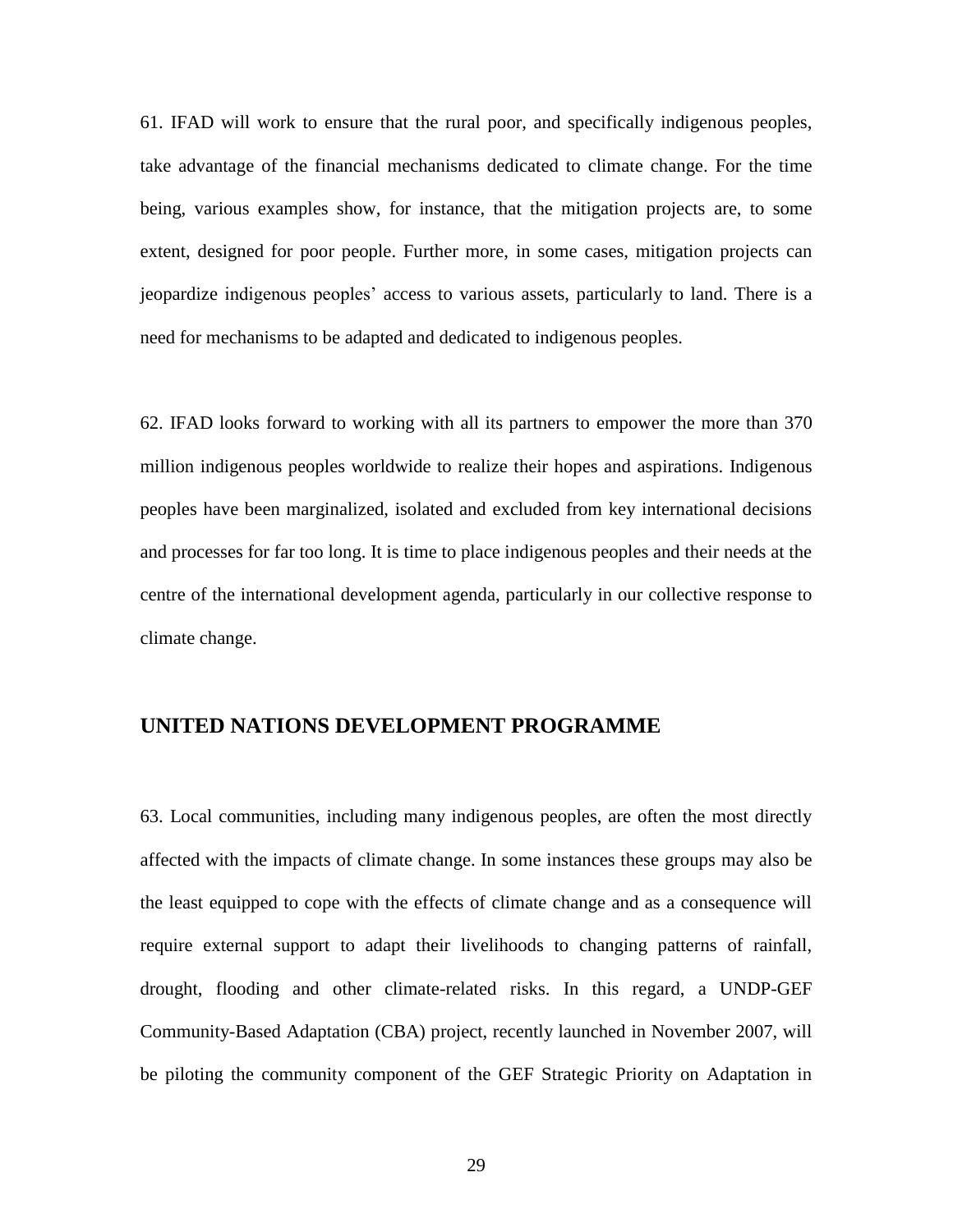61. IFAD will work to ensure that the rural poor, and specifically indigenous peoples, take advantage of the financial mechanisms dedicated to climate change. For the time being, various examples show, for instance, that the mitigation projects are, to some extent, designed for poor people. Further more, in some cases, mitigation projects can jeopardize indigenous peoples' access to various assets, particularly to land. There is a need for mechanisms to be adapted and dedicated to indigenous peoples.

62. IFAD looks forward to working with all its partners to empower the more than 370 million indigenous peoples worldwide to realize their hopes and aspirations. Indigenous peoples have been marginalized, isolated and excluded from key international decisions and processes for far too long. It is time to place indigenous peoples and their needs at the centre of the international development agenda, particularly in our collective response to climate change.

## UNITED NATIONS DEVELOPMENT PROGRAMME

63. Local communities, including many indigenous peoples, are often the most directly affected with the impacts of climate change. In some instances these groups may also be the least equipped to cope with the effects of climate change and as a consequence will require external support to adapt their livelihoods to changing patterns of rainfall, drought, flooding and other climate-related risks. In this regard, a UNDP-GEF Community-Based Adaptation (CBA) project, recently launched in November 2007, will be piloting the community component of the GEF Strategic Priority on Adaptation in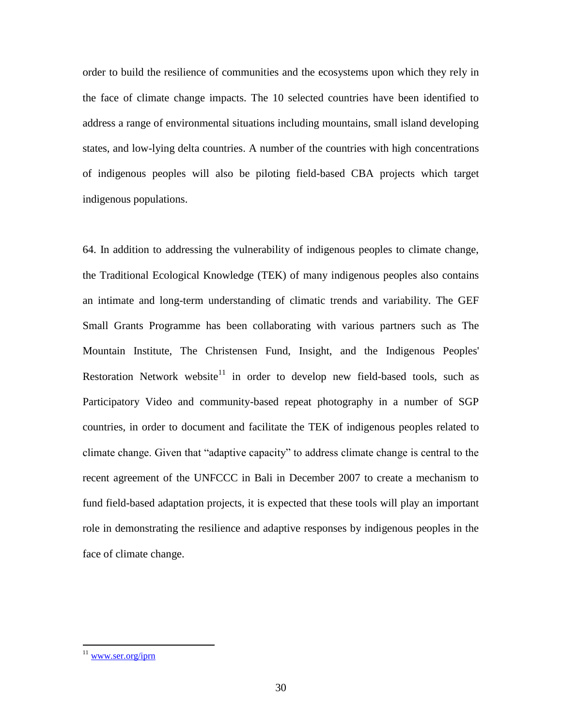order to build the resilience of communities and the ecosystems upon which they rely in the face of climate change impacts. The 10 selected countries have been identified to address a range of environmental situations including mountains, small island developing states, and low-lying delta countries. A number of the countries with high concentrations of indigenous peoples will also be piloting field-based CBA projects which target indigenous populations.

64. In addition to addressing the vulnerability of indigenous peoples to climate change, the Traditional Ecological Knowledge (TEK) of many indigenous peoples also contains an intimate and long-term understanding of climatic trends and variability. The GEF Small Grants Programme has been collaborating with various partners such as The Mountain Institute, The Christensen Fund, Insight, and the Indigenous Peoples' Restoration Network website[11] in order to develop new field-based tools, such as Participatory Video and community-based repeat photography in a number of SGP countries, in order to document and facilitate the TEK of indigenous peoples related to climate change. Given that "adaptive capacity" to address climate change is central to the recent agreement of the UNFCCC in Bali in December 2007 to create a mechanism to fund field-based adaptation projects, it is expected that these tools will play an important role in demonstrating the resilience and adaptive responses by indigenous peoples in the face of climate change.

---

[11] www.ser.org/iprn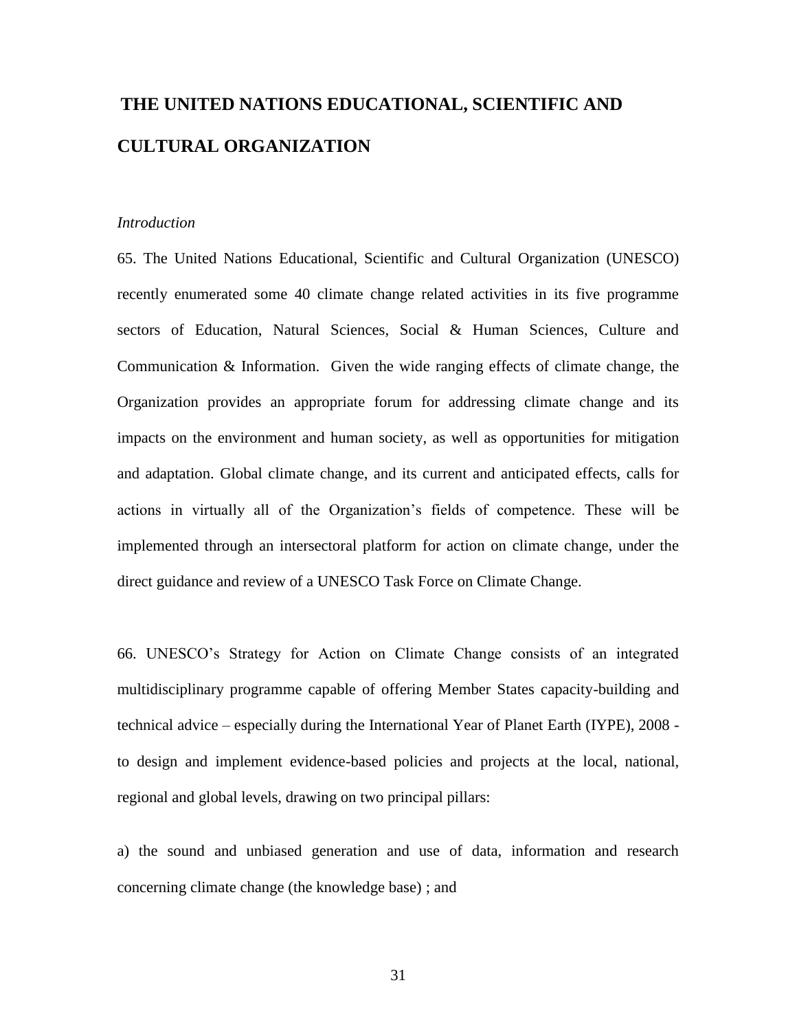# THE UNITED NATIONS EDUCATIONAL, SCIENTIFIC AND CULTURAL ORGANIZATION

*Introduction*

65. The United Nations Educational, Scientific and Cultural Organization (UNESCO) recently enumerated some 40 climate change related activities in its five programme sectors of Education, Natural Sciences, Social & Human Sciences, Culture and Communication & Information. Given the wide ranging effects of climate change, the Organization provides an appropriate forum for addressing climate change and its impacts on the environment and human society, as well as opportunities for mitigation and adaptation. Global climate change, and its current and anticipated effects, calls for actions in virtually all of the Organization's fields of competence. These will be implemented through an intersectoral platform for action on climate change, under the direct guidance and review of a UNESCO Task Force on Climate Change.

66. UNESCO's Strategy for Action on Climate Change consists of an integrated multidisciplinary programme capable of offering Member States capacity-building and technical advice – especially during the International Year of Planet Earth (IYPE), 2008 - to design and implement evidence-based policies and projects at the local, national, regional and global levels, drawing on two principal pillars:

a) the sound and unbiased generation and use of data, information and research concerning climate change (the knowledge base) ; and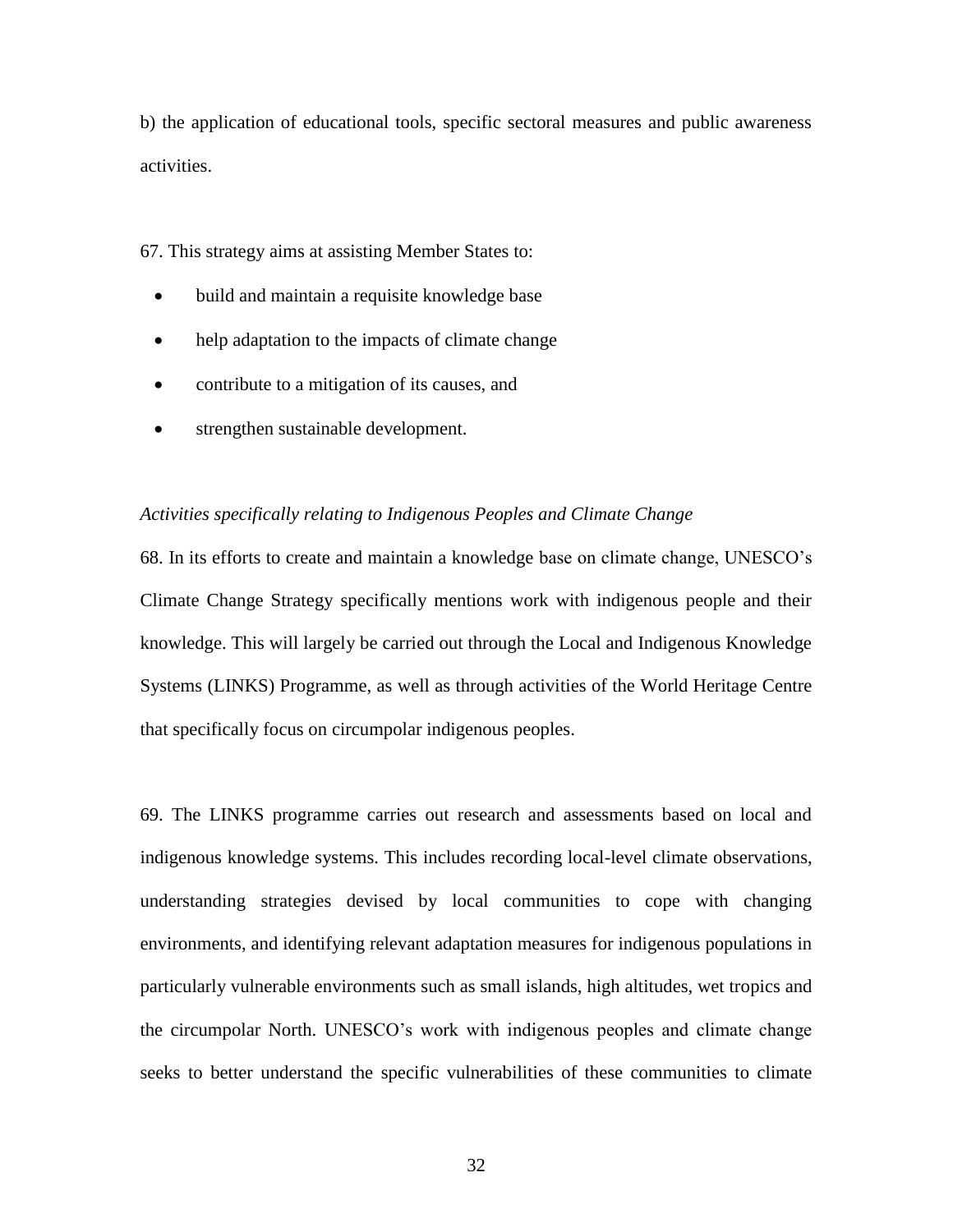b) the application of educational tools, specific sectoral measures and public awareness activities.

67. This strategy aims at assisting Member States to:

- build and maintain a requisite knowledge base
- help adaptation to the impacts of climate change
- contribute to a mitigation of its causes, and
- strengthen sustainable development.

*Activities specifically relating to Indigenous Peoples and Climate Change*

68. In its efforts to create and maintain a knowledge base on climate change, UNESCO's Climate Change Strategy specifically mentions work with indigenous people and their knowledge. This will largely be carried out through the Local and Indigenous Knowledge Systems (LINKS) Programme, as well as through activities of the World Heritage Centre that specifically focus on circumpolar indigenous peoples.

69. The LINKS programme carries out research and assessments based on local and indigenous knowledge systems. This includes recording local-level climate observations, understanding strategies devised by local communities to cope with changing environments, and identifying relevant adaptation measures for indigenous populations in particularly vulnerable environments such as small islands, high altitudes, wet tropics and the circumpolar North. UNESCO's work with indigenous peoples and climate change seeks to better understand the specific vulnerabilities of these communities to climate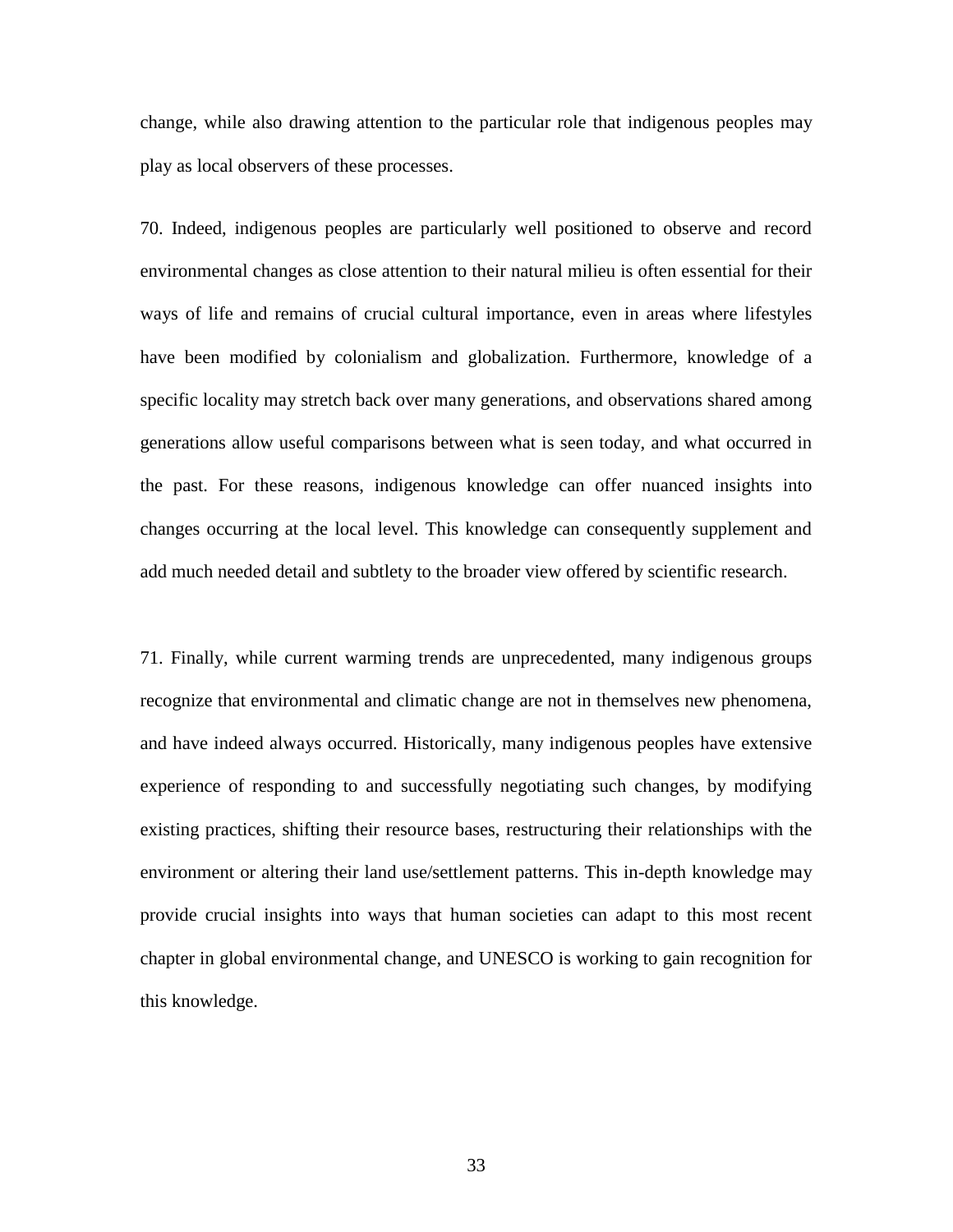change, while also drawing attention to the particular role that indigenous peoples may play as local observers of these processes.

70. Indeed, indigenous peoples are particularly well positioned to observe and record environmental changes as close attention to their natural milieu is often essential for their ways of life and remains of crucial cultural importance, even in areas where lifestyles have been modified by colonialism and globalization. Furthermore, knowledge of a specific locality may stretch back over many generations, and observations shared among generations allow useful comparisons between what is seen today, and what occurred in the past. For these reasons, indigenous knowledge can offer nuanced insights into changes occurring at the local level. This knowledge can consequently supplement and add much needed detail and subtlety to the broader view offered by scientific research.

71. Finally, while current warming trends are unprecedented, many indigenous groups recognize that environmental and climatic change are not in themselves new phenomena, and have indeed always occurred. Historically, many indigenous peoples have extensive experience of responding to and successfully negotiating such changes, by modifying existing practices, shifting their resource bases, restructuring their relationships with the environment or altering their land use/settlement patterns. This in-depth knowledge may provide crucial insights into ways that human societies can adapt to this most recent chapter in global environmental change, and UNESCO is working to gain recognition for this knowledge.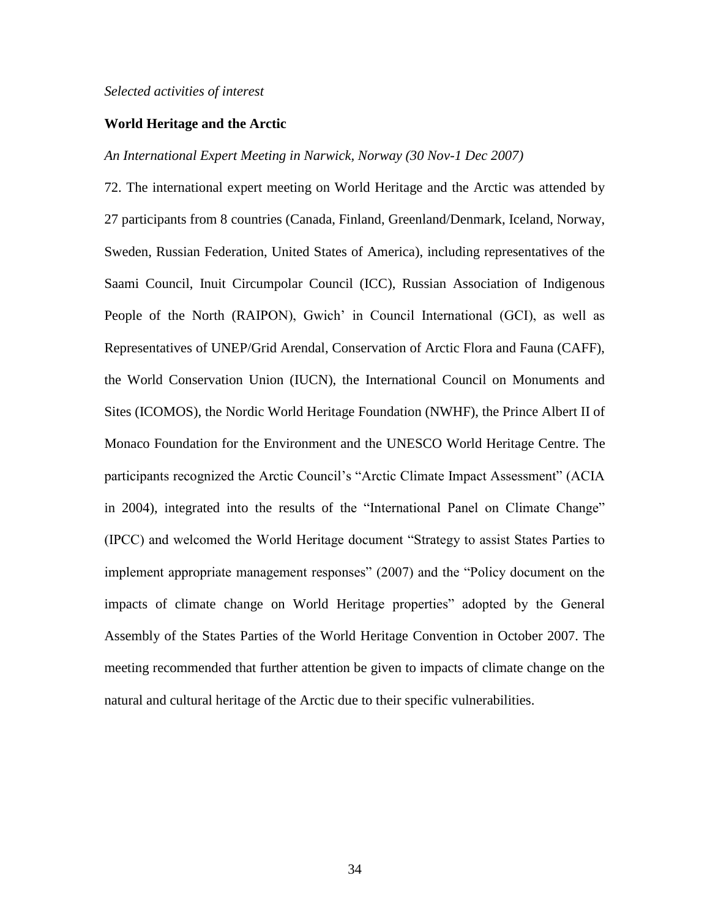*Selected activities of interest*

**World Heritage and the Arctic**

*An International Expert Meeting in Narwick, Norway (30 Nov-1 Dec 2007)*

72. The international expert meeting on World Heritage and the Arctic was attended by 27 participants from 8 countries (Canada, Finland, Greenland/Denmark, Iceland, Norway, Sweden, Russian Federation, United States of America), including representatives of the Saami Council, Inuit Circumpolar Council (ICC), Russian Association of Indigenous People of the North (RAIPON), Gwich' in Council International (GCI), as well as Representatives of UNEP/Grid Arendal, Conservation of Arctic Flora and Fauna (CAFF), the World Conservation Union (IUCN), the International Council on Monuments and Sites (ICOMOS), the Nordic World Heritage Foundation (NWHF), the Prince Albert II of Monaco Foundation for the Environment and the UNESCO World Heritage Centre. The participants recognized the Arctic Council's "Arctic Climate Impact Assessment" (ACIA in 2004), integrated into the results of the "International Panel on Climate Change" (IPCC) and welcomed the World Heritage document "Strategy to assist States Parties to implement appropriate management responses" (2007) and the "Policy document on the impacts of climate change on World Heritage properties" adopted by the General Assembly of the States Parties of the World Heritage Convention in October 2007. The meeting recommended that further attention be given to impacts of climate change on the natural and cultural heritage of the Arctic due to their specific vulnerabilities.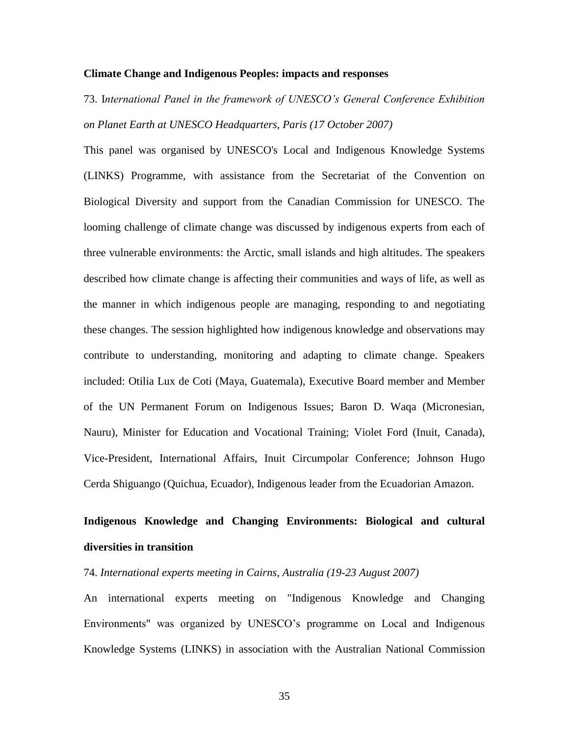**Climate Change and Indigenous Peoples: impacts and responses**

73. I*nternational Panel in the framework of UNESCO's General Conference Exhibition on Planet Earth at UNESCO Headquarters, Paris (17 October 2007)*

This panel was organised by UNESCO's Local and Indigenous Knowledge Systems (LINKS) Programme, with assistance from the Secretariat of the Convention on Biological Diversity and support from the Canadian Commission for UNESCO. The looming challenge of climate change was discussed by indigenous experts from each of three vulnerable environments: the Arctic, small islands and high altitudes. The speakers described how climate change is affecting their communities and ways of life, as well as the manner in which indigenous people are managing, responding to and negotiating these changes. The session highlighted how indigenous knowledge and observations may contribute to understanding, monitoring and adapting to climate change. Speakers included: Otilia Lux de Coti (Maya, Guatemala), Executive Board member and Member of the UN Permanent Forum on Indigenous Issues; Baron D. Waqa (Micronesian, Nauru), Minister for Education and Vocational Training; Violet Ford (Inuit, Canada), Vice-President, International Affairs, Inuit Circumpolar Conference; Johnson Hugo Cerda Shiguango (Quichua, Ecuador), Indigenous leader from the Ecuadorian Amazon.

**Indigenous Knowledge and Changing Environments: Biological and cultural diversities in transition**

74. *International experts meeting in Cairns, Australia (19-23 August 2007)*

An international experts meeting on "Indigenous Knowledge and Changing Environments" was organized by UNESCO's programme on Local and Indigenous Knowledge Systems (LINKS) in association with the Australian National Commission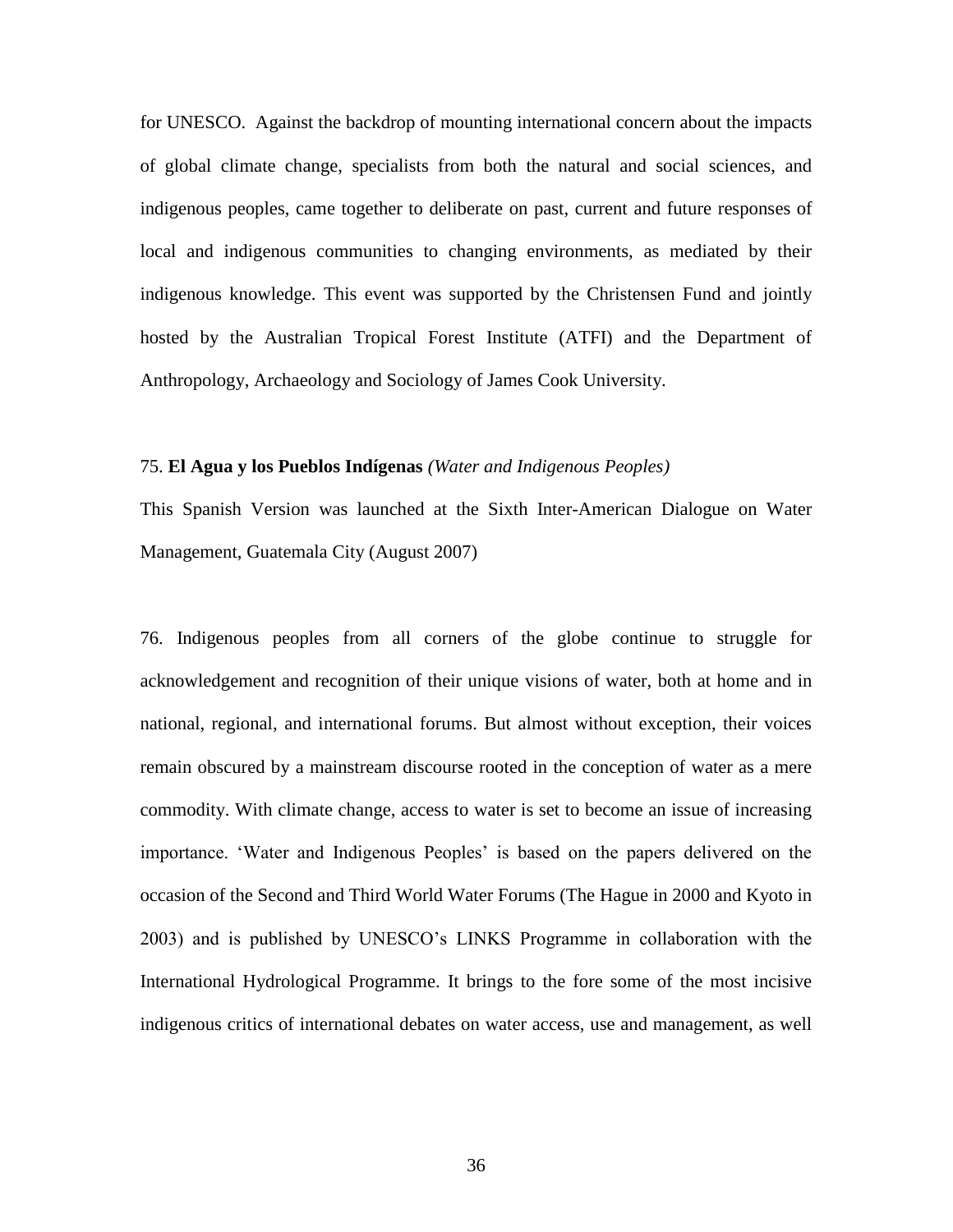for UNESCO. Against the backdrop of mounting international concern about the impacts of global climate change, specialists from both the natural and social sciences, and indigenous peoples, came together to deliberate on past, current and future responses of local and indigenous communities to changing environments, as mediated by their indigenous knowledge. This event was supported by the Christensen Fund and jointly hosted by the Australian Tropical Forest Institute (ATFI) and the Department of Anthropology, Archaeology and Sociology of James Cook University.

75. **El Agua y los Pueblos Indígenas** *(Water and Indigenous Peoples)*

This Spanish Version was launched at the Sixth Inter-American Dialogue on Water Management, Guatemala City (August 2007)

76. Indigenous peoples from all corners of the globe continue to struggle for acknowledgement and recognition of their unique visions of water, both at home and in national, regional, and international forums. But almost without exception, their voices remain obscured by a mainstream discourse rooted in the conception of water as a mere commodity. With climate change, access to water is set to become an issue of increasing importance. 'Water and Indigenous Peoples' is based on the papers delivered on the occasion of the Second and Third World Water Forums (The Hague in 2000 and Kyoto in 2003) and is published by UNESCO's LINKS Programme in collaboration with the International Hydrological Programme. It brings to the fore some of the most incisive indigenous critics of international debates on water access, use and management, as well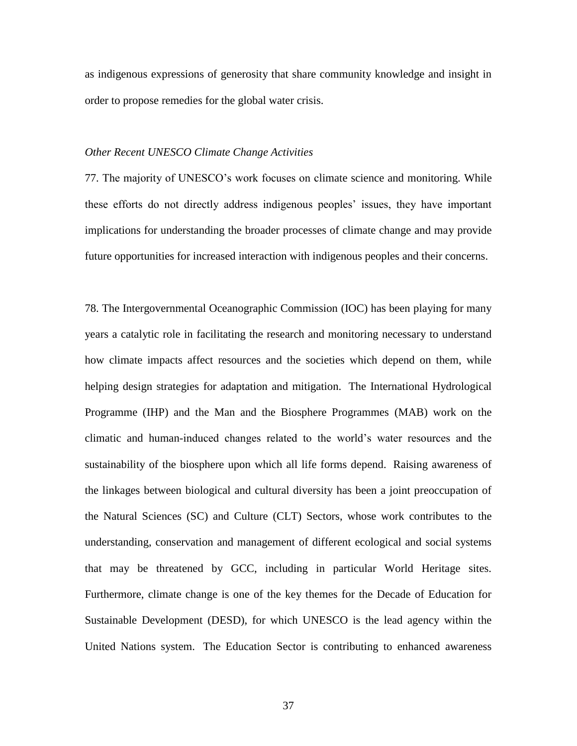as indigenous expressions of generosity that share community knowledge and insight in order to propose remedies for the global water crisis.

*Other Recent UNESCO Climate Change Activities*

77. The majority of UNESCO's work focuses on climate science and monitoring. While these efforts do not directly address indigenous peoples' issues, they have important implications for understanding the broader processes of climate change and may provide future opportunities for increased interaction with indigenous peoples and their concerns.

78. The Intergovernmental Oceanographic Commission (IOC) has been playing for many years a catalytic role in facilitating the research and monitoring necessary to understand how climate impacts affect resources and the societies which depend on them, while helping design strategies for adaptation and mitigation. The International Hydrological Programme (IHP) and the Man and the Biosphere Programmes (MAB) work on the climatic and human-induced changes related to the world's water resources and the sustainability of the biosphere upon which all life forms depend. Raising awareness of the linkages between biological and cultural diversity has been a joint preoccupation of the Natural Sciences (SC) and Culture (CLT) Sectors, whose work contributes to the understanding, conservation and management of different ecological and social systems that may be threatened by GCC, including in particular World Heritage sites. Furthermore, climate change is one of the key themes for the Decade of Education for Sustainable Development (DESD), for which UNESCO is the lead agency within the United Nations system. The Education Sector is contributing to enhanced awareness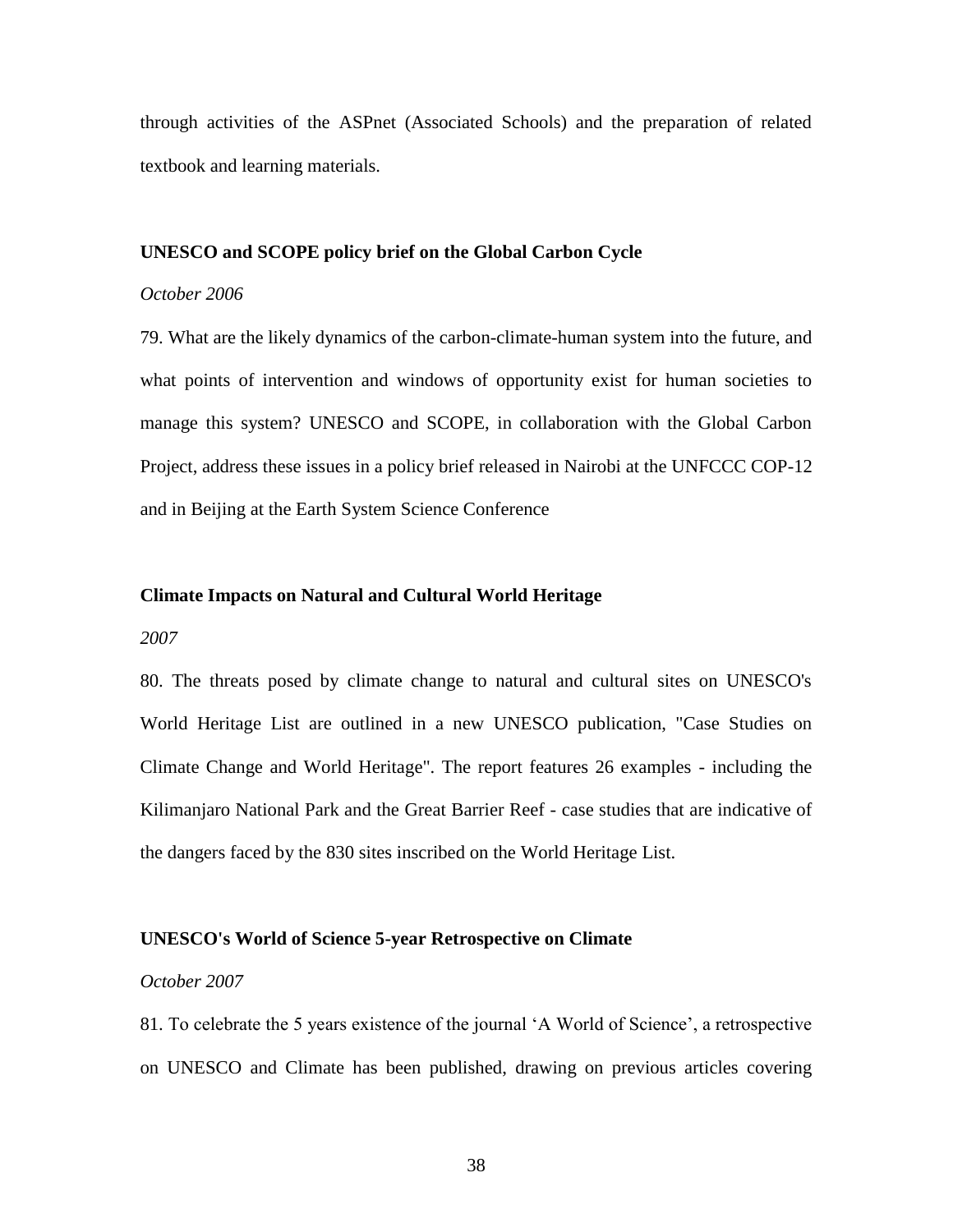through activities of the ASPnet (Associated Schools) and the preparation of related textbook and learning materials.

**UNESCO and SCOPE policy brief on the Global Carbon Cycle**

*October 2006*

79. What are the likely dynamics of the carbon-climate-human system into the future, and what points of intervention and windows of opportunity exist for human societies to manage this system? UNESCO and SCOPE, in collaboration with the Global Carbon Project, address these issues in a policy brief released in Nairobi at the UNFCCC COP-12 and in Beijing at the Earth System Science Conference

**Climate Impacts on Natural and Cultural World Heritage**

*2007*

80. The threats posed by climate change to natural and cultural sites on UNESCO's World Heritage List are outlined in a new UNESCO publication, "Case Studies on Climate Change and World Heritage". The report features 26 examples - including the Kilimanjaro National Park and the Great Barrier Reef - case studies that are indicative of the dangers faced by the 830 sites inscribed on the World Heritage List.

**UNESCO's World of Science 5-year Retrospective on Climate**

*October 2007*

81. To celebrate the 5 years existence of the journal 'A World of Science', a retrospective on UNESCO and Climate has been published, drawing on previous articles covering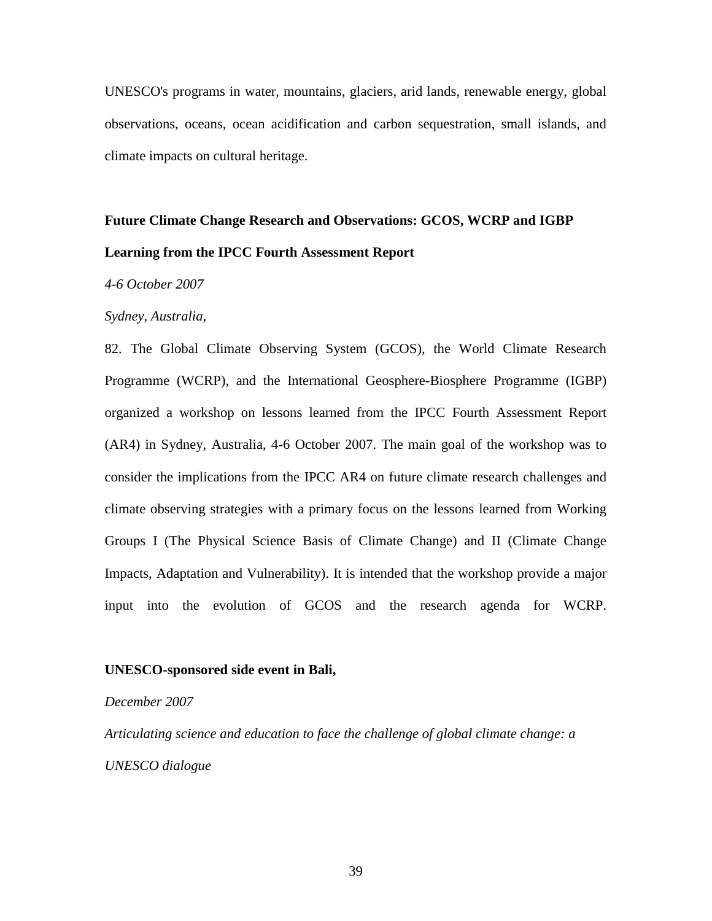UNESCO's programs in water, mountains, glaciers, arid lands, renewable energy, global observations, oceans, ocean acidification and carbon sequestration, small islands, and climate impacts on cultural heritage.

**Future Climate Change Research and Observations: GCOS, WCRP and IGBP**

**Learning from the IPCC Fourth Assessment Report**

*4-6 October 2007*

*Sydney, Australia,*

82. The Global Climate Observing System (GCOS), the World Climate Research Programme (WCRP), and the International Geosphere-Biosphere Programme (IGBP) organized a workshop on lessons learned from the IPCC Fourth Assessment Report (AR4) in Sydney, Australia, 4-6 October 2007. The main goal of the workshop was to consider the implications from the IPCC AR4 on future climate research challenges and climate observing strategies with a primary focus on the lessons learned from Working Groups I (The Physical Science Basis of Climate Change) and II (Climate Change Impacts, Adaptation and Vulnerability). It is intended that the workshop provide a major input into the evolution of GCOS and the research agenda for WCRP.

**UNESCO-sponsored side event in Bali,**

*December 2007*

*Articulating science and education to face the challenge of global climate change: a UNESCO dialogue*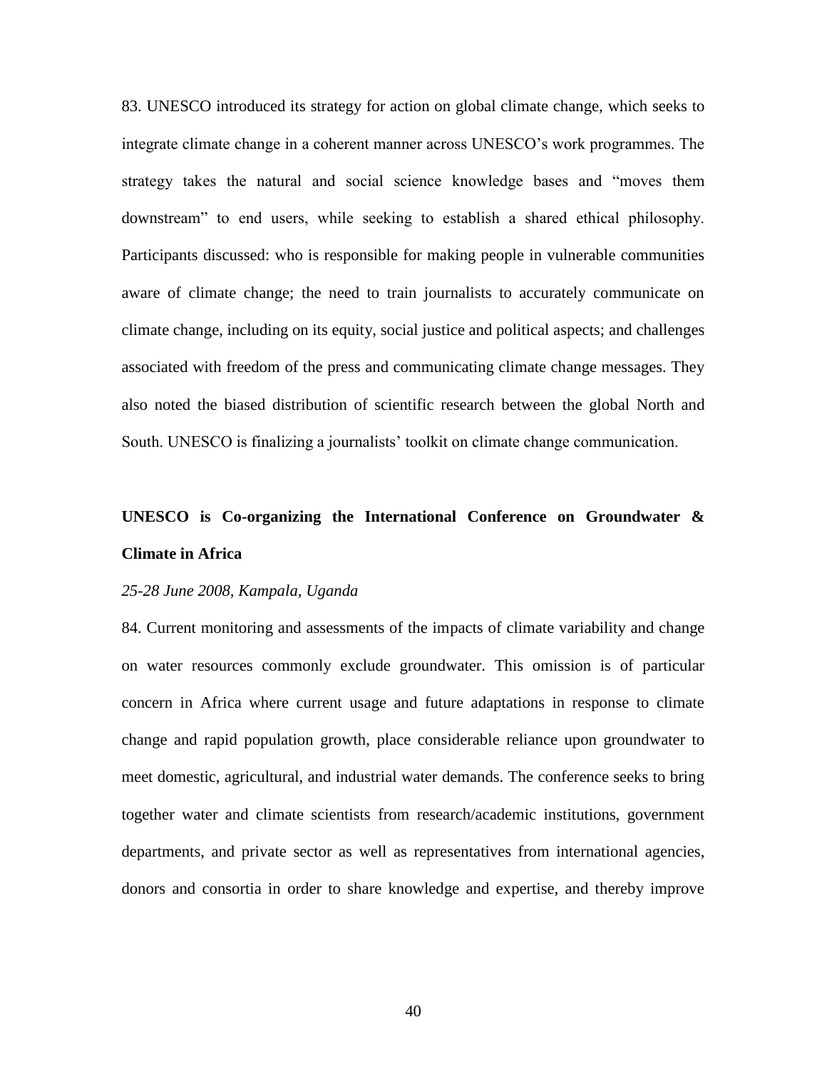83. UNESCO introduced its strategy for action on global climate change, which seeks to integrate climate change in a coherent manner across UNESCO's work programmes. The strategy takes the natural and social science knowledge bases and "moves them downstream" to end users, while seeking to establish a shared ethical philosophy. Participants discussed: who is responsible for making people in vulnerable communities aware of climate change; the need to train journalists to accurately communicate on climate change, including on its equity, social justice and political aspects; and challenges associated with freedom of the press and communicating climate change messages. They also noted the biased distribution of scientific research between the global North and South. UNESCO is finalizing a journalists' toolkit on climate change communication.

**UNESCO is Co-organizing the International Conference on Groundwater & Climate in Africa**

*25-28 June 2008, Kampala, Uganda*

84. Current monitoring and assessments of the impacts of climate variability and change on water resources commonly exclude groundwater. This omission is of particular concern in Africa where current usage and future adaptations in response to climate change and rapid population growth, place considerable reliance upon groundwater to meet domestic, agricultural, and industrial water demands. The conference seeks to bring together water and climate scientists from research/academic institutions, government departments, and private sector as well as representatives from international agencies, donors and consortia in order to share knowledge and expertise, and thereby improve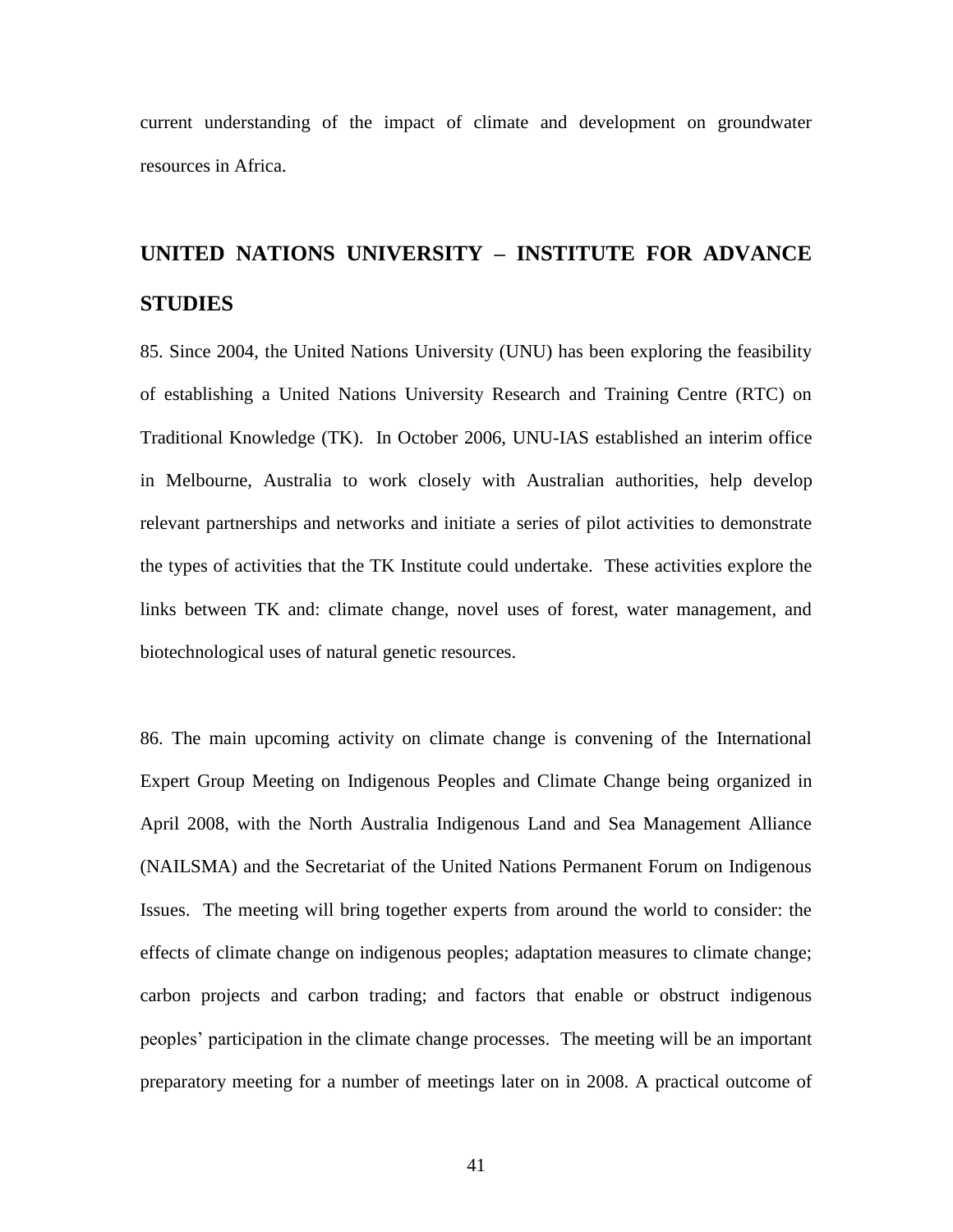current understanding of the impact of climate and development on groundwater resources in Africa.

## UNITED NATIONS UNIVERSITY – INSTITUTE FOR ADVANCE STUDIES

85. Since 2004, the United Nations University (UNU) has been exploring the feasibility of establishing a United Nations University Research and Training Centre (RTC) on Traditional Knowledge (TK). In October 2006, UNU-IAS established an interim office in Melbourne, Australia to work closely with Australian authorities, help develop relevant partnerships and networks and initiate a series of pilot activities to demonstrate the types of activities that the TK Institute could undertake. These activities explore the links between TK and: climate change, novel uses of forest, water management, and biotechnological uses of natural genetic resources.

86. The main upcoming activity on climate change is convening of the International Expert Group Meeting on Indigenous Peoples and Climate Change being organized in April 2008, with the North Australia Indigenous Land and Sea Management Alliance (NAILSMA) and the Secretariat of the United Nations Permanent Forum on Indigenous Issues. The meeting will bring together experts from around the world to consider: the effects of climate change on indigenous peoples; adaptation measures to climate change; carbon projects and carbon trading; and factors that enable or obstruct indigenous peoples' participation in the climate change processes. The meeting will be an important preparatory meeting for a number of meetings later on in 2008. A practical outcome of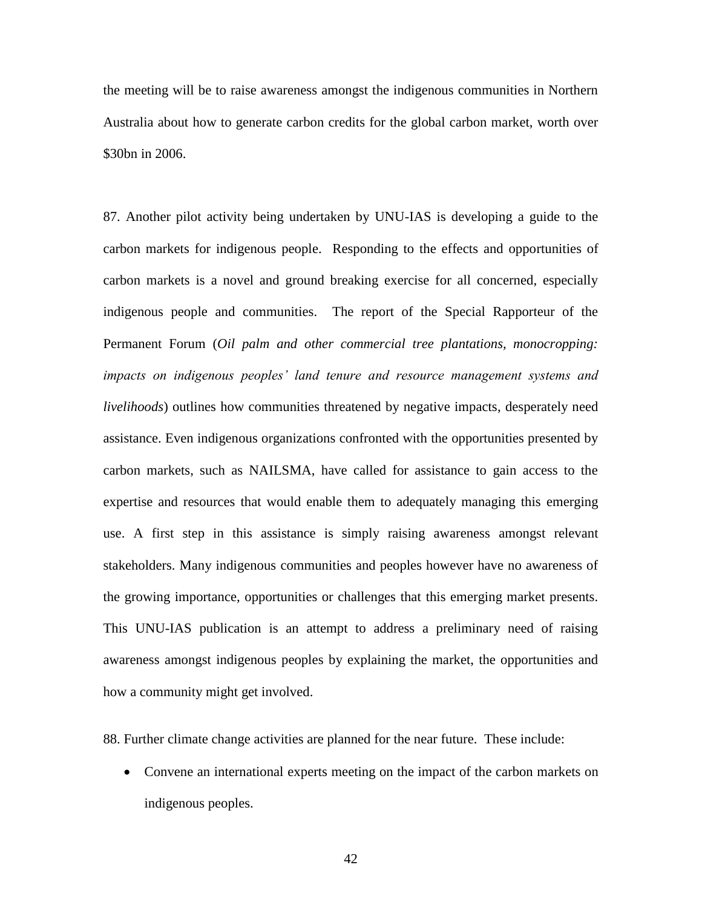the meeting will be to raise awareness amongst the indigenous communities in Northern Australia about how to generate carbon credits for the global carbon market, worth over $30bn in 2006.

87. Another pilot activity being undertaken by UNU-IAS is developing a guide to the carbon markets for indigenous people. Responding to the effects and opportunities of carbon markets is a novel and ground breaking exercise for all concerned, especially indigenous people and communities. The report of the Special Rapporteur of the Permanent Forum (*Oil palm and other commercial tree plantations, monocropping: impacts on indigenous peoples' land tenure and resource management systems and livelihoods*) outlines how communities threatened by negative impacts, desperately need assistance. Even indigenous organizations confronted with the opportunities presented by carbon markets, such as NAILSMA, have called for assistance to gain access to the expertise and resources that would enable them to adequately managing this emerging use. A first step in this assistance is simply raising awareness amongst relevant stakeholders. Many indigenous communities and peoples however have no awareness of the growing importance, opportunities or challenges that this emerging market presents. This UNU-IAS publication is an attempt to address a preliminary need of raising awareness amongst indigenous peoples by explaining the market, the opportunities and how a community might get involved.

88. Further climate change activities are planned for the near future. These include:

- Convene an international experts meeting on the impact of the carbon markets on indigenous peoples.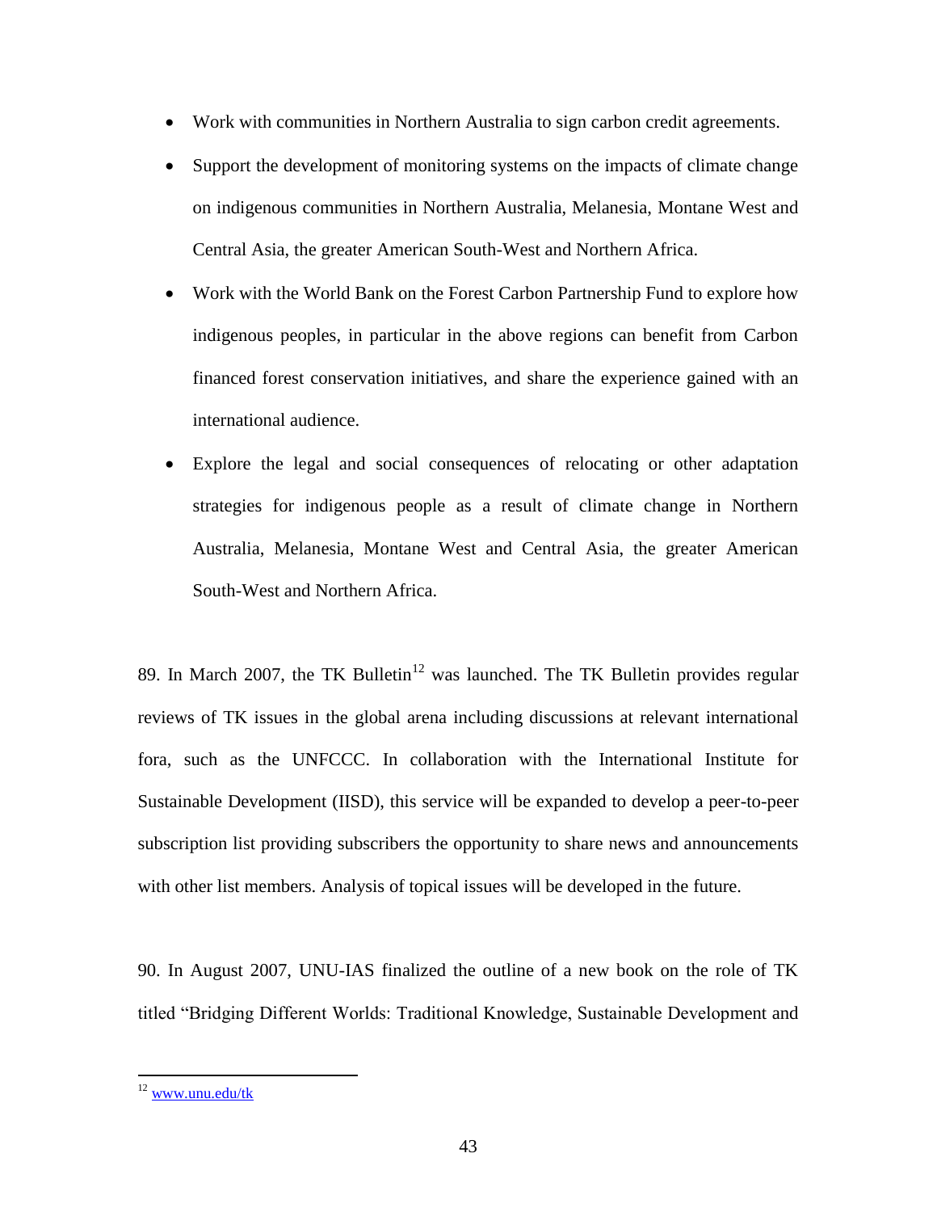- Work with communities in Northern Australia to sign carbon credit agreements.
- Support the development of monitoring systems on the impacts of climate change on indigenous communities in Northern Australia, Melanesia, Montane West and Central Asia, the greater American South-West and Northern Africa.
- Work with the World Bank on the Forest Carbon Partnership Fund to explore how indigenous peoples, in particular in the above regions can benefit from Carbon financed forest conservation initiatives, and share the experience gained with an international audience.
- Explore the legal and social consequences of relocating or other adaptation strategies for indigenous people as a result of climate change in Northern Australia, Melanesia, Montane West and Central Asia, the greater American South-West and Northern Africa.

89. In March 2007, the TK Bulletin[12] was launched. The TK Bulletin provides regular reviews of TK issues in the global arena including discussions at relevant international fora, such as the UNFCCC. In collaboration with the International Institute for Sustainable Development (IISD), this service will be expanded to develop a peer-to-peer subscription list providing subscribers the opportunity to share news and announcements with other list members. Analysis of topical issues will be developed in the future.

90. In August 2007, UNU-IAS finalized the outline of a new book on the role of TK titled "Bridging Different Worlds: Traditional Knowledge, Sustainable Development and

[12] www.unu.edu/tk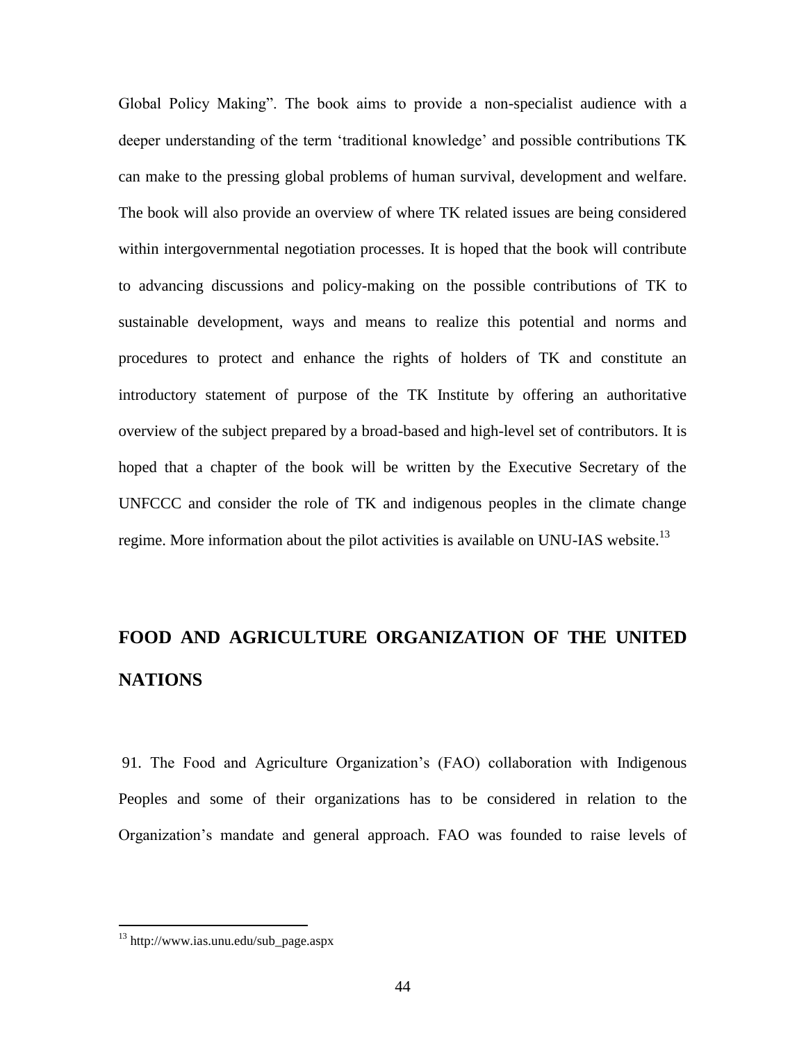Global Policy Making". The book aims to provide a non-specialist audience with a deeper understanding of the term 'traditional knowledge' and possible contributions TK can make to the pressing global problems of human survival, development and welfare. The book will also provide an overview of where TK related issues are being considered within intergovernmental negotiation processes. It is hoped that the book will contribute to advancing discussions and policy-making on the possible contributions of TK to sustainable development, ways and means to realize this potential and norms and procedures to protect and enhance the rights of holders of TK and constitute an introductory statement of purpose of the TK Institute by offering an authoritative overview of the subject prepared by a broad-based and high-level set of contributors. It is hoped that a chapter of the book will be written by the Executive Secretary of the UNFCCC and consider the role of TK and indigenous peoples in the climate change regime. More information about the pilot activities is available on UNU-IAS website.[13]

## FOOD AND AGRICULTURE ORGANIZATION OF THE UNITED NATIONS

91. The Food and Agriculture Organization's (FAO) collaboration with Indigenous Peoples and some of their organizations has to be considered in relation to the Organization's mandate and general approach. FAO was founded to raise levels of

---

[13] http://www.ias.unu.edu/sub_page.aspx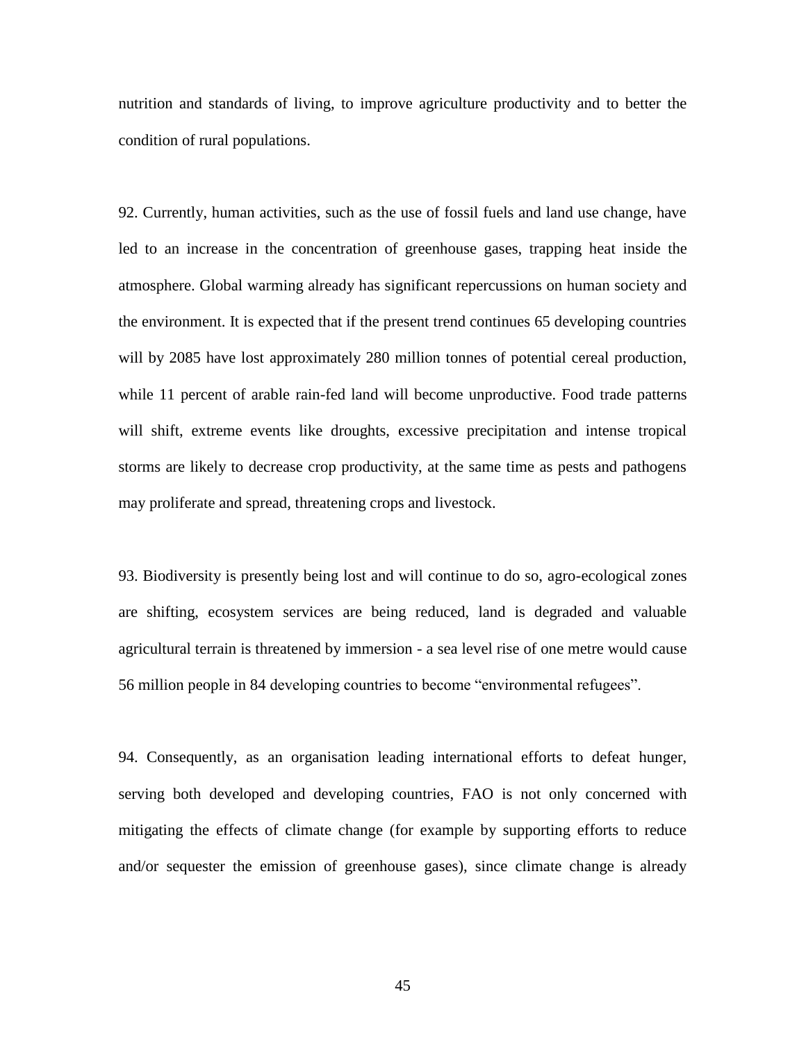nutrition and standards of living, to improve agriculture productivity and to better the condition of rural populations.

92. Currently, human activities, such as the use of fossil fuels and land use change, have led to an increase in the concentration of greenhouse gases, trapping heat inside the atmosphere. Global warming already has significant repercussions on human society and the environment. It is expected that if the present trend continues 65 developing countries will by 2085 have lost approximately 280 million tonnes of potential cereal production, while 11 percent of arable rain-fed land will become unproductive. Food trade patterns will shift, extreme events like droughts, excessive precipitation and intense tropical storms are likely to decrease crop productivity, at the same time as pests and pathogens may proliferate and spread, threatening crops and livestock.

93. Biodiversity is presently being lost and will continue to do so, agro-ecological zones are shifting, ecosystem services are being reduced, land is degraded and valuable agricultural terrain is threatened by immersion - a sea level rise of one metre would cause 56 million people in 84 developing countries to become "environmental refugees".

94. Consequently, as an organisation leading international efforts to defeat hunger, serving both developed and developing countries, FAO is not only concerned with mitigating the effects of climate change (for example by supporting efforts to reduce and/or sequester the emission of greenhouse gases), since climate change is already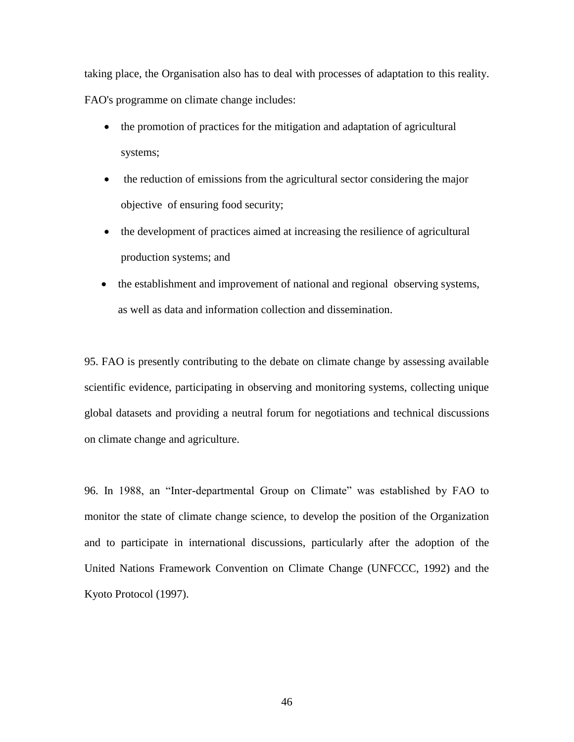taking place, the Organisation also has to deal with processes of adaptation to this reality. FAO's programme on climate change includes:

- the promotion of practices for the mitigation and adaptation of agricultural systems;
- the reduction of emissions from the agricultural sector considering the major objective of ensuring food security;
- the development of practices aimed at increasing the resilience of agricultural production systems; and
- the establishment and improvement of national and regional observing systems, as well as data and information collection and dissemination.

95. FAO is presently contributing to the debate on climate change by assessing available scientific evidence, participating in observing and monitoring systems, collecting unique global datasets and providing a neutral forum for negotiations and technical discussions on climate change and agriculture.

96. In 1988, an "Inter-departmental Group on Climate" was established by FAO to monitor the state of climate change science, to develop the position of the Organization and to participate in international discussions, particularly after the adoption of the United Nations Framework Convention on Climate Change (UNFCCC, 1992) and the Kyoto Protocol (1997).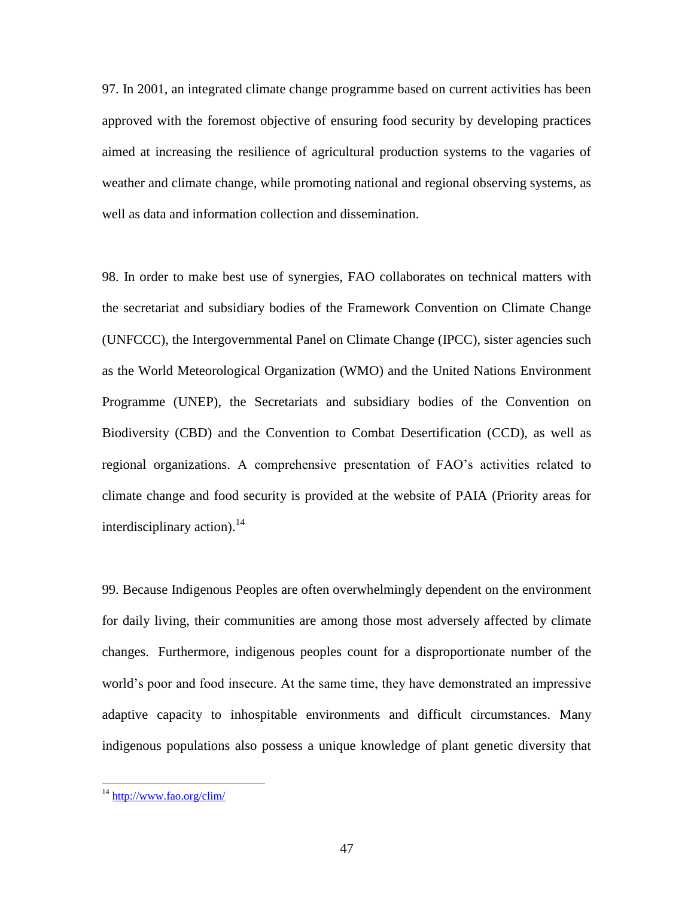97. In 2001, an integrated climate change programme based on current activities has been approved with the foremost objective of ensuring food security by developing practices aimed at increasing the resilience of agricultural production systems to the vagaries of weather and climate change, while promoting national and regional observing systems, as well as data and information collection and dissemination.

98. In order to make best use of synergies, FAO collaborates on technical matters with the secretariat and subsidiary bodies of the Framework Convention on Climate Change (UNFCCC), the Intergovernmental Panel on Climate Change (IPCC), sister agencies such as the World Meteorological Organization (WMO) and the United Nations Environment Programme (UNEP), the Secretariats and subsidiary bodies of the Convention on Biodiversity (CBD) and the Convention to Combat Desertification (CCD), as well as regional organizations. A comprehensive presentation of FAO's activities related to climate change and food security is provided at the website of PAIA (Priority areas for interdisciplinary action).[14]

99. Because Indigenous Peoples are often overwhelmingly dependent on the environment for daily living, their communities are among those most adversely affected by climate changes. Furthermore, indigenous peoples count for a disproportionate number of the world's poor and food insecure. At the same time, they have demonstrated an impressive adaptive capacity to inhospitable environments and difficult circumstances. Many indigenous populations also possess a unique knowledge of plant genetic diversity that

[14] http://www.fao.org/clim/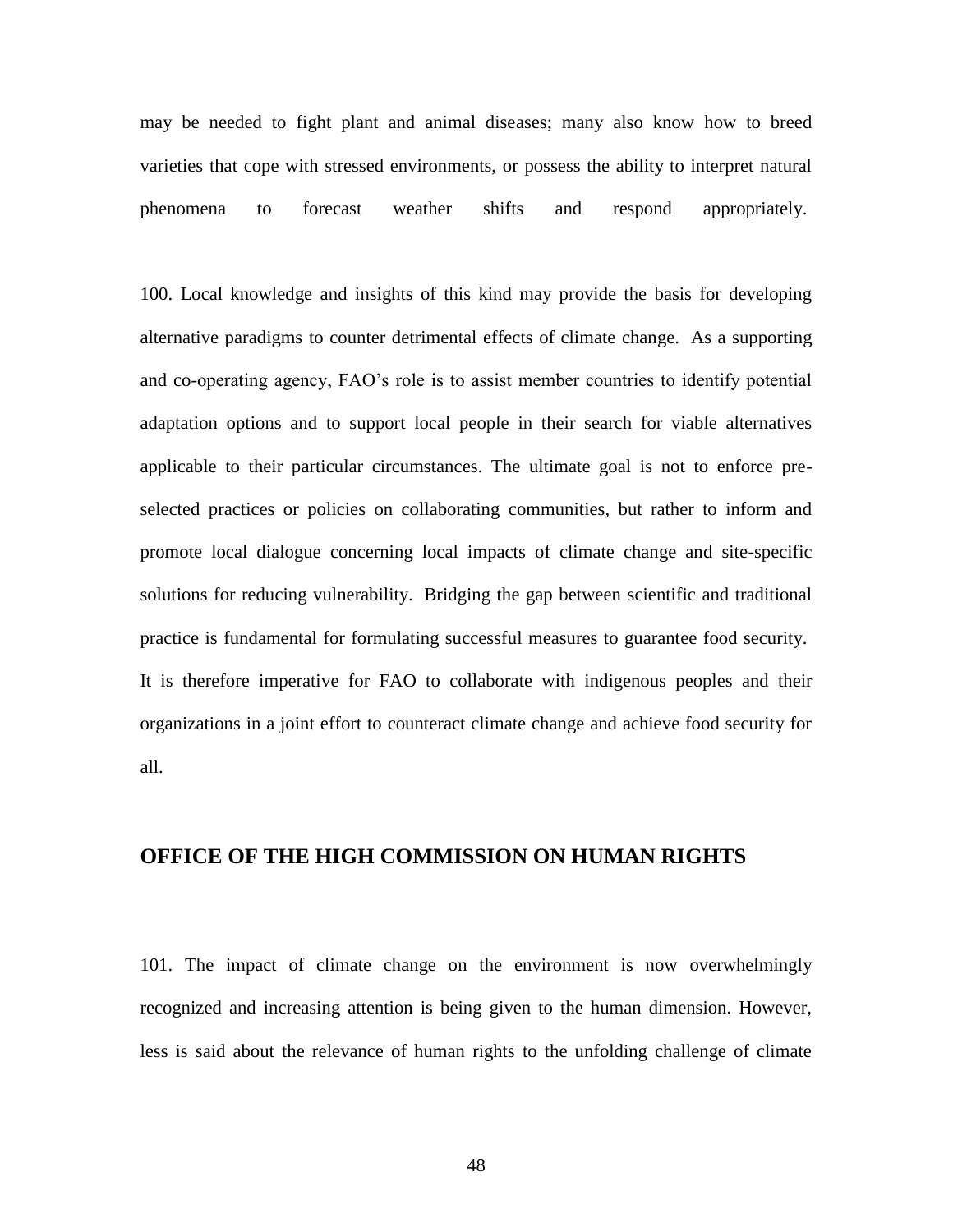may be needed to fight plant and animal diseases; many also know how to breed varieties that cope with stressed environments, or possess the ability to interpret natural phenomena to forecast weather shifts and respond appropriately.

100. Local knowledge and insights of this kind may provide the basis for developing alternative paradigms to counter detrimental effects of climate change. As a supporting and co-operating agency, FAO's role is to assist member countries to identify potential adaptation options and to support local people in their search for viable alternatives applicable to their particular circumstances. The ultimate goal is not to enforce pre-selected practices or policies on collaborating communities, but rather to inform and promote local dialogue concerning local impacts of climate change and site-specific solutions for reducing vulnerability. Bridging the gap between scientific and traditional practice is fundamental for formulating successful measures to guarantee food security. It is therefore imperative for FAO to collaborate with indigenous peoples and their organizations in a joint effort to counteract climate change and achieve food security for all.

## OFFICE OF THE HIGH COMMISSION ON HUMAN RIGHTS

101. The impact of climate change on the environment is now overwhelmingly recognized and increasing attention is being given to the human dimension. However, less is said about the relevance of human rights to the unfolding challenge of climate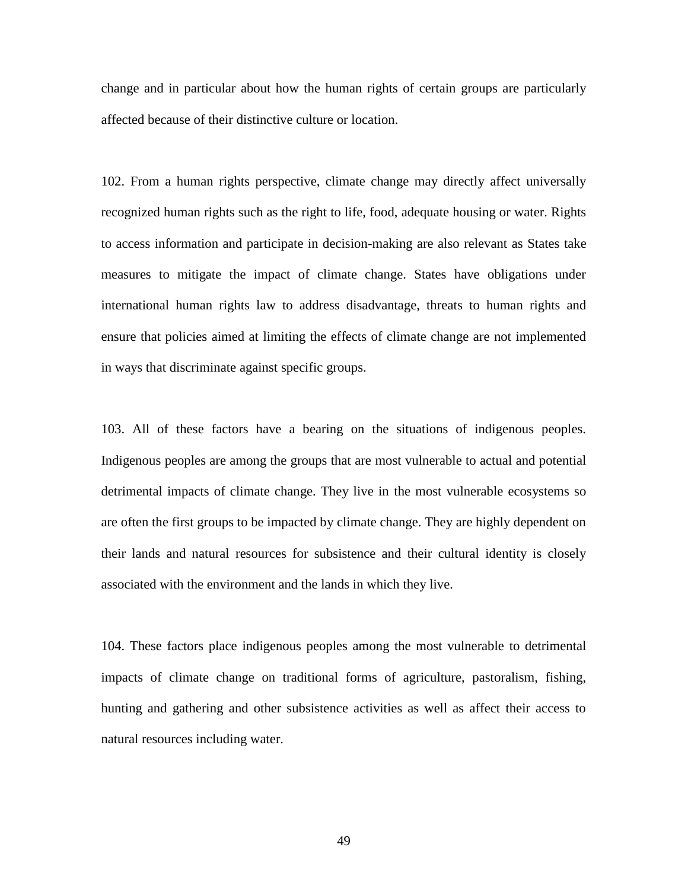change and in particular about how the human rights of certain groups are particularly affected because of their distinctive culture or location.

102. From a human rights perspective, climate change may directly affect universally recognized human rights such as the right to life, food, adequate housing or water. Rights to access information and participate in decision-making are also relevant as States take measures to mitigate the impact of climate change. States have obligations under international human rights law to address disadvantage, threats to human rights and ensure that policies aimed at limiting the effects of climate change are not implemented in ways that discriminate against specific groups.

103. All of these factors have a bearing on the situations of indigenous peoples. Indigenous peoples are among the groups that are most vulnerable to actual and potential detrimental impacts of climate change. They live in the most vulnerable ecosystems so are often the first groups to be impacted by climate change. They are highly dependent on their lands and natural resources for subsistence and their cultural identity is closely associated with the environment and the lands in which they live.

104. These factors place indigenous peoples among the most vulnerable to detrimental impacts of climate change on traditional forms of agriculture, pastoralism, fishing, hunting and gathering and other subsistence activities as well as affect their access to natural resources including water.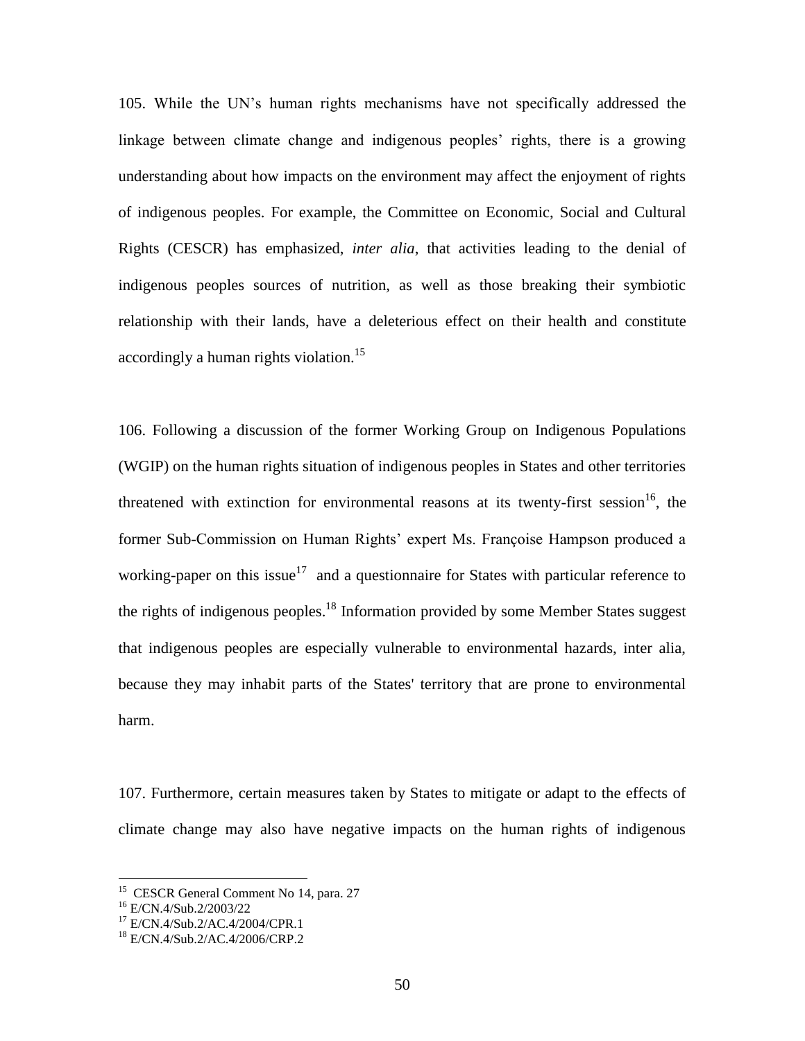105. While the UN's human rights mechanisms have not specifically addressed the linkage between climate change and indigenous peoples' rights, there is a growing understanding about how impacts on the environment may affect the enjoyment of rights of indigenous peoples. For example, the Committee on Economic, Social and Cultural Rights (CESCR) has emphasized, *inter alia*, that activities leading to the denial of indigenous peoples sources of nutrition, as well as those breaking their symbiotic relationship with their lands, have a deleterious effect on their health and constitute accordingly a human rights violation.[15]

106. Following a discussion of the former Working Group on Indigenous Populations (WGIP) on the human rights situation of indigenous peoples in States and other territories threatened with extinction for environmental reasons at its twenty-first session[16], the former Sub-Commission on Human Rights' expert Ms. Françoise Hampson produced a working-paper on this issue[17] and a questionnaire for States with particular reference to the rights of indigenous peoples.[18] Information provided by some Member States suggest that indigenous peoples are especially vulnerable to environmental hazards, inter alia, because they may inhabit parts of the States' territory that are prone to environmental harm.

107. Furthermore, certain measures taken by States to mitigate or adapt to the effects of climate change may also have negative impacts on the human rights of indigenous

---

[15] CESCR General Comment No 14, para. 27
[16] E/CN.4/Sub.2/2003/22
[17] E/CN.4/Sub.2/AC.4/2004/CPR.1
[18] E/CN.4/Sub.2/AC.4/2006/CRP.2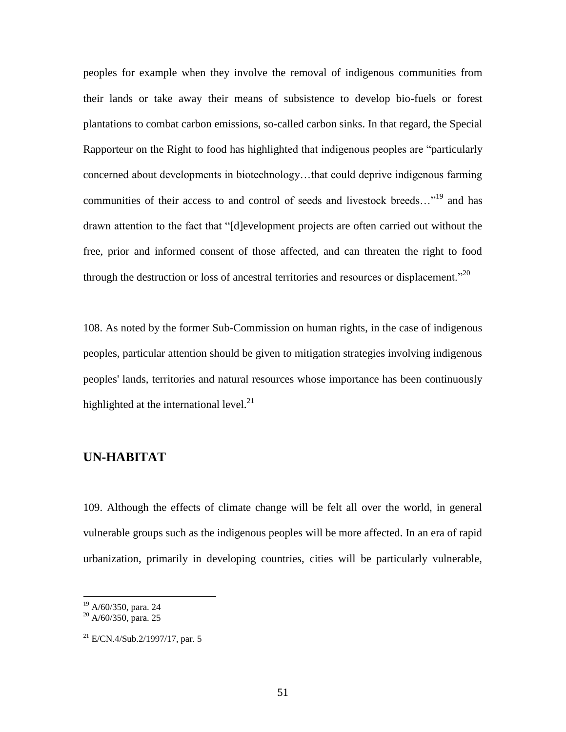peoples for example when they involve the removal of indigenous communities from their lands or take away their means of subsistence to develop bio-fuels or forest plantations to combat carbon emissions, so-called carbon sinks. In that regard, the Special Rapporteur on the Right to food has highlighted that indigenous peoples are “particularly concerned about developments in biotechnology…that could deprive indigenous farming communities of their access to and control of seeds and livestock breeds…”[19] and has drawn attention to the fact that “[d]evelopment projects are often carried out without the free, prior and informed consent of those affected, and can threaten the right to food through the destruction or loss of ancestral territories and resources or displacement.”[20]

108. As noted by the former Sub-Commission on human rights, in the case of indigenous peoples, particular attention should be given to mitigation strategies involving indigenous peoples' lands, territories and natural resources whose importance has been continuously highlighted at the international level.[21]

## UN-HABITAT

109. Although the effects of climate change will be felt all over the world, in general vulnerable groups such as the indigenous peoples will be more affected. In an era of rapid urbanization, primarily in developing countries, cities will be particularly vulnerable,

---

[19] A/60/350, para. 24

[20] A/60/350, para. 25

[21] E/CN.4/Sub.2/1997/17, par. 5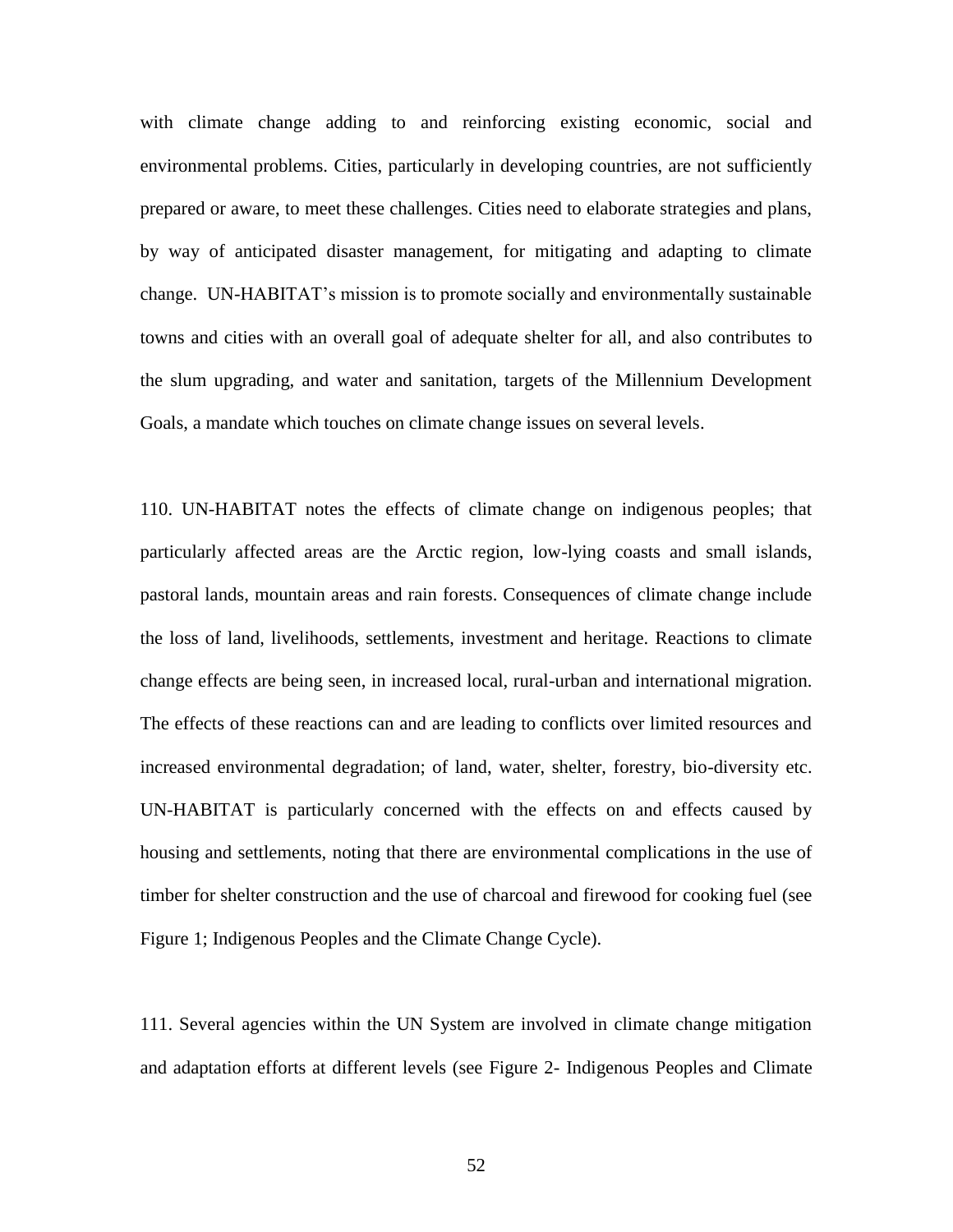with climate change adding to and reinforcing existing economic, social and environmental problems. Cities, particularly in developing countries, are not sufficiently prepared or aware, to meet these challenges. Cities need to elaborate strategies and plans, by way of anticipated disaster management, for mitigating and adapting to climate change. UN-HABITAT's mission is to promote socially and environmentally sustainable towns and cities with an overall goal of adequate shelter for all, and also contributes to the slum upgrading, and water and sanitation, targets of the Millennium Development Goals, a mandate which touches on climate change issues on several levels.

110. UN-HABITAT notes the effects of climate change on indigenous peoples; that particularly affected areas are the Arctic region, low-lying coasts and small islands, pastoral lands, mountain areas and rain forests. Consequences of climate change include the loss of land, livelihoods, settlements, investment and heritage. Reactions to climate change effects are being seen, in increased local, rural-urban and international migration. The effects of these reactions can and are leading to conflicts over limited resources and increased environmental degradation; of land, water, shelter, forestry, bio-diversity etc. UN-HABITAT is particularly concerned with the effects on and effects caused by housing and settlements, noting that there are environmental complications in the use of timber for shelter construction and the use of charcoal and firewood for cooking fuel (see Figure 1; Indigenous Peoples and the Climate Change Cycle).

111. Several agencies within the UN System are involved in climate change mitigation and adaptation efforts at different levels (see Figure 2- Indigenous Peoples and Climate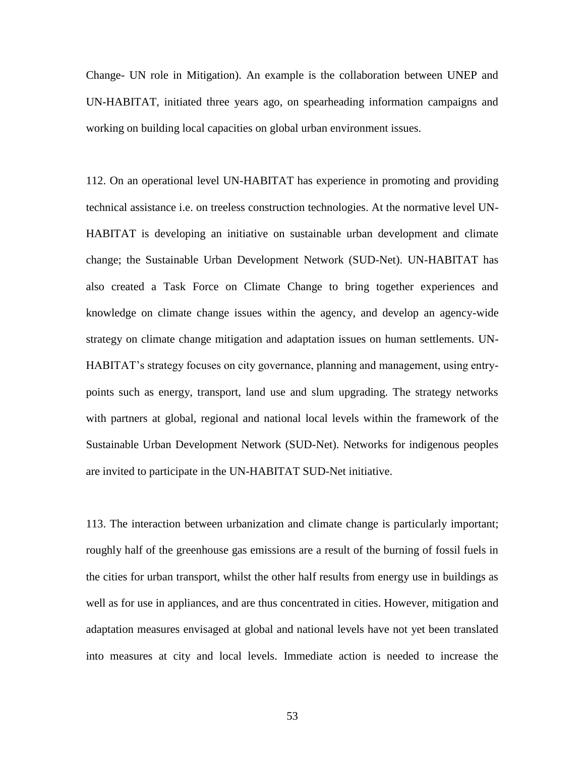Change- UN role in Mitigation). An example is the collaboration between UNEP and UN-HABITAT, initiated three years ago, on spearheading information campaigns and working on building local capacities on global urban environment issues.

112. On an operational level UN-HABITAT has experience in promoting and providing technical assistance i.e. on treeless construction technologies. At the normative level UN-HABITAT is developing an initiative on sustainable urban development and climate change; the Sustainable Urban Development Network (SUD-Net). UN-HABITAT has also created a Task Force on Climate Change to bring together experiences and knowledge on climate change issues within the agency, and develop an agency-wide strategy on climate change mitigation and adaptation issues on human settlements. UN-HABITAT's strategy focuses on city governance, planning and management, using entry-points such as energy, transport, land use and slum upgrading. The strategy networks with partners at global, regional and national local levels within the framework of the Sustainable Urban Development Network (SUD-Net). Networks for indigenous peoples are invited to participate in the UN-HABITAT SUD-Net initiative.

113. The interaction between urbanization and climate change is particularly important; roughly half of the greenhouse gas emissions are a result of the burning of fossil fuels in the cities for urban transport, whilst the other half results from energy use in buildings as well as for use in appliances, and are thus concentrated in cities. However, mitigation and adaptation measures envisaged at global and national levels have not yet been translated into measures at city and local levels. Immediate action is needed to increase the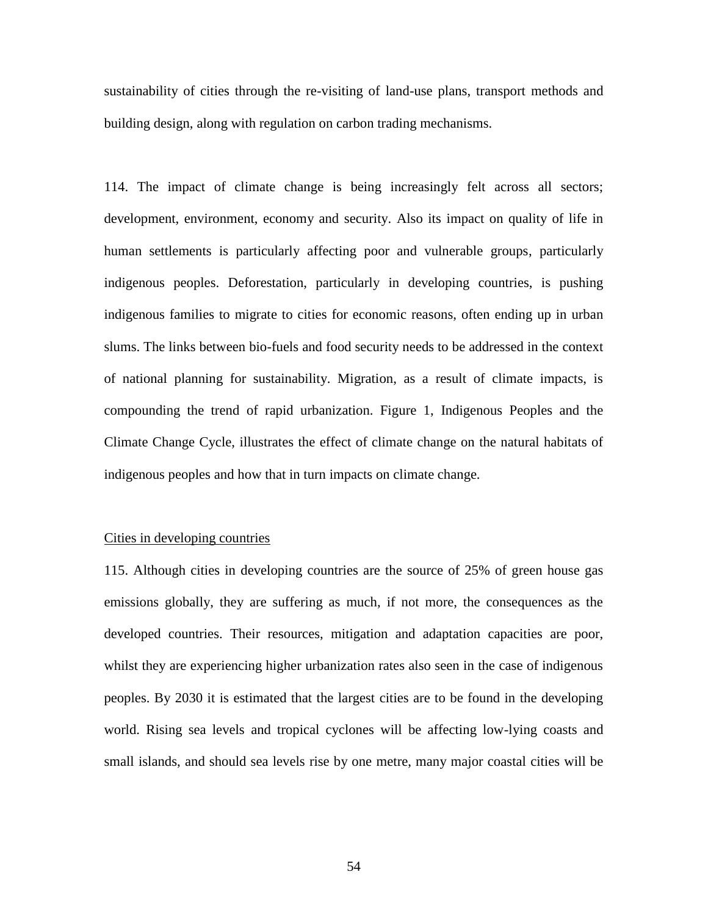sustainability of cities through the re-visiting of land-use plans, transport methods and building design, along with regulation on carbon trading mechanisms.

114. The impact of climate change is being increasingly felt across all sectors; development, environment, economy and security. Also its impact on quality of life in human settlements is particularly affecting poor and vulnerable groups, particularly indigenous peoples. Deforestation, particularly in developing countries, is pushing indigenous families to migrate to cities for economic reasons, often ending up in urban slums. The links between bio-fuels and food security needs to be addressed in the context of national planning for sustainability. Migration, as a result of climate impacts, is compounding the trend of rapid urbanization. Figure 1, Indigenous Peoples and the Climate Change Cycle, illustrates the effect of climate change on the natural habitats of indigenous peoples and how that in turn impacts on climate change.

<u>Cities in developing countries</u>

115. Although cities in developing countries are the source of 25% of green house gas emissions globally, they are suffering as much, if not more, the consequences as the developed countries. Their resources, mitigation and adaptation capacities are poor, whilst they are experiencing higher urbanization rates also seen in the case of indigenous peoples. By 2030 it is estimated that the largest cities are to be found in the developing world. Rising sea levels and tropical cyclones will be affecting low-lying coasts and small islands, and should sea levels rise by one metre, many major coastal cities will be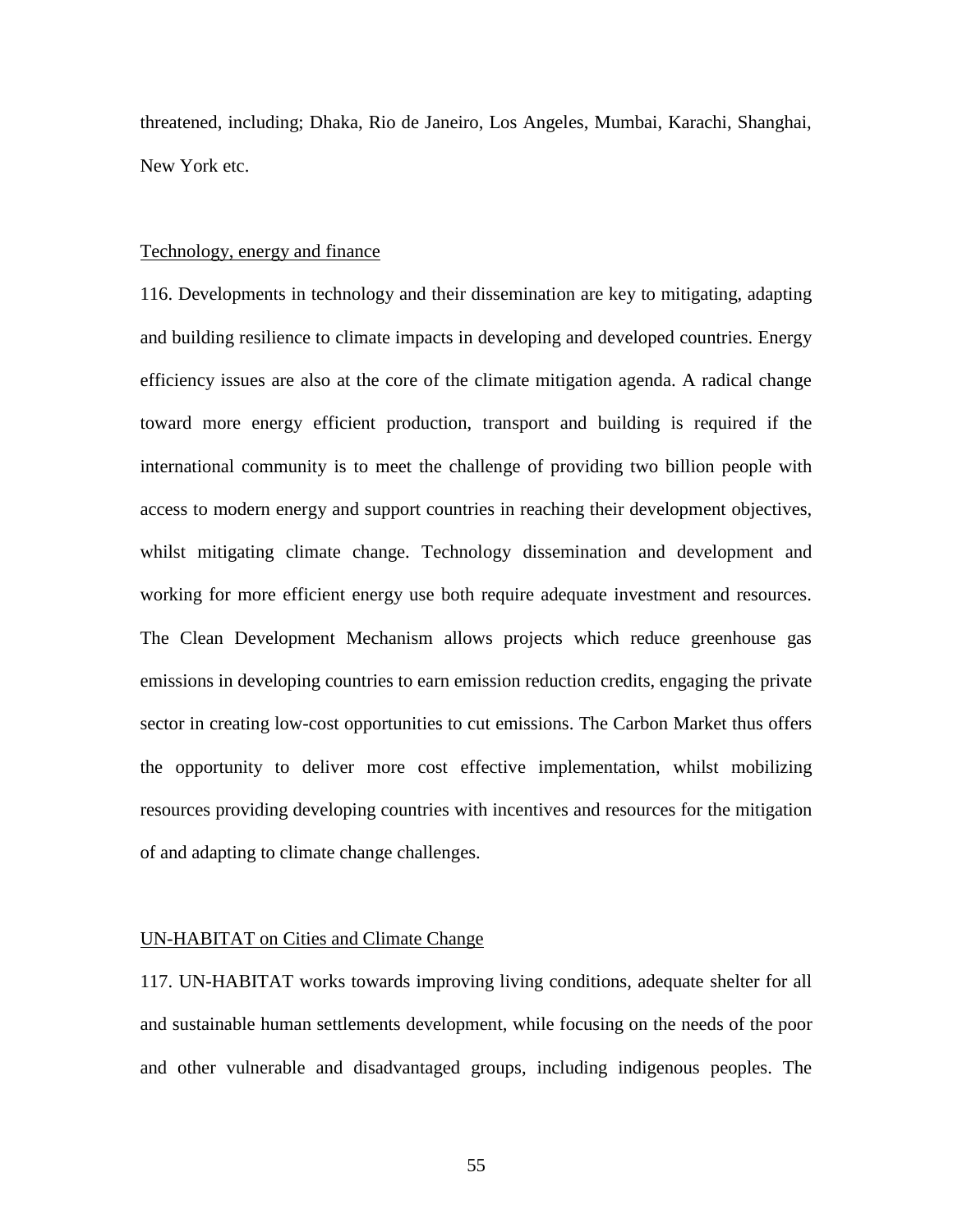threatened, including; Dhaka, Rio de Janeiro, Los Angeles, Mumbai, Karachi, Shanghai, New York etc.

<u>Technology, energy and finance</u>

116. Developments in technology and their dissemination are key to mitigating, adapting and building resilience to climate impacts in developing and developed countries. Energy efficiency issues are also at the core of the climate mitigation agenda. A radical change toward more energy efficient production, transport and building is required if the international community is to meet the challenge of providing two billion people with access to modern energy and support countries in reaching their development objectives, whilst mitigating climate change. Technology dissemination and development and working for more efficient energy use both require adequate investment and resources. The Clean Development Mechanism allows projects which reduce greenhouse gas emissions in developing countries to earn emission reduction credits, engaging the private sector in creating low-cost opportunities to cut emissions. The Carbon Market thus offers the opportunity to deliver more cost effective implementation, whilst mobilizing resources providing developing countries with incentives and resources for the mitigation of and adapting to climate change challenges.

<u>UN-HABITAT on Cities and Climate Change</u>

117. UN-HABITAT works towards improving living conditions, adequate shelter for all and sustainable human settlements development, while focusing on the needs of the poor and other vulnerable and disadvantaged groups, including indigenous peoples. The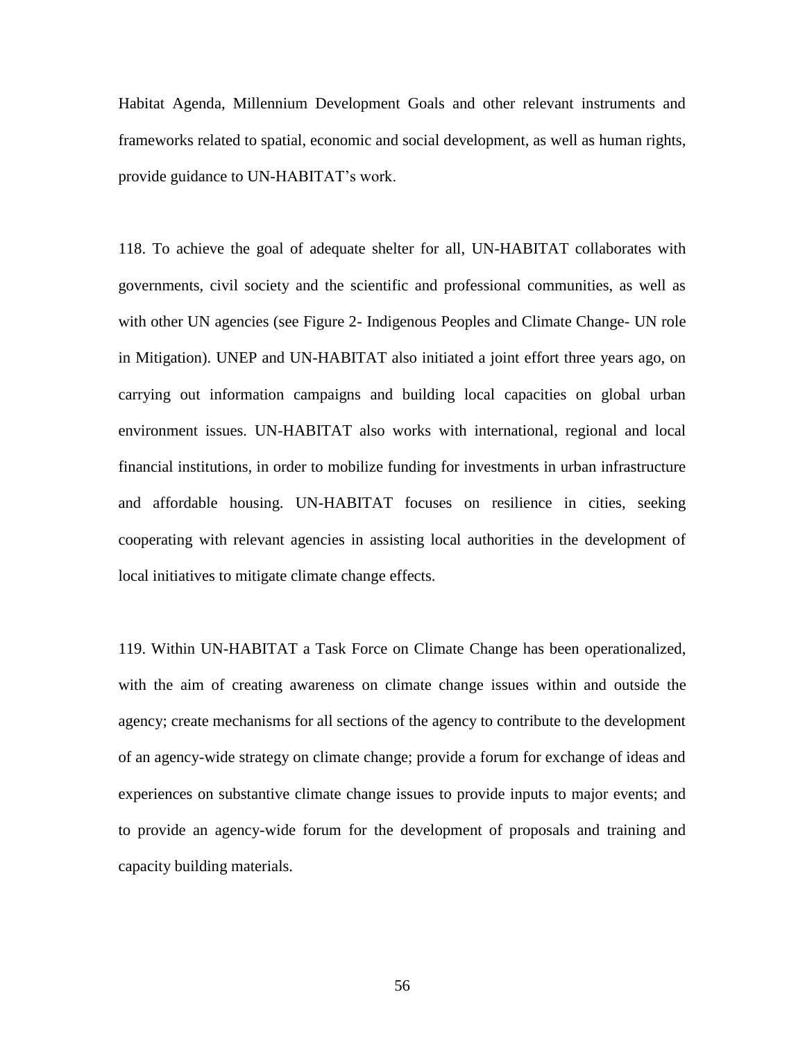Habitat Agenda, Millennium Development Goals and other relevant instruments and frameworks related to spatial, economic and social development, as well as human rights, provide guidance to UN-HABITAT's work.

118. To achieve the goal of adequate shelter for all, UN-HABITAT collaborates with governments, civil society and the scientific and professional communities, as well as with other UN agencies (see Figure 2- Indigenous Peoples and Climate Change- UN role in Mitigation). UNEP and UN-HABITAT also initiated a joint effort three years ago, on carrying out information campaigns and building local capacities on global urban environment issues. UN-HABITAT also works with international, regional and local financial institutions, in order to mobilize funding for investments in urban infrastructure and affordable housing. UN-HABITAT focuses on resilience in cities, seeking cooperating with relevant agencies in assisting local authorities in the development of local initiatives to mitigate climate change effects.

119. Within UN-HABITAT a Task Force on Climate Change has been operationalized, with the aim of creating awareness on climate change issues within and outside the agency; create mechanisms for all sections of the agency to contribute to the development of an agency-wide strategy on climate change; provide a forum for exchange of ideas and experiences on substantive climate change issues to provide inputs to major events; and to provide an agency-wide forum for the development of proposals and training and capacity building materials.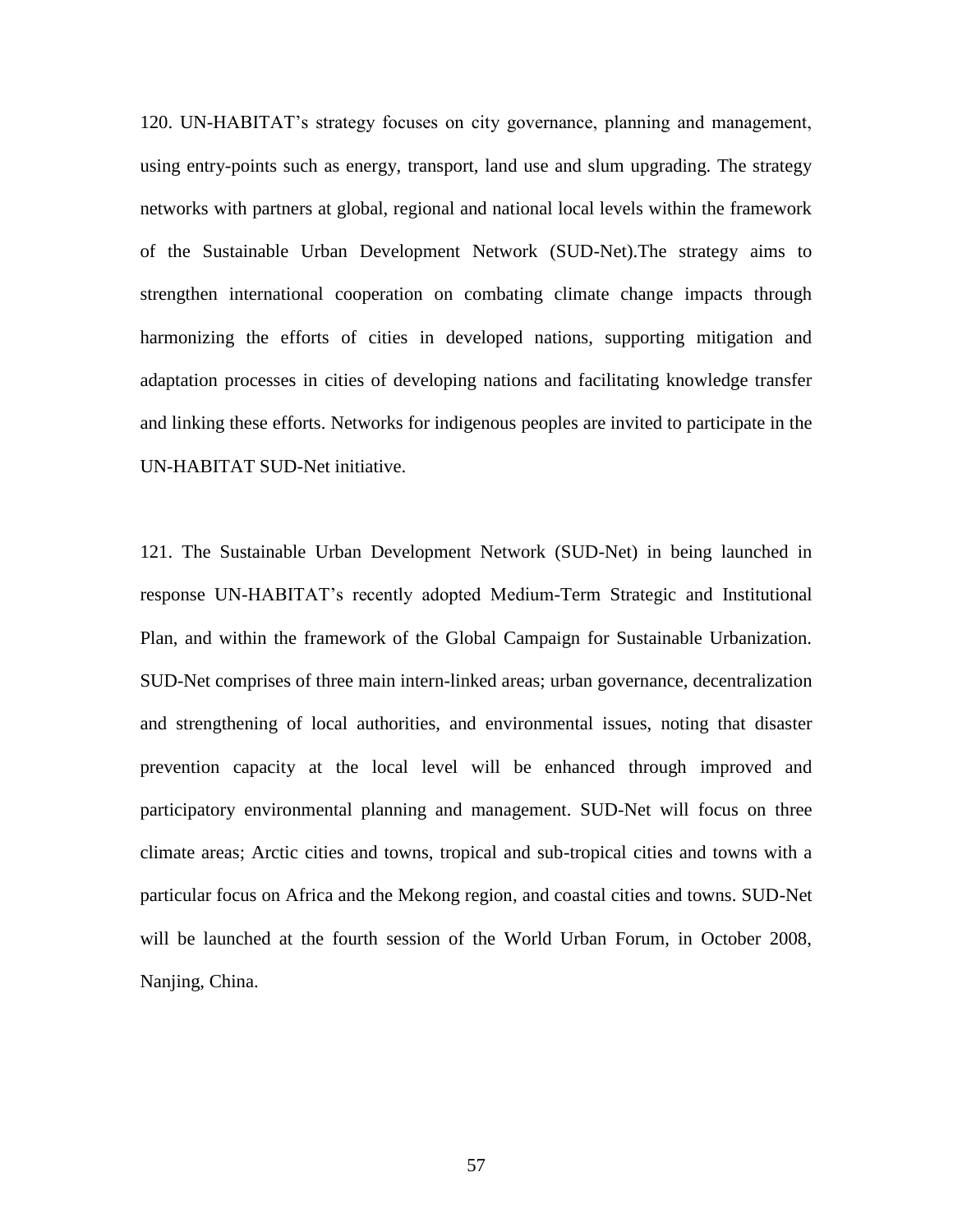120. UN-HABITAT's strategy focuses on city governance, planning and management, using entry-points such as energy, transport, land use and slum upgrading. The strategy networks with partners at global, regional and national local levels within the framework of the Sustainable Urban Development Network (SUD-Net).The strategy aims to strengthen international cooperation on combating climate change impacts through harmonizing the efforts of cities in developed nations, supporting mitigation and adaptation processes in cities of developing nations and facilitating knowledge transfer and linking these efforts. Networks for indigenous peoples are invited to participate in the UN-HABITAT SUD-Net initiative.

121. The Sustainable Urban Development Network (SUD-Net) in being launched in response UN-HABITAT's recently adopted Medium-Term Strategic and Institutional Plan, and within the framework of the Global Campaign for Sustainable Urbanization. SUD-Net comprises of three main intern-linked areas; urban governance, decentralization and strengthening of local authorities, and environmental issues, noting that disaster prevention capacity at the local level will be enhanced through improved and participatory environmental planning and management. SUD-Net will focus on three climate areas; Arctic cities and towns, tropical and sub-tropical cities and towns with a particular focus on Africa and the Mekong region, and coastal cities and towns. SUD-Net will be launched at the fourth session of the World Urban Forum, in October 2008, Nanjing, China.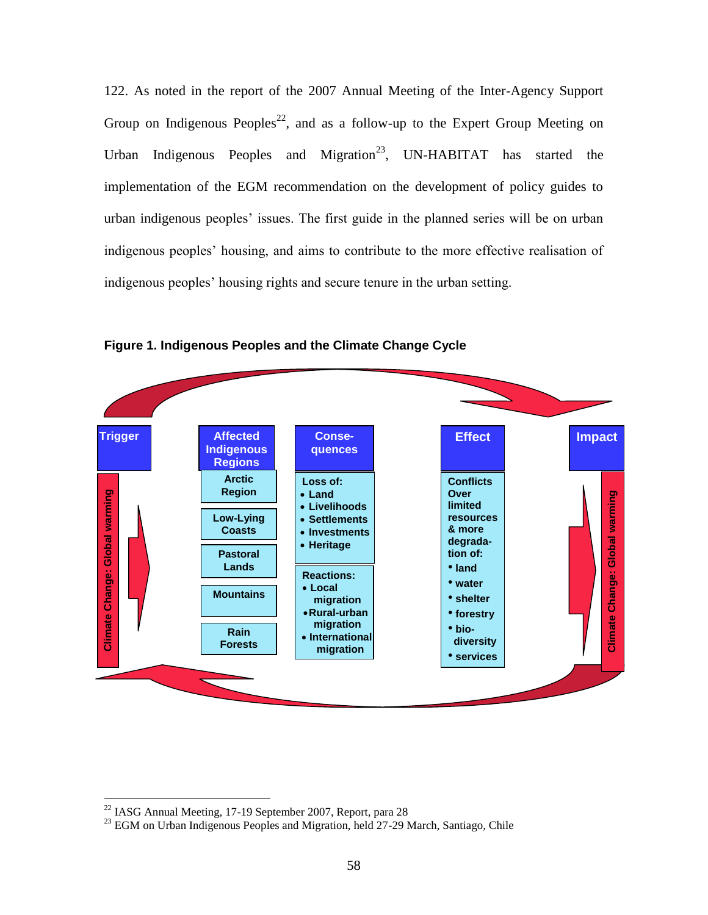122. As noted in the report of the 2007 Annual Meeting of the Inter-Agency Support Group on Indigenous Peoples[22], and as a follow-up to the Expert Group Meeting on Urban Indigenous Peoples and Migration[23], UN-HABITAT has started the implementation of the EGM recommendation on the development of policy guides to urban indigenous peoples' issues. The first guide in the planned series will be on urban indigenous peoples' housing, and aims to contribute to the more effective realisation of indigenous peoples' housing rights and secure tenure in the urban setting.

**Figure 1. Indigenous Peoples and the Climate Change Cycle**

| Trigger | Affected Indigenous Regions | Consequences | Effect | Impact |
|---|---|---|---|---|
| Climate Change: Global warming | Arctic Region<br>Low-Lying Coasts<br>Pastoral Lands<br>Mountains<br>Rain Forests | Loss of:<br>• Land<br>• Livelihoods<br>• Settlements<br>• Investments<br>• Heritage<br><br>Reactions:<br>• Local migration<br>• Rural-urban migration<br>• International migration | Conflicts Over limited resources & more degradation of:<br>• land<br>• water<br>• shelter<br>• forestry<br>• bio-diversity<br>• services | Climate Change: Global warming |

[22] IASG Annual Meeting, 17-19 September 2007, Report, para 28

[23] EGM on Urban Indigenous Peoples and Migration, held 27-29 March, Santiago, Chile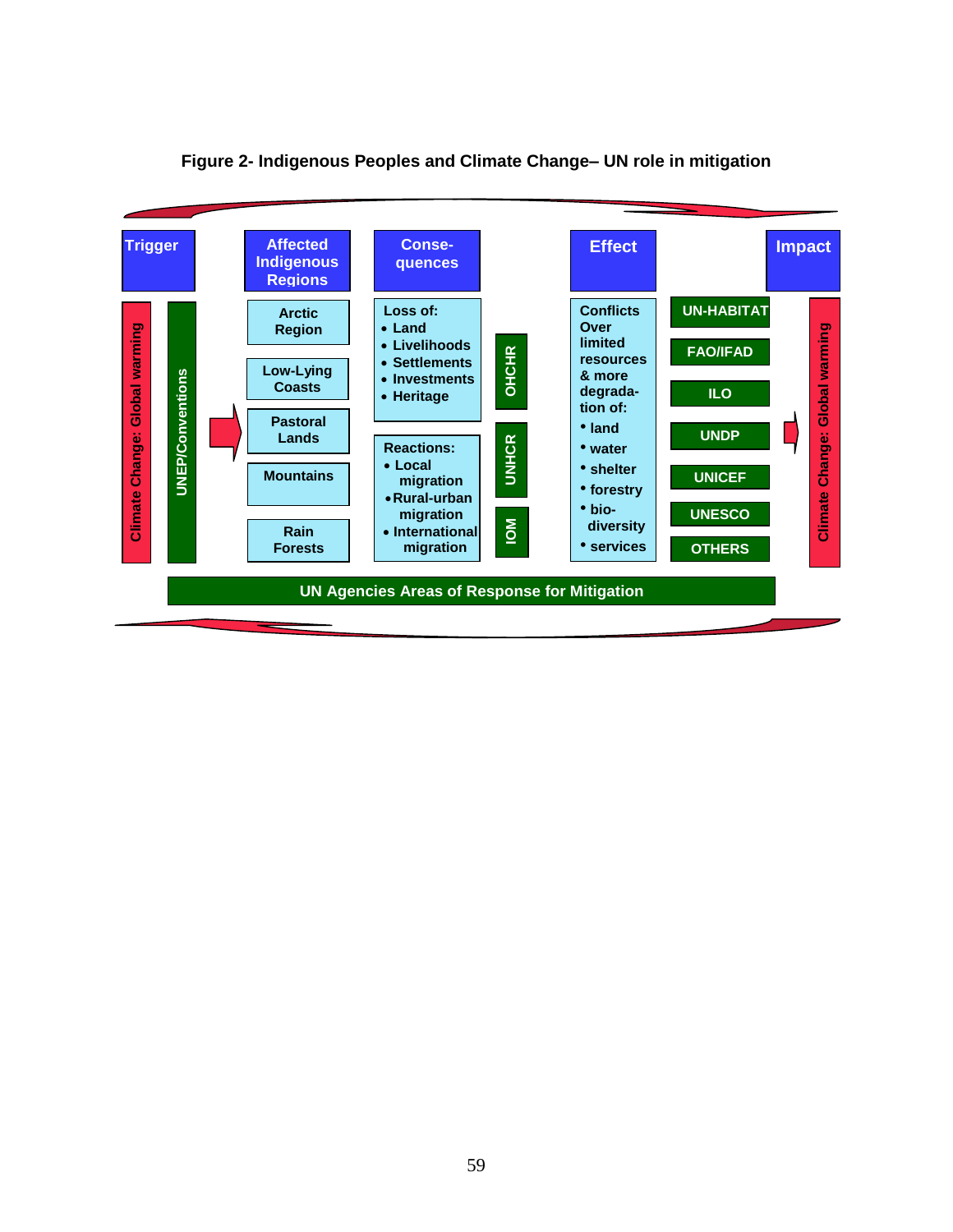**Figure 2- Indigenous Peoples and Climate Change– UN role in mitigation**

| Trigger | | Affected Indigenous Regions | Conse-quences | | Effect | | Impact |
|---|---|---|---|---|---|---|---|
| Climate Change: Global warming | UNEP/Conventions | Arctic Region | Loss of: • Land • Livelihoods • Settlements • Investments • Heritage | OHCHR | Conflicts Over limited resources & more degrada-tion of: • land • water • shelter • forestry • bio-diversity • services | UN-HABITAT | Climate Change: Global warming |
| | | Low-Lying Coasts | | | | FAO/IFAD | |
| | | Pastoral Lands | Reactions: • Local migration • Rural-urban migration • International migration | UNHCR | | ILO | |
| | | Mountains | | | | UNDP | |
| | | Rain Forests | | IOM | | UNICEF | |
| | | | | | | UNESCO | |
| | | | | | | OTHERS | |

UN Agencies Areas of Response for Mitigation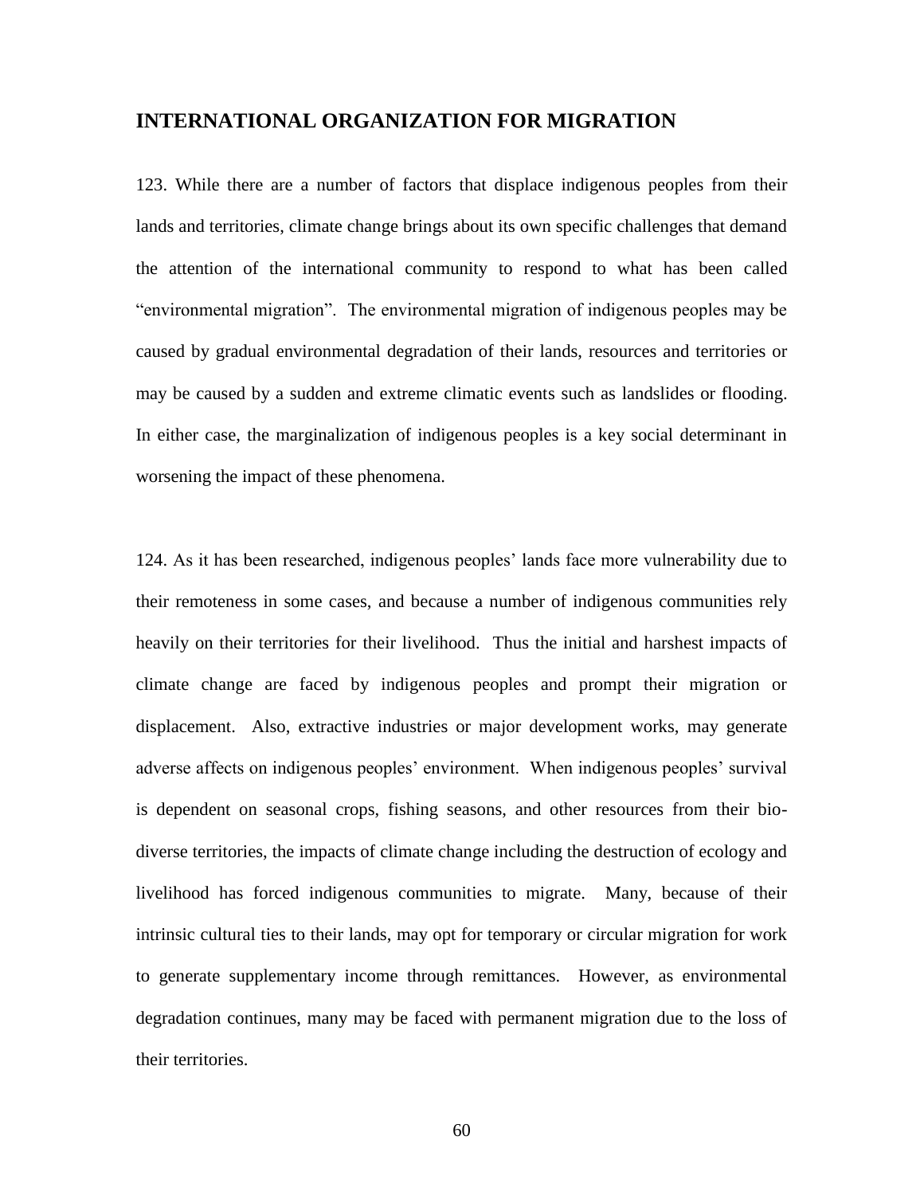## INTERNATIONAL ORGANIZATION FOR MIGRATION

123. While there are a number of factors that displace indigenous peoples from their lands and territories, climate change brings about its own specific challenges that demand the attention of the international community to respond to what has been called "environmental migration". The environmental migration of indigenous peoples may be caused by gradual environmental degradation of their lands, resources and territories or may be caused by a sudden and extreme climatic events such as landslides or flooding. In either case, the marginalization of indigenous peoples is a key social determinant in worsening the impact of these phenomena.

124. As it has been researched, indigenous peoples' lands face more vulnerability due to their remoteness in some cases, and because a number of indigenous communities rely heavily on their territories for their livelihood. Thus the initial and harshest impacts of climate change are faced by indigenous peoples and prompt their migration or displacement. Also, extractive industries or major development works, may generate adverse affects on indigenous peoples' environment. When indigenous peoples' survival is dependent on seasonal crops, fishing seasons, and other resources from their bio-diverse territories, the impacts of climate change including the destruction of ecology and livelihood has forced indigenous communities to migrate. Many, because of their intrinsic cultural ties to their lands, may opt for temporary or circular migration for work to generate supplementary income through remittances. However, as environmental degradation continues, many may be faced with permanent migration due to the loss of their territories.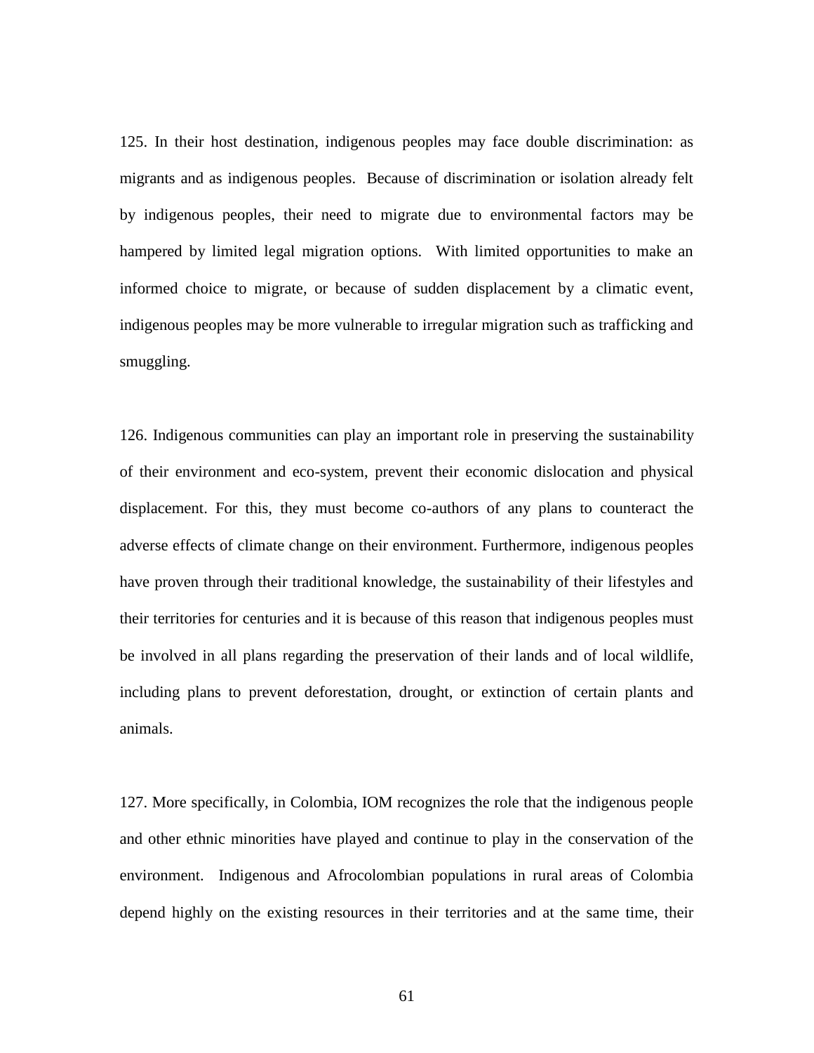125. In their host destination, indigenous peoples may face double discrimination: as migrants and as indigenous peoples. Because of discrimination or isolation already felt by indigenous peoples, their need to migrate due to environmental factors may be hampered by limited legal migration options. With limited opportunities to make an informed choice to migrate, or because of sudden displacement by a climatic event, indigenous peoples may be more vulnerable to irregular migration such as trafficking and smuggling.

126. Indigenous communities can play an important role in preserving the sustainability of their environment and eco-system, prevent their economic dislocation and physical displacement. For this, they must become co-authors of any plans to counteract the adverse effects of climate change on their environment. Furthermore, indigenous peoples have proven through their traditional knowledge, the sustainability of their lifestyles and their territories for centuries and it is because of this reason that indigenous peoples must be involved in all plans regarding the preservation of their lands and of local wildlife, including plans to prevent deforestation, drought, or extinction of certain plants and animals.

127. More specifically, in Colombia, IOM recognizes the role that the indigenous people and other ethnic minorities have played and continue to play in the conservation of the environment. Indigenous and Afrocolombian populations in rural areas of Colombia depend highly on the existing resources in their territories and at the same time, their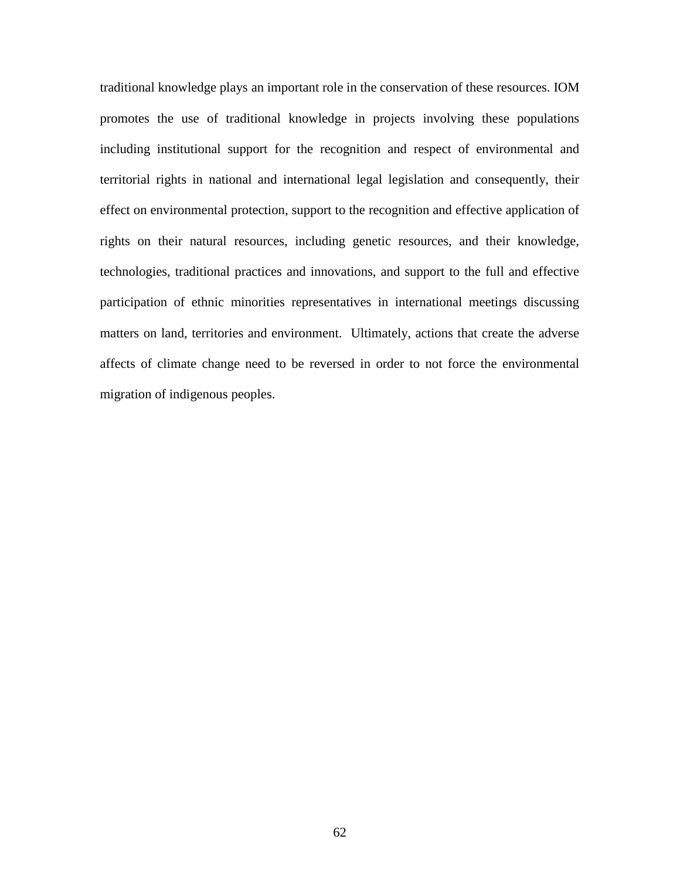traditional knowledge plays an important role in the conservation of these resources. IOM promotes the use of traditional knowledge in projects involving these populations including institutional support for the recognition and respect of environmental and territorial rights in national and international legal legislation and consequently, their effect on environmental protection, support to the recognition and effective application of rights on their natural resources, including genetic resources, and their knowledge, technologies, traditional practices and innovations, and support to the full and effective participation of ethnic minorities representatives in international meetings discussing matters on land, territories and environment. Ultimately, actions that create the adverse affects of climate change need to be reversed in order to not force the environmental migration of indigenous peoples.